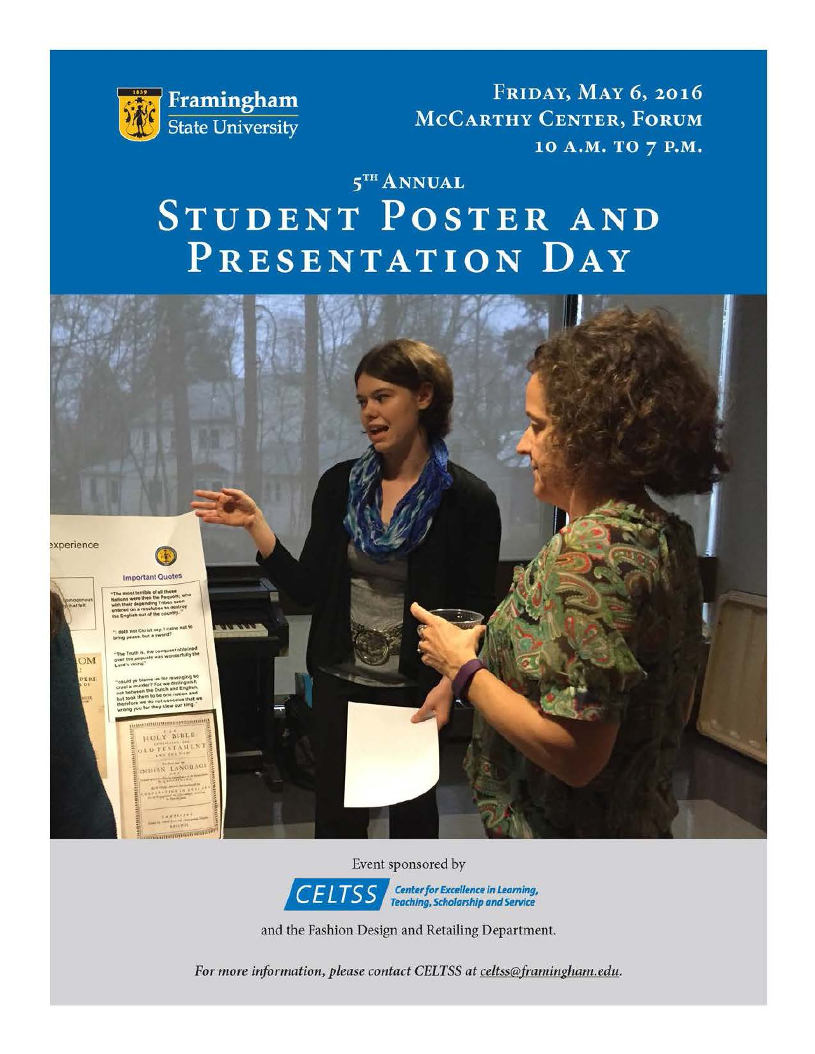Framingham State University

FRIDAY, MAY 6, 2016
MCCARTHY CENTER, FORUM
10 A.M. TO 7 P.M.

# 5TH ANNUAL STUDENT POSTER AND PRESENTATION DAY

Event sponsored by

CELTSS Center for Excellence in Learning, Teaching, Scholarship and Service

and the Fashion Design and Retailing Department.

*For more information, please contact CELTSS at celtss@framingham.edu.*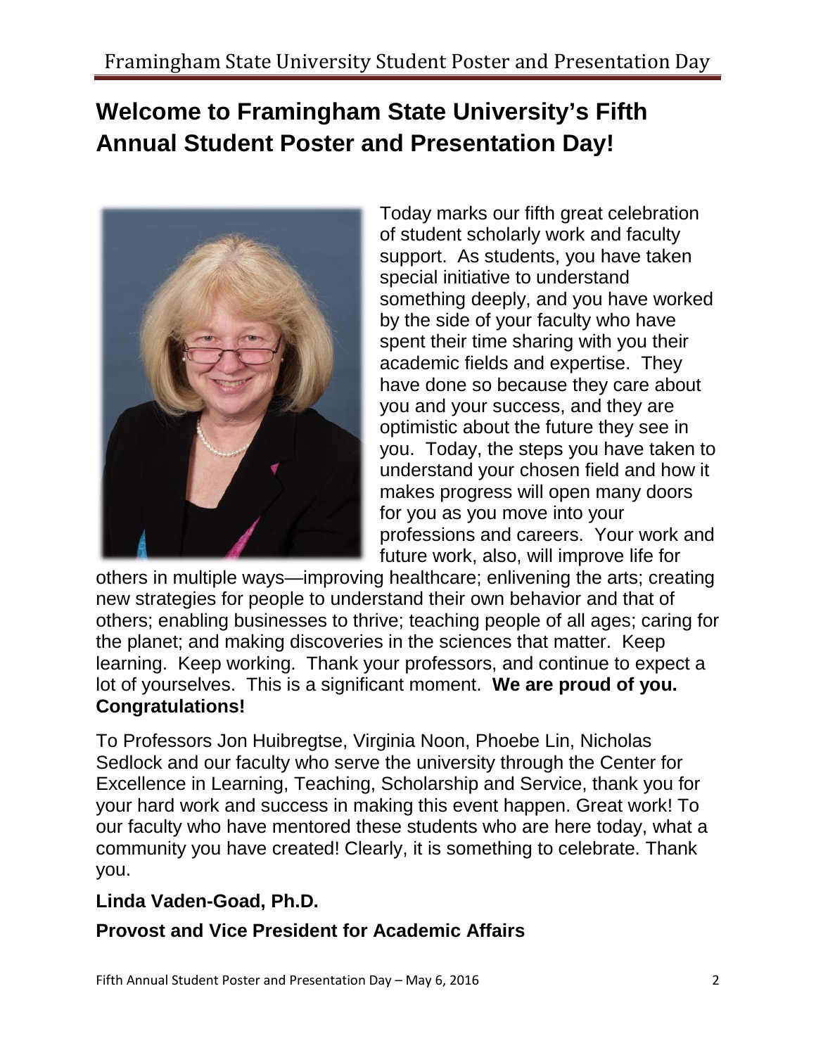# Welcome to Framingham State University's Fifth Annual Student Poster and Presentation Day!

Today marks our fifth great celebration of student scholarly work and faculty support. As students, you have taken special initiative to understand something deeply, and you have worked by the side of your faculty who have spent their time sharing with you their academic fields and expertise. They have done so because they care about you and your success, and they are optimistic about the future they see in you. Today, the steps you have taken to understand your chosen field and how it makes progress will open many doors for you as you move into your professions and careers. Your work and future work, also, will improve life for others in multiple ways—improving healthcare; enlivening the arts; creating new strategies for people to understand their own behavior and that of others; enabling businesses to thrive; teaching people of all ages; caring for the planet; and making discoveries in the sciences that matter. Keep learning. Keep working. Thank your professors, and continue to expect a lot of yourselves. This is a significant moment. **We are proud of you. Congratulations!**

To Professors Jon Huibregtse, Virginia Noon, Phoebe Lin, Nicholas Sedlock and our faculty who serve the university through the Center for Excellence in Learning, Teaching, Scholarship and Service, thank you for your hard work and success in making this event happen. Great work! To our faculty who have mentored these students who are here today, what a community you have created! Clearly, it is something to celebrate. Thank you.

**Linda Vaden-Goad, Ph.D.**

**Provost and Vice President for Academic Affairs**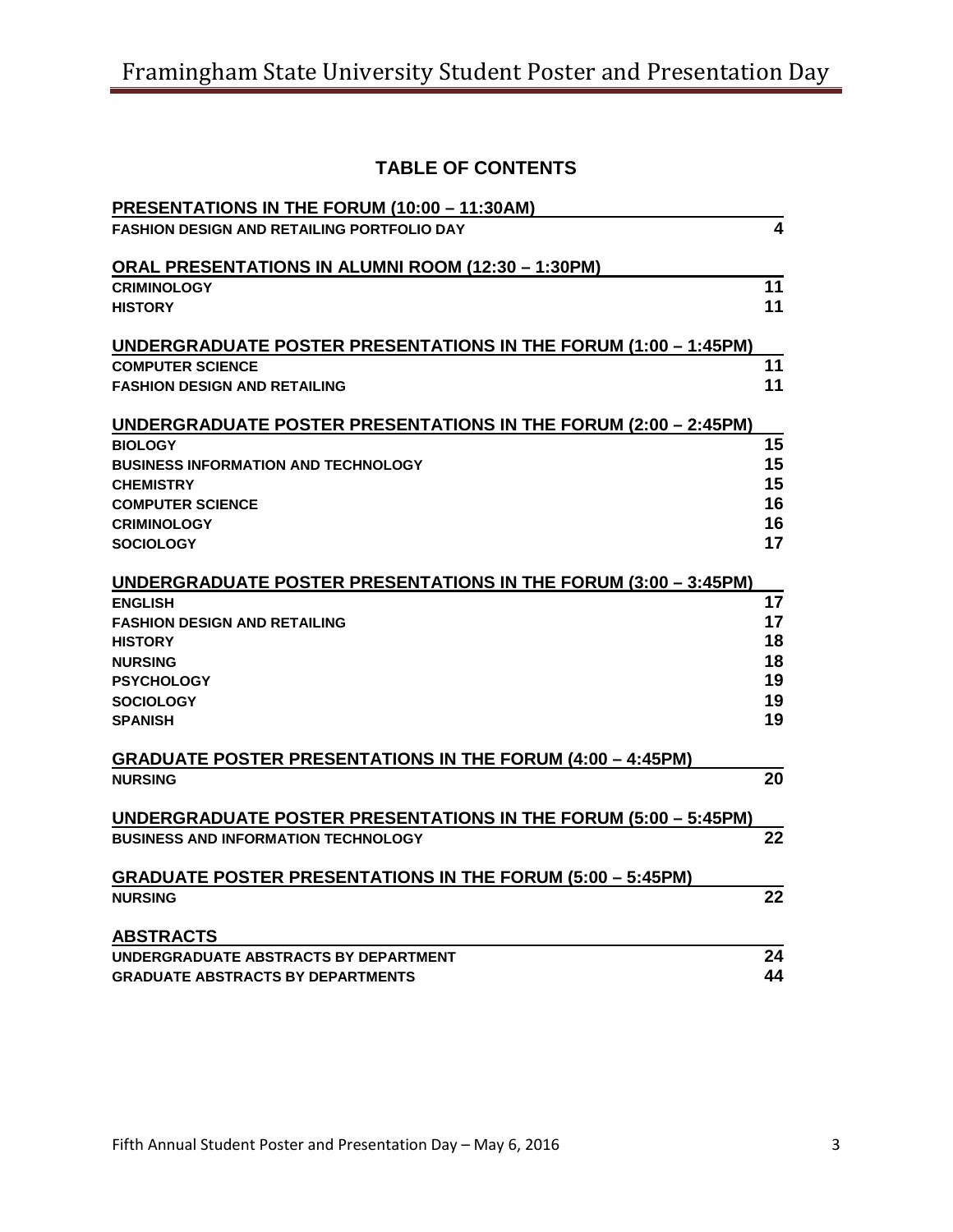## TABLE OF CONTENTS

**PRESENTATIONS IN THE FORUM (10:00 – 11:30AM)**

FASHION DESIGN AND RETAILING PORTFOLIO DAY 4

**ORAL PRESENTATIONS IN ALUMNI ROOM (12:30 – 1:30PM)**

CRIMINOLOGY 11

HISTORY 11

**UNDERGRADUATE POSTER PRESENTATIONS IN THE FORUM (1:00 – 1:45PM)**

COMPUTER SCIENCE 11

FASHION DESIGN AND RETAILING 11

**UNDERGRADUATE POSTER PRESENTATIONS IN THE FORUM (2:00 – 2:45PM)**

BIOLOGY 15

BUSINESS INFORMATION AND TECHNOLOGY 15

CHEMISTRY 15

COMPUTER SCIENCE 16

CRIMINOLOGY 16

SOCIOLOGY 17

**UNDERGRADUATE POSTER PRESENTATIONS IN THE FORUM (3:00 – 3:45PM)**

ENGLISH 17

FASHION DESIGN AND RETAILING 17

HISTORY 18

NURSING 18

PSYCHOLOGY 19

SOCIOLOGY 19

SPANISH 19

**GRADUATE POSTER PRESENTATIONS IN THE FORUM (4:00 – 4:45PM)**

NURSING 20

**UNDERGRADUATE POSTER PRESENTATIONS IN THE FORUM (5:00 – 5:45PM)**

BUSINESS AND INFORMATION TECHNOLOGY 22

**GRADUATE POSTER PRESENTATIONS IN THE FORUM (5:00 – 5:45PM)**

NURSING 22

**ABSTRACTS**

UNDERGRADUATE ABSTRACTS BY DEPARTMENT 24

GRADUATE ABSTRACTS BY DEPARTMENTS 44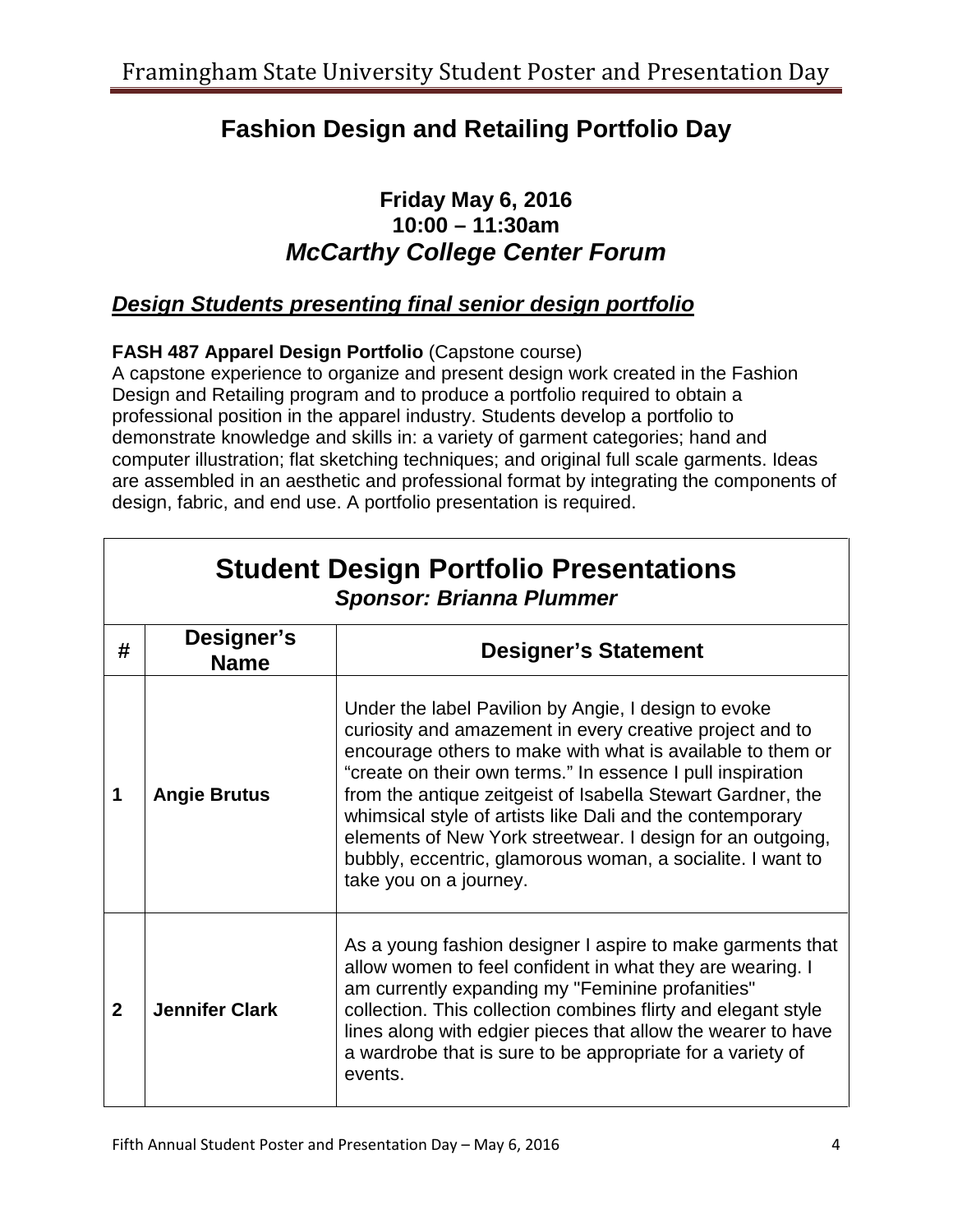# Fashion Design and Retailing Portfolio Day

### Friday May 6, 2016
### 10:00 – 11:30am
### *McCarthy College Center Forum*

## ***Design Students presenting final senior design portfolio***

**FASH 487 Apparel Design Portfolio** (Capstone course)
A capstone experience to organize and present design work created in the Fashion Design and Retailing program and to produce a portfolio required to obtain a professional position in the apparel industry. Students develop a portfolio to demonstrate knowledge and skills in: a variety of garment categories; hand and computer illustration; flat sketching techniques; and original full scale garments. Ideas are assembled in an aesthetic and professional format by integrating the components of design, fabric, and end use. A portfolio presentation is required.

## Student Design Portfolio Presentations
***Sponsor: Brianna Plummer***

| # | Designer's Name | Designer's Statement |
|---|---|---|
| 1 | **Angie Brutus** | Under the label Pavilion by Angie, I design to evoke curiosity and amazement in every creative project and to encourage others to make with what is available to them or "create on their own terms." In essence I pull inspiration from the antique zeitgeist of Isabella Stewart Gardner, the whimsical style of artists like Dali and the contemporary elements of New York streetwear. I design for an outgoing, bubbly, eccentric, glamorous woman, a socialite. I want to take you on a journey. |
| 2 | **Jennifer Clark** | As a young fashion designer I aspire to make garments that allow women to feel confident in what they are wearing. I am currently expanding my "Feminine profanities" collection. This collection combines flirty and elegant style lines along with edgier pieces that allow the wearer to have a wardrobe that is sure to be appropriate for a variety of events. |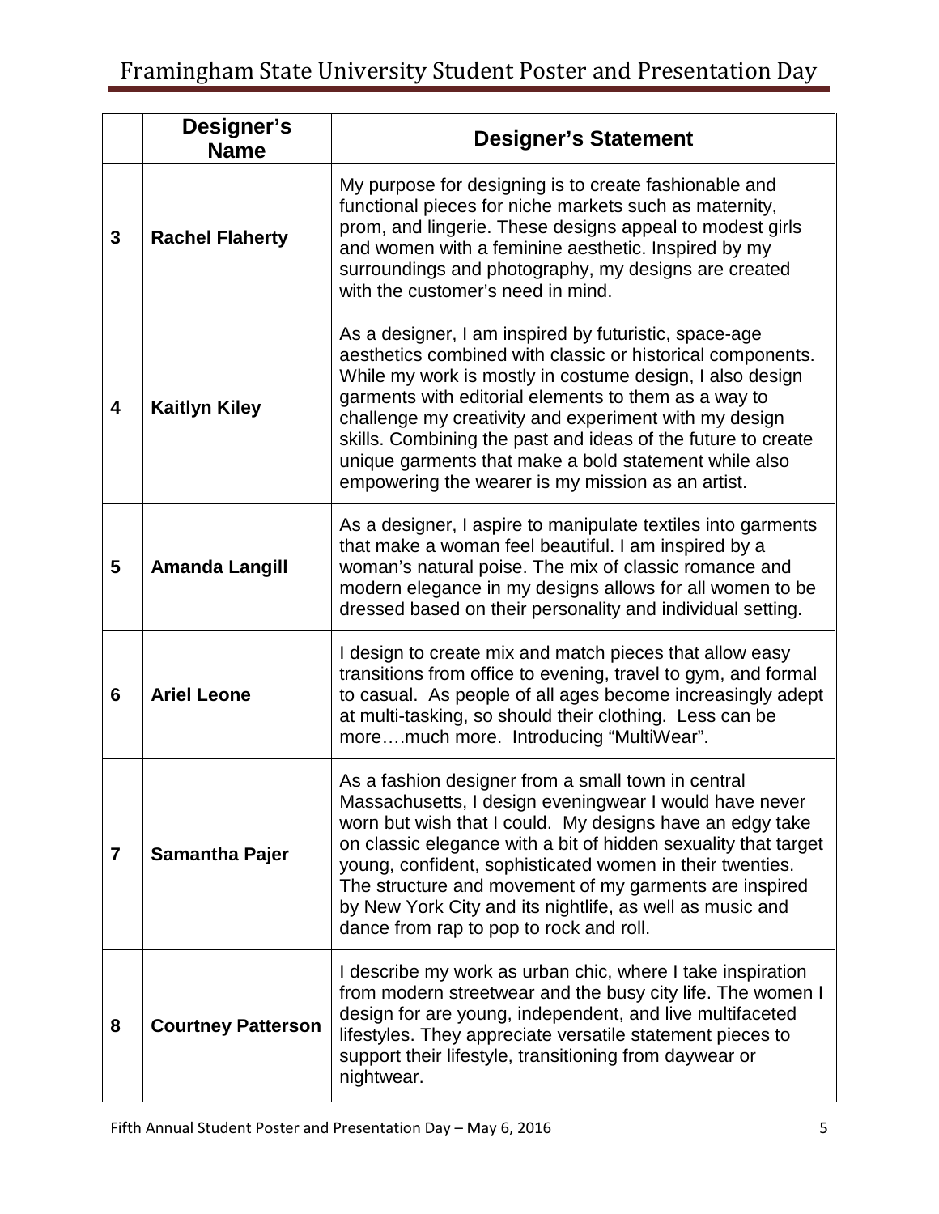| | Designer's Name | Designer's Statement |
|---|---|---|
| 3 | **Rachel Flaherty** | My purpose for designing is to create fashionable and functional pieces for niche markets such as maternity, prom, and lingerie. These designs appeal to modest girls and women with a feminine aesthetic. Inspired by my surroundings and photography, my designs are created with the customer's need in mind. |
| 4 | **Kaitlyn Kiley** | As a designer, I am inspired by futuristic, space-age aesthetics combined with classic or historical components. While my work is mostly in costume design, I also design garments with editorial elements to them as a way to challenge my creativity and experiment with my design skills. Combining the past and ideas of the future to create unique garments that make a bold statement while also empowering the wearer is my mission as an artist. |
| 5 | **Amanda Langill** | As a designer, I aspire to manipulate textiles into garments that make a woman feel beautiful. I am inspired by a woman's natural poise. The mix of classic romance and modern elegance in my designs allows for all women to be dressed based on their personality and individual setting. |
| 6 | **Ariel Leone** | I design to create mix and match pieces that allow easy transitions from office to evening, travel to gym, and formal to casual. As people of all ages become increasingly adept at multi-tasking, so should their clothing. Less can be more….much more. Introducing "MultiWear". |
| 7 | **Samantha Pajer** | As a fashion designer from a small town in central Massachusetts, I design eveningwear I would have never worn but wish that I could. My designs have an edgy take on classic elegance with a bit of hidden sexuality that target young, confident, sophisticated women in their twenties. The structure and movement of my garments are inspired by New York City and its nightlife, as well as music and dance from rap to pop to rock and roll. |
| 8 | **Courtney Patterson** | I describe my work as urban chic, where I take inspiration from modern streetwear and the busy city life. The women I design for are young, independent, and live multifaceted lifestyles. They appreciate versatile statement pieces to support their lifestyle, transitioning from daywear or nightwear. |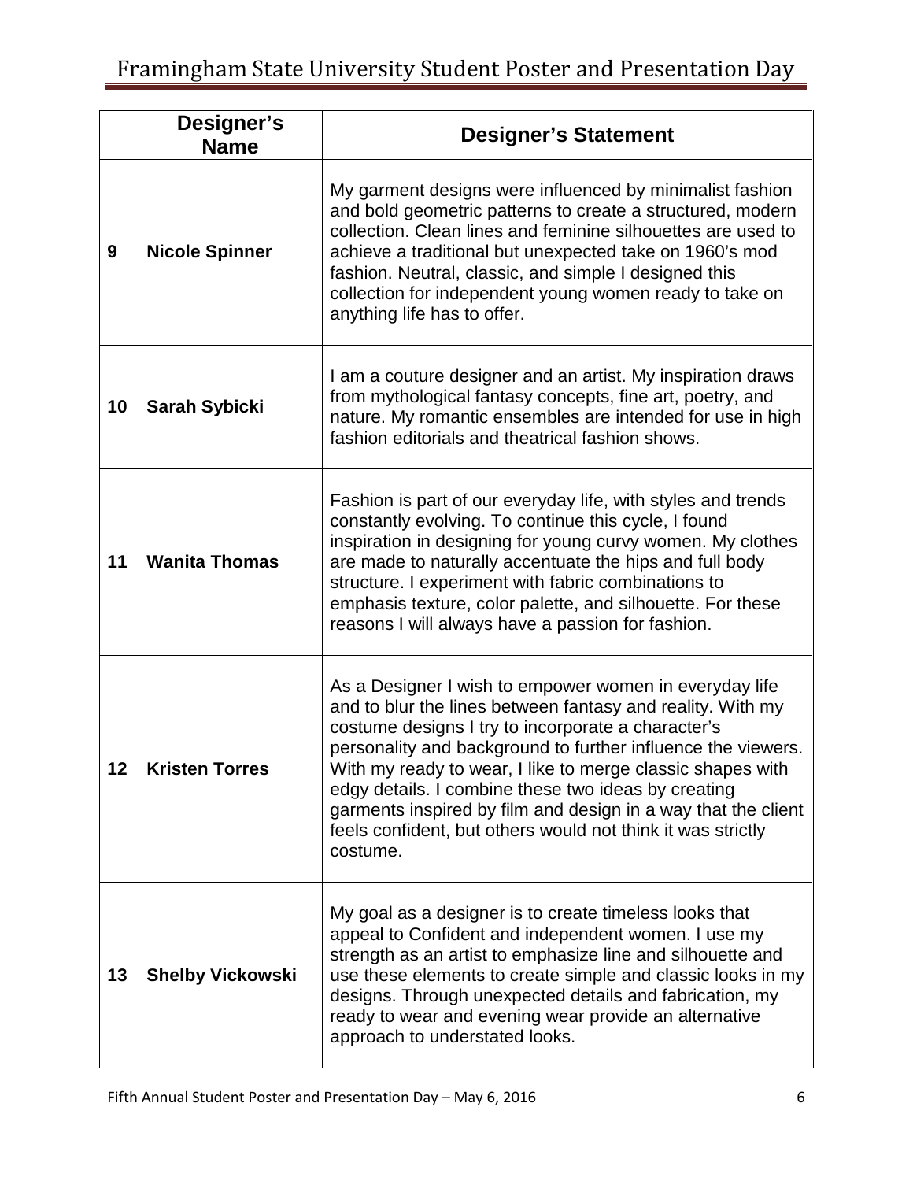| | Designer's Name | Designer's Statement |
|---|---|---|
| 9 | **Nicole Spinner** | My garment designs were influenced by minimalist fashion and bold geometric patterns to create a structured, modern collection. Clean lines and feminine silhouettes are used to achieve a traditional but unexpected take on 1960's mod fashion. Neutral, classic, and simple I designed this collection for independent young women ready to take on anything life has to offer. |
| 10 | **Sarah Sybicki** | I am a couture designer and an artist. My inspiration draws from mythological fantasy concepts, fine art, poetry, and nature. My romantic ensembles are intended for use in high fashion editorials and theatrical fashion shows. |
| 11 | **Wanita Thomas** | Fashion is part of our everyday life, with styles and trends constantly evolving. To continue this cycle, I found inspiration in designing for young curvy women. My clothes are made to naturally accentuate the hips and full body structure. I experiment with fabric combinations to emphasis texture, color palette, and silhouette. For these reasons I will always have a passion for fashion. |
| 12 | **Kristen Torres** | As a Designer I wish to empower women in everyday life and to blur the lines between fantasy and reality. With my costume designs I try to incorporate a character's personality and background to further influence the viewers. With my ready to wear, I like to merge classic shapes with edgy details. I combine these two ideas by creating garments inspired by film and design in a way that the client feels confident, but others would not think it was strictly costume. |
| 13 | **Shelby Vickowski** | My goal as a designer is to create timeless looks that appeal to Confident and independent women. I use my strength as an artist to emphasize line and silhouette and use these elements to create simple and classic looks in my designs. Through unexpected details and fabrication, my ready to wear and evening wear provide an alternative approach to understated looks. |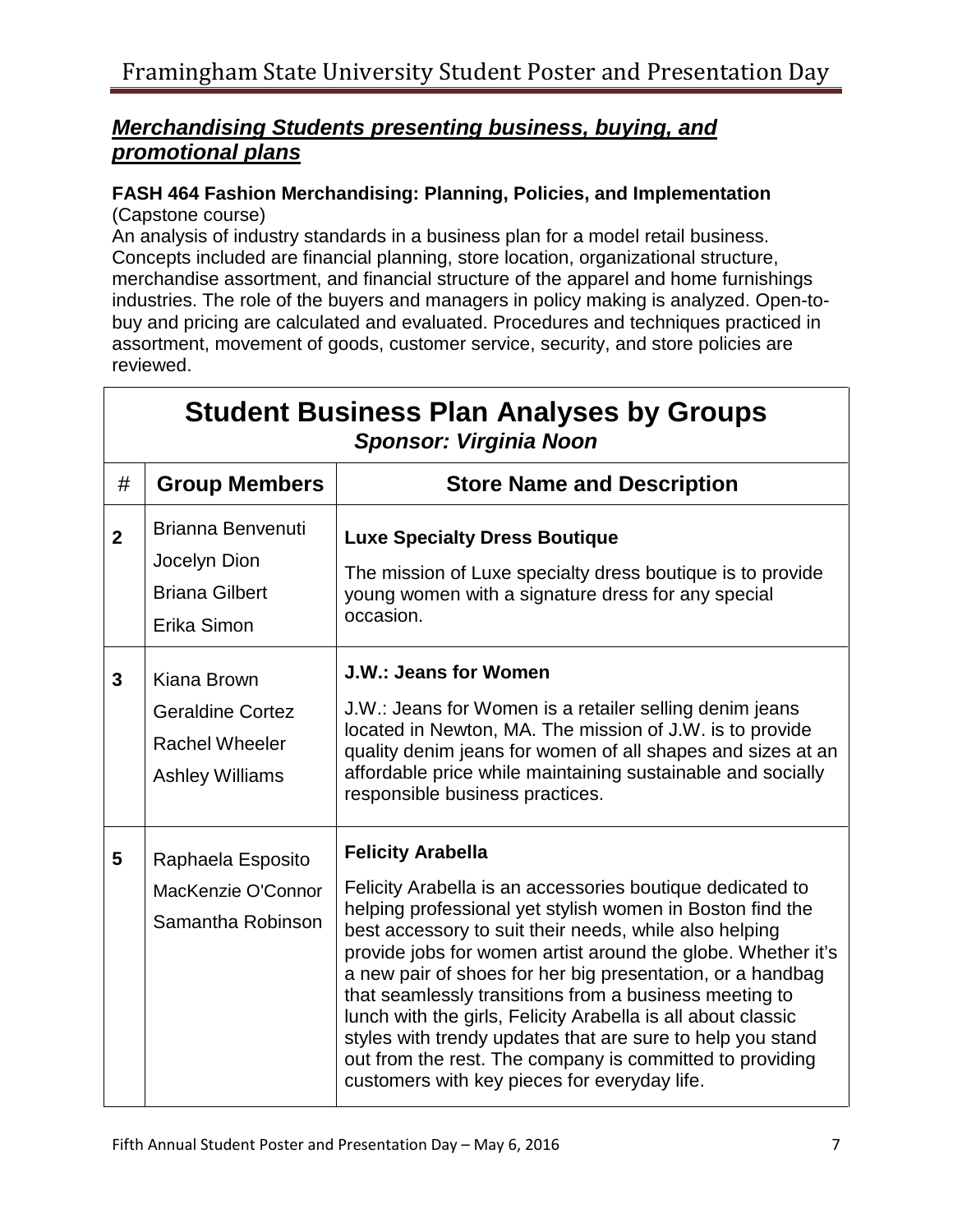## ***Merchandising Students presenting business, buying, and promotional plans***

**FASH 464 Fashion Merchandising: Planning, Policies, and Implementation**
(Capstone course)
An analysis of industry standards in a business plan for a model retail business. Concepts included are financial planning, store location, organizational structure, merchandise assortment, and financial structure of the apparel and home furnishings industries. The role of the buyers and managers in policy making is analyzed. Open-to-buy and pricing are calculated and evaluated. Procedures and techniques practiced in assortment, movement of goods, customer service, security, and store policies are reviewed.

| **Student Business Plan Analyses by Groups** *Sponsor: Virginia Noon* | | |
|---|---|---|
| # | **Group Members** | **Store Name and Description** |
| **2** | Brianna Benvenuti<br>Jocelyn Dion<br>Briana Gilbert<br>Erika Simon | **Luxe Specialty Dress Boutique**<br>The mission of Luxe specialty dress boutique is to provide young women with a signature dress for any special occasion. |
| **3** | Kiana Brown<br>Geraldine Cortez<br>Rachel Wheeler<br>Ashley Williams | **J.W.: Jeans for Women**<br>J.W.: Jeans for Women is a retailer selling denim jeans located in Newton, MA. The mission of J.W. is to provide quality denim jeans for women of all shapes and sizes at an affordable price while maintaining sustainable and socially responsible business practices. |
| **5** | Raphaela Esposito<br>MacKenzie O'Connor<br>Samantha Robinson | **Felicity Arabella**<br>Felicity Arabella is an accessories boutique dedicated to helping professional yet stylish women in Boston find the best accessory to suit their needs, while also helping provide jobs for women artist around the globe. Whether it's a new pair of shoes for her big presentation, or a handbag that seamlessly transitions from a business meeting to lunch with the girls, Felicity Arabella is all about classic styles with trendy updates that are sure to help you stand out from the rest. The company is committed to providing customers with key pieces for everyday life. |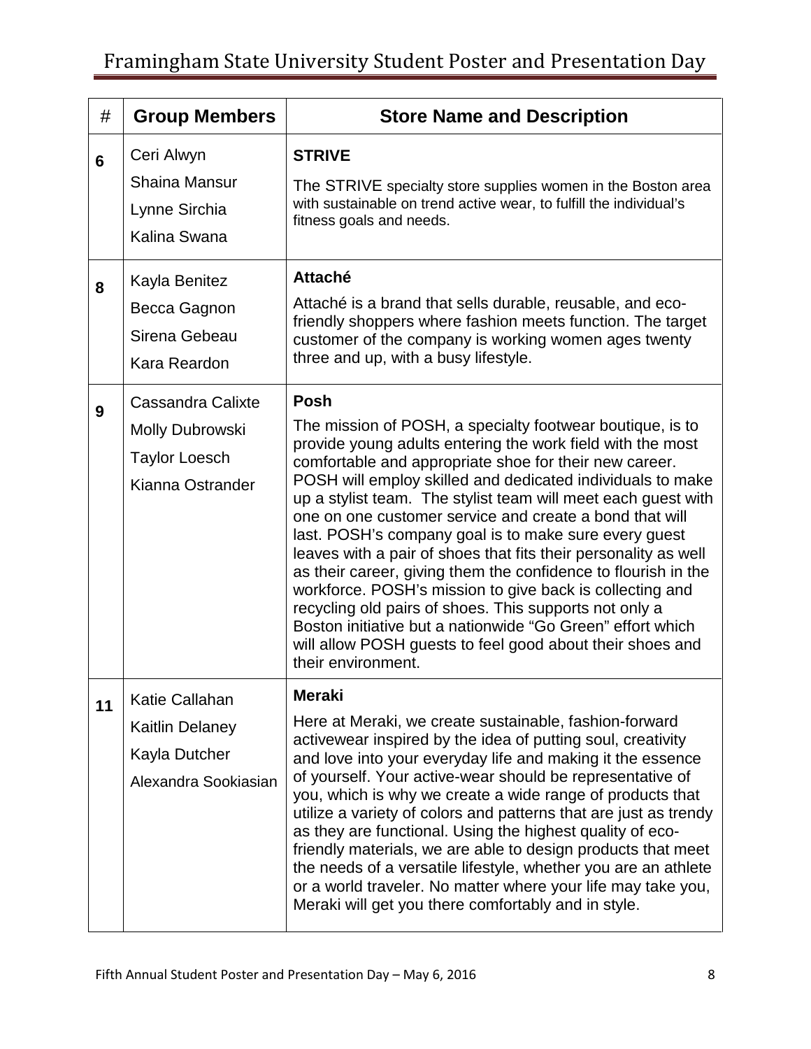| # | Group Members | Store Name and Description |
|---|---|---|
| **6** | Ceri Alwyn<br>Shaina Mansur<br>Lynne Sirchia<br>Kalina Swana | **STRIVE**<br>The STRIVE specialty store supplies women in the Boston area with sustainable on trend active wear, to fulfill the individual's fitness goals and needs. |
| **8** | Kayla Benitez<br>Becca Gagnon<br>Sirena Gebeau<br>Kara Reardon | **Attaché**<br>Attaché is a brand that sells durable, reusable, and eco-friendly shoppers where fashion meets function. The target customer of the company is working women ages twenty three and up, with a busy lifestyle. |
| **9** | Cassandra Calixte<br>Molly Dubrowski<br>Taylor Loesch<br>Kianna Ostrander | **Posh**<br>The mission of POSH, a specialty footwear boutique, is to provide young adults entering the work field with the most comfortable and appropriate shoe for their new career. POSH will employ skilled and dedicated individuals to make up a stylist team. The stylist team will meet each guest with one on one customer service and create a bond that will last. POSH's company goal is to make sure every guest leaves with a pair of shoes that fits their personality as well as their career, giving them the confidence to flourish in the workforce. POSH's mission to give back is collecting and recycling old pairs of shoes. This supports not only a Boston initiative but a nationwide "Go Green" effort which will allow POSH guests to feel good about their shoes and their environment. |
| **11** | Katie Callahan<br>Kaitlin Delaney<br>Kayla Dutcher<br>Alexandra Sookiasian | **Meraki**<br>Here at Meraki, we create sustainable, fashion-forward activewear inspired by the idea of putting soul, creativity and love into your everyday life and making it the essence of yourself. Your active-wear should be representative of you, which is why we create a wide range of products that utilize a variety of colors and patterns that are just as trendy as they are functional. Using the highest quality of eco-friendly materials, we are able to design products that meet the needs of a versatile lifestyle, whether you are an athlete or a world traveler. No matter where your life may take you, Meraki will get you there comfortably and in style. |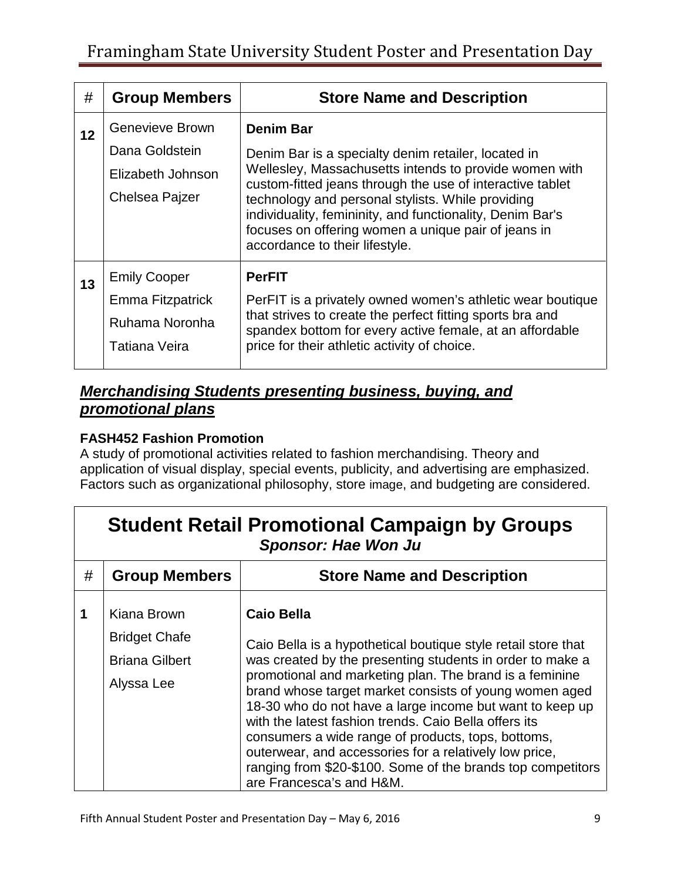| # | Group Members | Store Name and Description |
|---|---|---|
| **12** | Genevieve Brown<br>Dana Goldstein<br>Elizabeth Johnson<br>Chelsea Pajzer | **Denim Bar**<br>Denim Bar is a specialty denim retailer, located in Wellesley, Massachusetts intends to provide women with custom-fitted jeans through the use of interactive tablet technology and personal stylists. While providing individuality, femininity, and functionality, Denim Bar's focuses on offering women a unique pair of jeans in accordance to their lifestyle. |
| **13** | Emily Cooper<br>Emma Fitzpatrick<br>Ruhama Noronha<br>Tatiana Veira | **PerFIT**<br>PerFIT is a privately owned women's athletic wear boutique that strives to create the perfect fitting sports bra and spandex bottom for every active female, at an affordable price for their athletic activity of choice. |

## ***Merchandising Students presenting business, buying, and promotional plans***

**FASH452 Fashion Promotion**
A study of promotional activities related to fashion merchandising. Theory and application of visual display, special events, publicity, and advertising are emphasized. Factors such as organizational philosophy, store image, and budgeting are considered.

| Student Retail Promotional Campaign by Groups<br>***Sponsor: Hae Won Ju*** | | |
|---|---|---|
| **#** | **Group Members** | **Store Name and Description** |
| **1** | Kiana Brown<br>Bridget Chafe<br>Briana Gilbert<br>Alyssa Lee | **Caio Bella**<br>Caio Bella is a hypothetical boutique style retail store that was created by the presenting students in order to make a promotional and marketing plan. The brand is a feminine brand whose target market consists of young women aged 18-30 who do not have a large income but want to keep up with the latest fashion trends. Caio Bella offers its consumers a wide range of products, tops, bottoms, outerwear, and accessories for a relatively low price, ranging from $20-$100. Some of the brands top competitors are Francesca's and H&M. |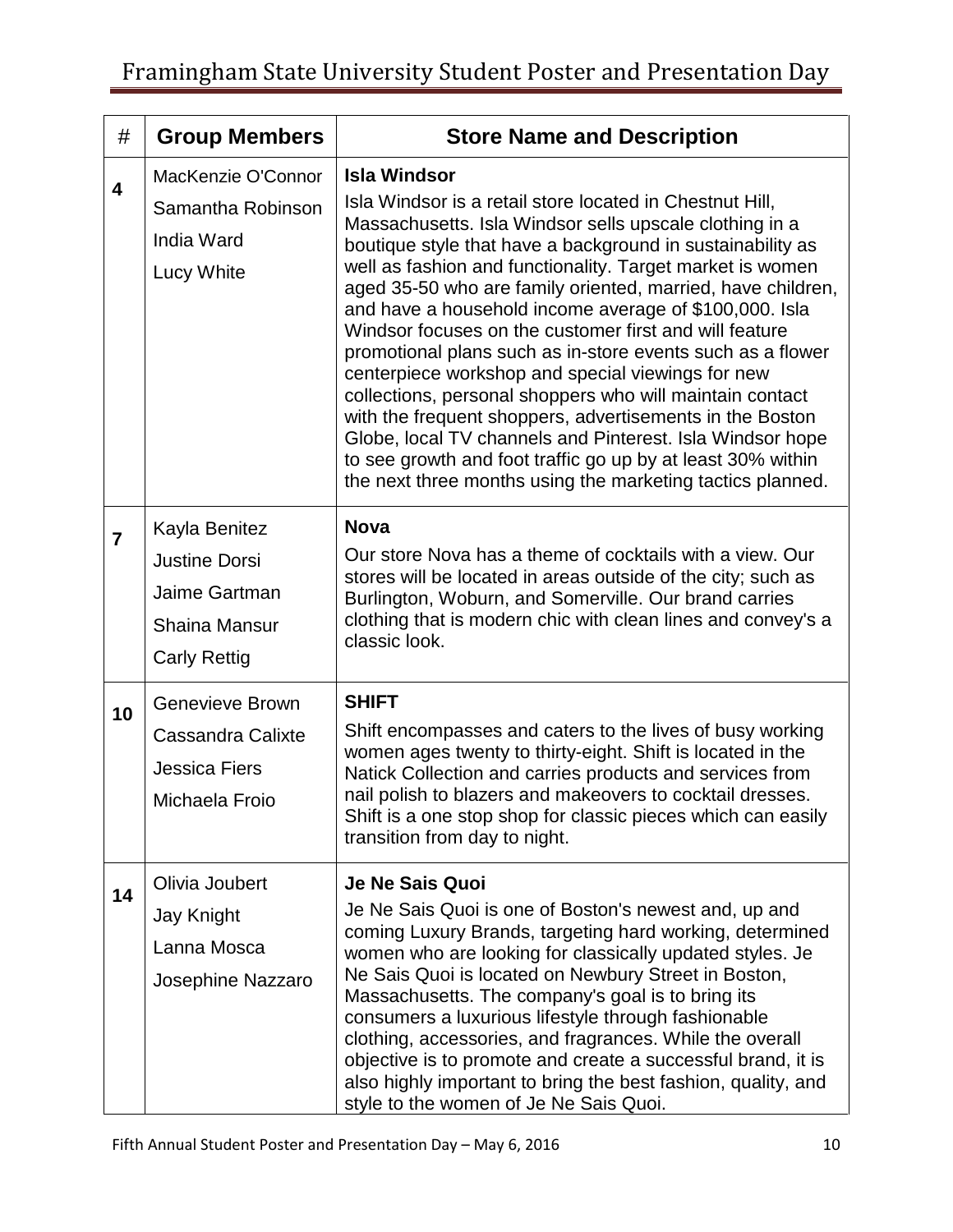| # | Group Members | Store Name and Description |
|---|---|---|
| **4** | MacKenzie O'Connor<br>Samantha Robinson<br>India Ward<br>Lucy White | **Isla Windsor**<br>Isla Windsor is a retail store located in Chestnut Hill, Massachusetts. Isla Windsor sells upscale clothing in a boutique style that have a background in sustainability as well as fashion and functionality. Target market is women aged 35-50 who are family oriented, married, have children, and have a household income average of $100,000. Isla Windsor focuses on the customer first and will feature promotional plans such as in-store events such as a flower centerpiece workshop and special viewings for new collections, personal shoppers who will maintain contact with the frequent shoppers, advertisements in the Boston Globe, local TV channels and Pinterest. Isla Windsor hope to see growth and foot traffic go up by at least 30% within the next three months using the marketing tactics planned. |
| **7** | Kayla Benitez<br>Justine Dorsi<br>Jaime Gartman<br>Shaina Mansur<br>Carly Rettig | **Nova**<br>Our store Nova has a theme of cocktails with a view. Our stores will be located in areas outside of the city; such as Burlington, Woburn, and Somerville. Our brand carries clothing that is modern chic with clean lines and convey's a classic look. |
| **10** | Genevieve Brown<br>Cassandra Calixte<br>Jessica Fiers<br>Michaela Froio | **SHIFT**<br>Shift encompasses and caters to the lives of busy working women ages twenty to thirty-eight. Shift is located in the Natick Collection and carries products and services from nail polish to blazers and makeovers to cocktail dresses. Shift is a one stop shop for classic pieces which can easily transition from day to night. |
| **14** | Olivia Joubert<br>Jay Knight<br>Lanna Mosca<br>Josephine Nazzaro | **Je Ne Sais Quoi**<br>Je Ne Sais Quoi is one of Boston's newest and, up and coming Luxury Brands, targeting hard working, determined women who are looking for classically updated styles. Je Ne Sais Quoi is located on Newbury Street in Boston, Massachusetts. The company's goal is to bring its consumers a luxurious lifestyle through fashionable clothing, accessories, and fragrances. While the overall objective is to promote and create a successful brand, it is also highly important to bring the best fashion, quality, and style to the women of Je Ne Sais Quoi. |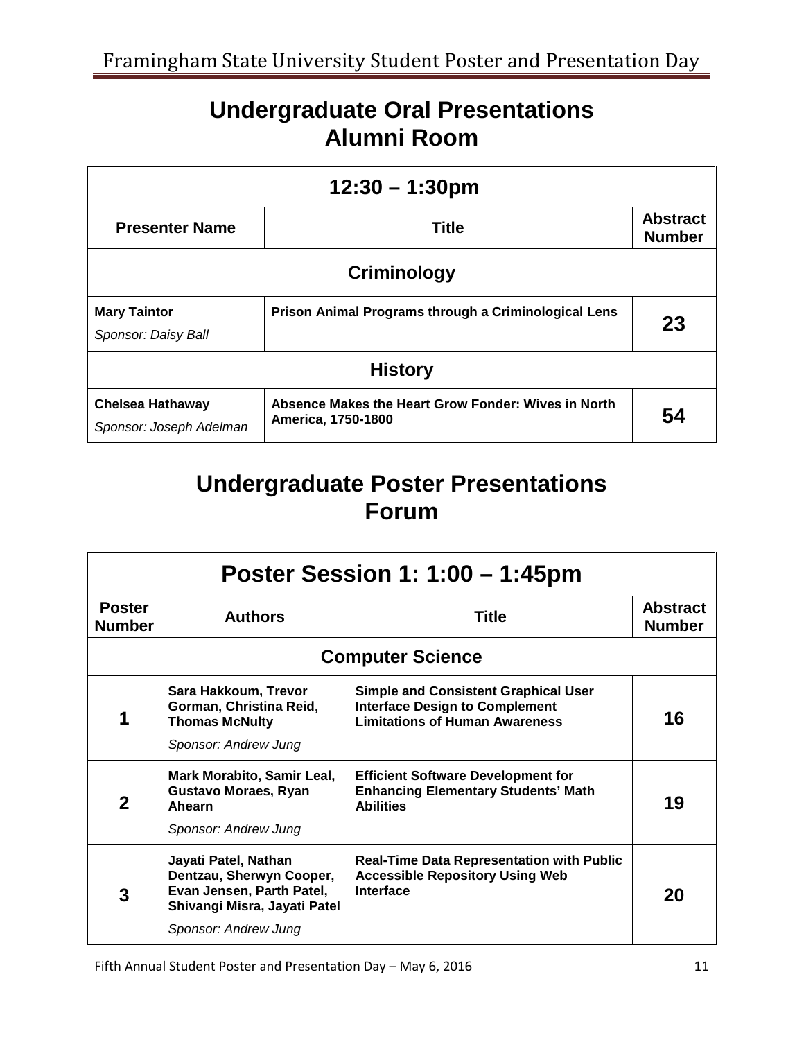# Undergraduate Oral Presentations
# Alumni Room

| 12:30 – 1:30pm | | |
|---|---|---|
| **Presenter Name** | **Title** | **Abstract Number** |
| **Criminology** | | |
| **Mary Taintor**<br>*Sponsor: Daisy Ball* | **Prison Animal Programs through a Criminological Lens** | **23** |
| **History** | | |
| **Chelsea Hathaway**<br>*Sponsor: Joseph Adelman* | **Absence Makes the Heart Grow Fonder: Wives in North America, 1750-1800** | **54** |

# Undergraduate Poster Presentations
# Forum

| Poster Session 1: 1:00 – 1:45pm | | | |
|---|---|---|---|
| **Poster Number** | **Authors** | **Title** | **Abstract Number** |
| **Computer Science** | | | |
| **1** | **Sara Hakkoum, Trevor Gorman, Christina Reid, Thomas McNulty**<br>*Sponsor: Andrew Jung* | **Simple and Consistent Graphical User Interface Design to Complement Limitations of Human Awareness** | **16** |
| **2** | **Mark Morabito, Samir Leal, Gustavo Moraes, Ryan Ahearn**<br>*Sponsor: Andrew Jung* | **Efficient Software Development for Enhancing Elementary Students' Math Abilities** | **19** |
| **3** | **Jayati Patel, Nathan Dentzau, Sherwyn Cooper, Evan Jensen, Parth Patel, Shivangi Misra, Jayati Patel**<br>*Sponsor: Andrew Jung* | **Real-Time Data Representation with Public Accessible Repository Using Web Interface** | **20** |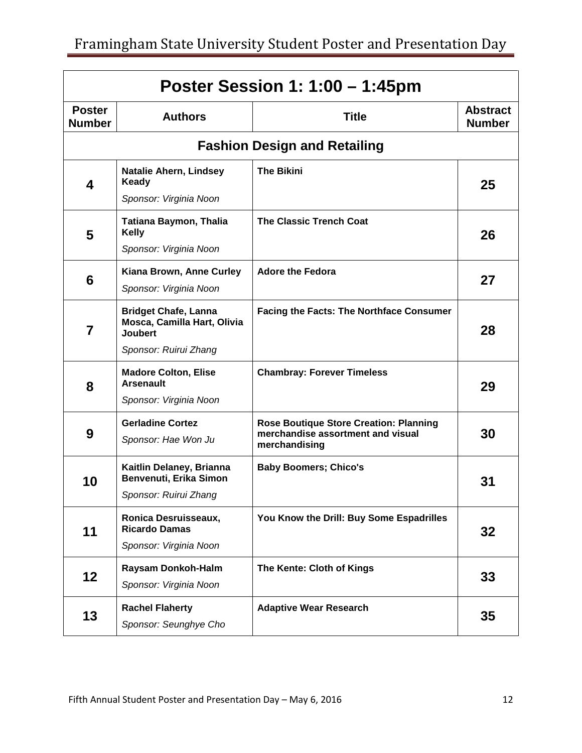## Poster Session 1: 1:00 – 1:45pm

| Poster Number | Authors | Title | Abstract Number |
|---|---|---|---|
| **Fashion Design and Retailing** | | | |
| 4 | **Natalie Ahern, Lindsey Keady**<br>*Sponsor: Virginia Noon* | **The Bikini** | 25 |
| 5 | **Tatiana Baymon, Thalia Kelly**<br>*Sponsor: Virginia Noon* | **The Classic Trench Coat** | 26 |
| 6 | **Kiana Brown, Anne Curley**<br>*Sponsor: Virginia Noon* | **Adore the Fedora** | 27 |
| 7 | **Bridget Chafe, Lanna Mosca, Camilla Hart, Olivia Joubert**<br>*Sponsor: Ruirui Zhang* | **Facing the Facts: The Northface Consumer** | 28 |
| 8 | **Madore Colton, Elise Arsenault**<br>*Sponsor: Virginia Noon* | **Chambray: Forever Timeless** | 29 |
| 9 | **Gerladine Cortez**<br>*Sponsor: Hae Won Ju* | **Rose Boutique Store Creation: Planning merchandise assortment and visual merchandising** | 30 |
| 10 | **Kaitlin Delaney, Brianna Benvenuti, Erika Simon**<br>*Sponsor: Ruirui Zhang* | **Baby Boomers; Chico's** | 31 |
| 11 | **Ronica Desruisseaux, Ricardo Damas**<br>*Sponsor: Virginia Noon* | **You Know the Drill: Buy Some Espadrilles** | 32 |
| 12 | **Raysam Donkoh-Halm**<br>*Sponsor: Virginia Noon* | **The Kente: Cloth of Kings** | 33 |
| 13 | **Rachel Flaherty**<br>*Sponsor: Seunghye Cho* | **Adaptive Wear Research** | 35 |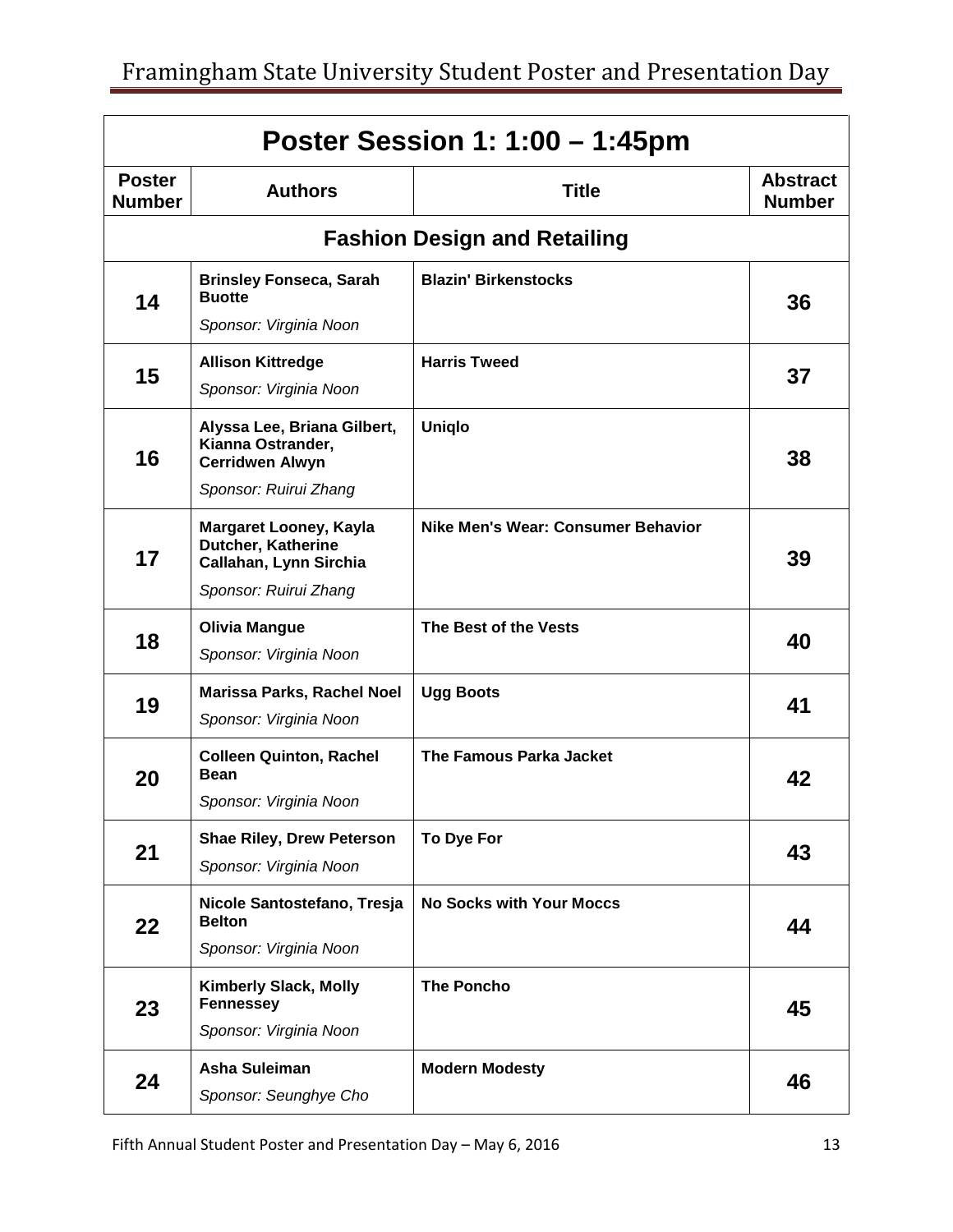## Poster Session 1: 1:00 – 1:45pm

| Poster Number | Authors | Title | Abstract Number |
|---|---|---|---|
| **Fashion Design and Retailing** | | | |
| 14 | **Brinsley Fonseca, Sarah Buotte**<br>*Sponsor: Virginia Noon* | **Blazin' Birkenstocks** | 36 |
| 15 | **Allison Kittredge**<br>*Sponsor: Virginia Noon* | **Harris Tweed** | 37 |
| 16 | **Alyssa Lee, Briana Gilbert, Kianna Ostrander, Cerridwen Alwyn**<br>*Sponsor: Ruirui Zhang* | **Uniqlo** | 38 |
| 17 | **Margaret Looney, Kayla Dutcher, Katherine Callahan, Lynn Sirchia**<br>*Sponsor: Ruirui Zhang* | **Nike Men's Wear: Consumer Behavior** | 39 |
| 18 | **Olivia Mangue**<br>*Sponsor: Virginia Noon* | **The Best of the Vests** | 40 |
| 19 | **Marissa Parks, Rachel Noel**<br>*Sponsor: Virginia Noon* | **Ugg Boots** | 41 |
| 20 | **Colleen Quinton, Rachel Bean**<br>*Sponsor: Virginia Noon* | **The Famous Parka Jacket** | 42 |
| 21 | **Shae Riley, Drew Peterson**<br>*Sponsor: Virginia Noon* | **To Dye For** | 43 |
| 22 | **Nicole Santostefano, Tresja Belton**<br>*Sponsor: Virginia Noon* | **No Socks with Your Moccs** | 44 |
| 23 | **Kimberly Slack, Molly Fennessey**<br>*Sponsor: Virginia Noon* | **The Poncho** | 45 |
| 24 | **Asha Suleiman**<br>*Sponsor: Seunghye Cho* | **Modern Modesty** | 46 |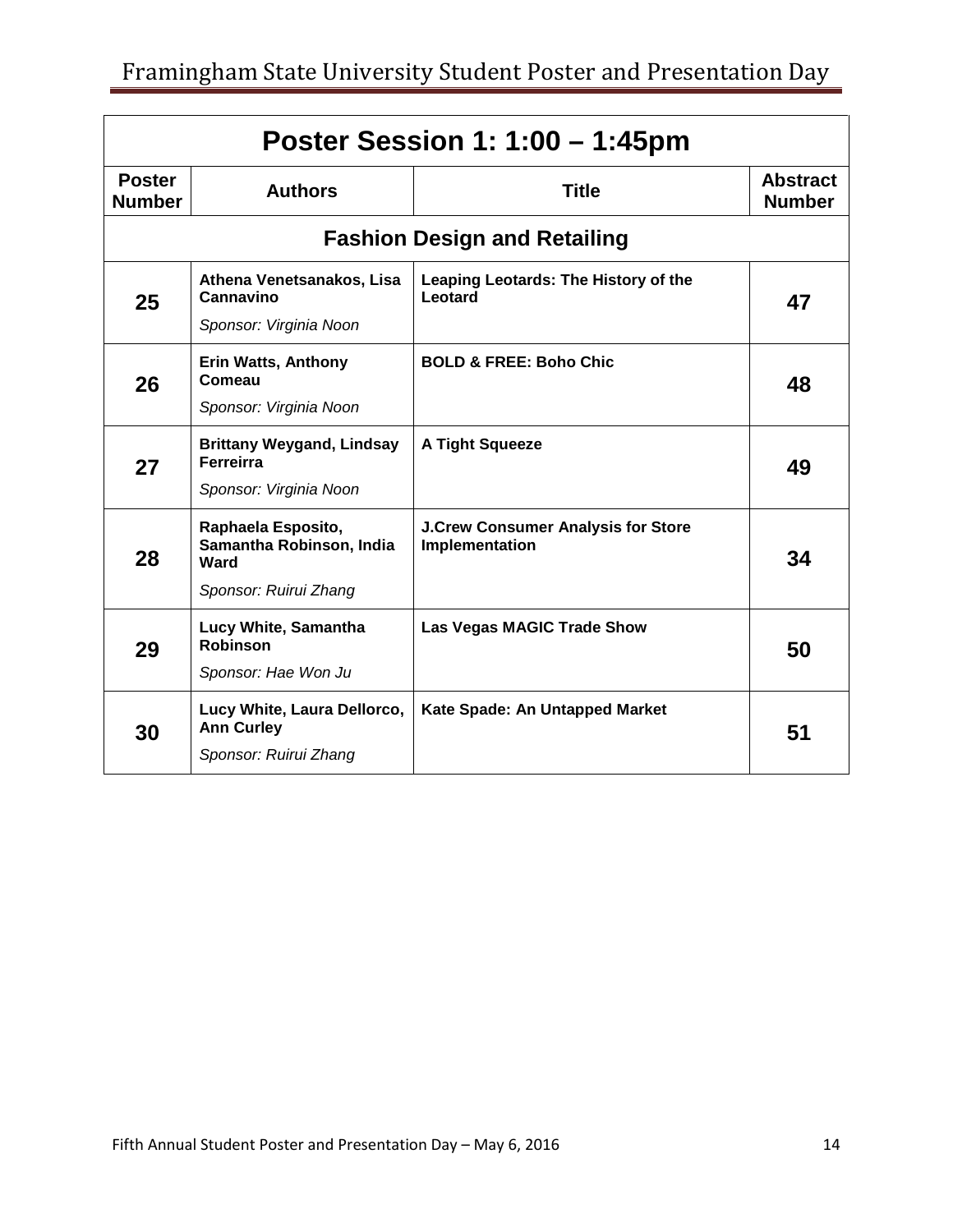| Poster Session 1: 1:00 – 1:45pm | | | |
|---|---|---|---|
| **Poster Number** | **Authors** | **Title** | **Abstract Number** |
| **Fashion Design and Retailing** | | | |
| **25** | **Athena Venetsanakos, Lisa Cannavino**<br>*Sponsor: Virginia Noon* | **Leaping Leotards: The History of the Leotard** | **47** |
| **26** | **Erin Watts, Anthony Comeau**<br>*Sponsor: Virginia Noon* | **BOLD & FREE: Boho Chic** | **48** |
| **27** | **Brittany Weygand, Lindsay Ferreirra**<br>*Sponsor: Virginia Noon* | **A Tight Squeeze** | **49** |
| **28** | **Raphaela Esposito, Samantha Robinson, India Ward**<br>*Sponsor: Ruirui Zhang* | **J.Crew Consumer Analysis for Store Implementation** | **34** |
| **29** | **Lucy White, Samantha Robinson**<br>*Sponsor: Hae Won Ju* | **Las Vegas MAGIC Trade Show** | **50** |
| **30** | **Lucy White, Laura Dellorco, Ann Curley**<br>*Sponsor: Ruirui Zhang* | **Kate Spade: An Untapped Market** | **51** |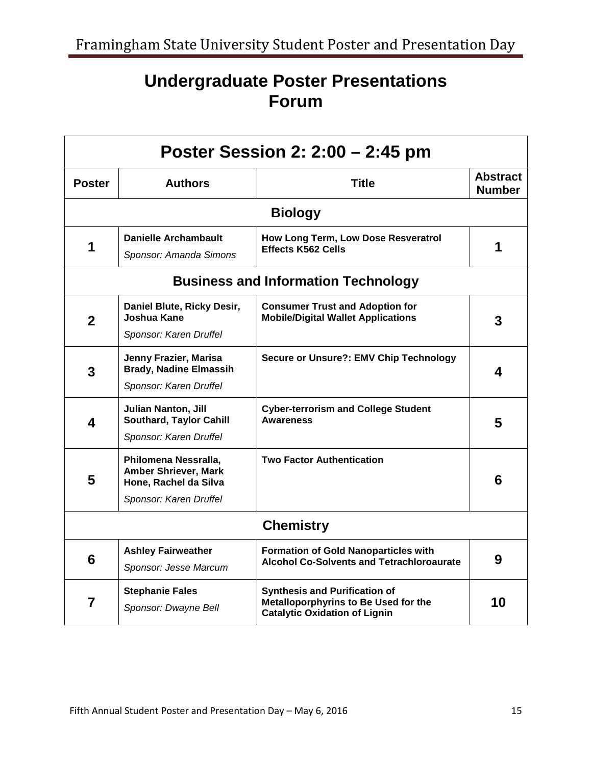# Undergraduate Poster Presentations Forum

| Poster Session 2: 2:00 – 2:45 pm | | | |
|---|---|---|---|
| **Poster** | **Authors** | **Title** | **Abstract Number** |
| **Biology** | | | |
| **1** | **Danielle Archambault** *Sponsor: Amanda Simons* | **How Long Term, Low Dose Resveratrol Effects K562 Cells** | **1** |
| **Business and Information Technology** | | | |
| **2** | **Daniel Blute, Ricky Desir, Joshua Kane** *Sponsor: Karen Druffel* | **Consumer Trust and Adoption for Mobile/Digital Wallet Applications** | **3** |
| **3** | **Jenny Frazier, Marisa Brady, Nadine Elmassih** *Sponsor: Karen Druffel* | **Secure or Unsure?: EMV Chip Technology** | **4** |
| **4** | **Julian Nanton, Jill Southard, Taylor Cahill** *Sponsor: Karen Druffel* | **Cyber-terrorism and College Student Awareness** | **5** |
| **5** | **Philomena Nessralla, Amber Shriever, Mark Hone, Rachel da Silva** *Sponsor: Karen Druffel* | **Two Factor Authentication** | **6** |
| **Chemistry** | | | |
| **6** | **Ashley Fairweather** *Sponsor: Jesse Marcum* | **Formation of Gold Nanoparticles with Alcohol Co-Solvents and Tetrachloroaurate** | **9** |
| **7** | **Stephanie Fales** *Sponsor: Dwayne Bell* | **Synthesis and Purification of Metalloporphyrins to Be Used for the Catalytic Oxidation of Lignin** | **10** |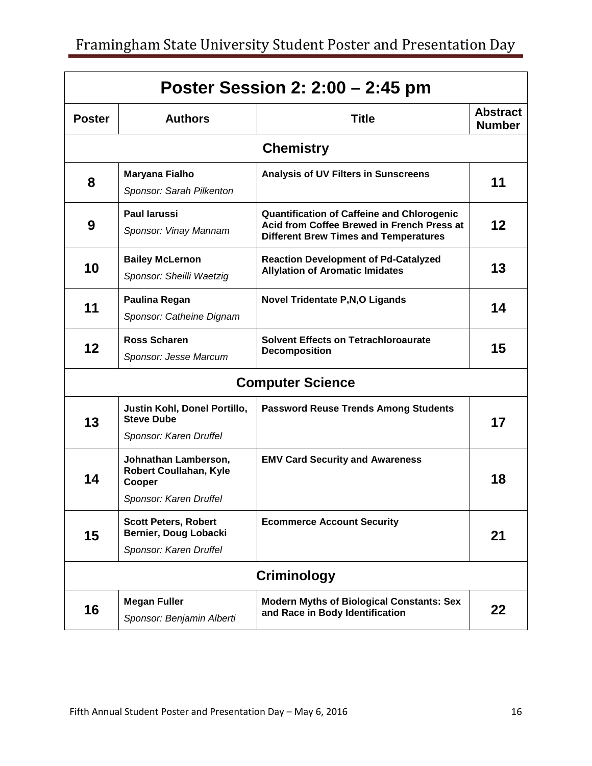| Poster Session 2: 2:00 – 2:45 pm | | | |
|---|---|---|---|
| **Poster** | **Authors** | **Title** | **Abstract Number** |
| **Chemistry** | | | |
| **8** | **Maryana Fialho** *Sponsor: Sarah Pilkenton* | **Analysis of UV Filters in Sunscreens** | **11** |
| **9** | **Paul Iarussi** *Sponsor: Vinay Mannam* | **Quantification of Caffeine and Chlorogenic Acid from Coffee Brewed in French Press at Different Brew Times and Temperatures** | **12** |
| **10** | **Bailey McLernon** *Sponsor: Sheilli Waetzig* | **Reaction Development of Pd-Catalyzed Allylation of Aromatic Imidates** | **13** |
| **11** | **Paulina Regan** *Sponsor: Catheine Dignam* | **Novel Tridentate P,N,O Ligands** | **14** |
| **12** | **Ross Scharen** *Sponsor: Jesse Marcum* | **Solvent Effects on Tetrachloroaurate Decomposition** | **15** |
| **Computer Science** | | | |
| **13** | **Justin Kohl, Donel Portillo, Steve Dube** *Sponsor: Karen Druffel* | **Password Reuse Trends Among Students** | **17** |
| **14** | **Johnathan Lamberson, Robert Coullahan, Kyle Cooper** *Sponsor: Karen Druffel* | **EMV Card Security and Awareness** | **18** |
| **15** | **Scott Peters, Robert Bernier, Doug Lobacki** *Sponsor: Karen Druffel* | **Ecommerce Account Security** | **21** |
| **Criminology** | | | |
| **16** | **Megan Fuller** *Sponsor: Benjamin Alberti* | **Modern Myths of Biological Constants: Sex and Race in Body Identification** | **22** |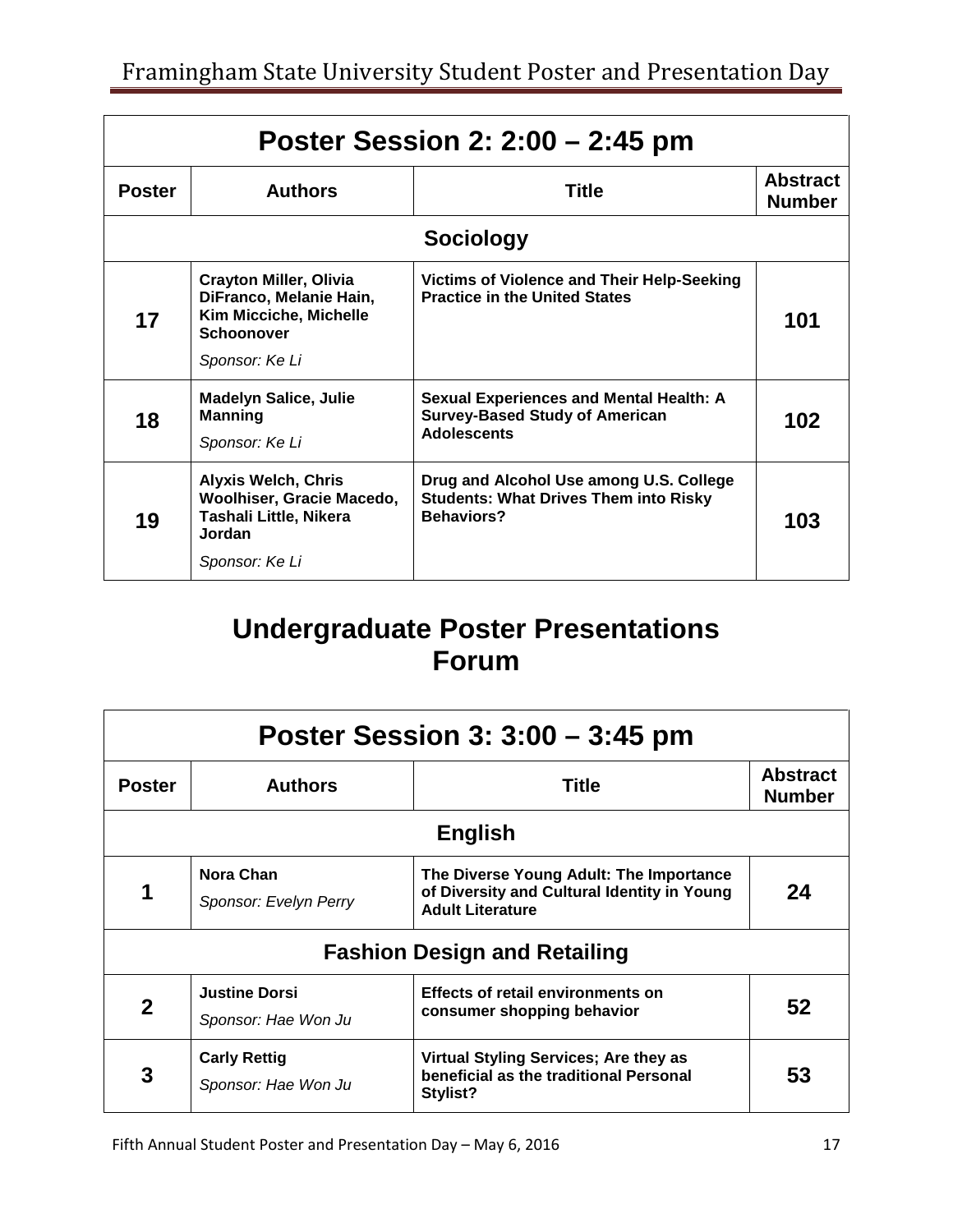| Poster Session 2: 2:00 – 2:45 pm | | | |
|---|---|---|---|
| **Poster** | **Authors** | **Title** | **Abstract Number** |
| **Sociology** | | | |
| **17** | **Crayton Miller, Olivia DiFranco, Melanie Hain, Kim Micciche, Michelle Schoonover** *Sponsor: Ke Li* | **Victims of Violence and Their Help-Seeking Practice in the United States** | **101** |
| **18** | **Madelyn Salice, Julie Manning** *Sponsor: Ke Li* | **Sexual Experiences and Mental Health: A Survey-Based Study of American Adolescents** | **102** |
| **19** | **Alyxis Welch, Chris Woolhiser, Gracie Macedo, Tashali Little, Nikera Jordan** *Sponsor: Ke Li* | **Drug and Alcohol Use among U.S. College Students: What Drives Them into Risky Behaviors?** | **103** |

## Undergraduate Poster Presentations Forum

| Poster Session 3: 3:00 – 3:45 pm | | | |
|---|---|---|---|
| **Poster** | **Authors** | **Title** | **Abstract Number** |
| **English** | | | |
| **1** | **Nora Chan** *Sponsor: Evelyn Perry* | **The Diverse Young Adult: The Importance of Diversity and Cultural Identity in Young Adult Literature** | **24** |
| **Fashion Design and Retailing** | | | |
| **2** | **Justine Dorsi** *Sponsor: Hae Won Ju* | **Effects of retail environments on consumer shopping behavior** | **52** |
| **3** | **Carly Rettig** *Sponsor: Hae Won Ju* | **Virtual Styling Services; Are they as beneficial as the traditional Personal Stylist?** | **53** |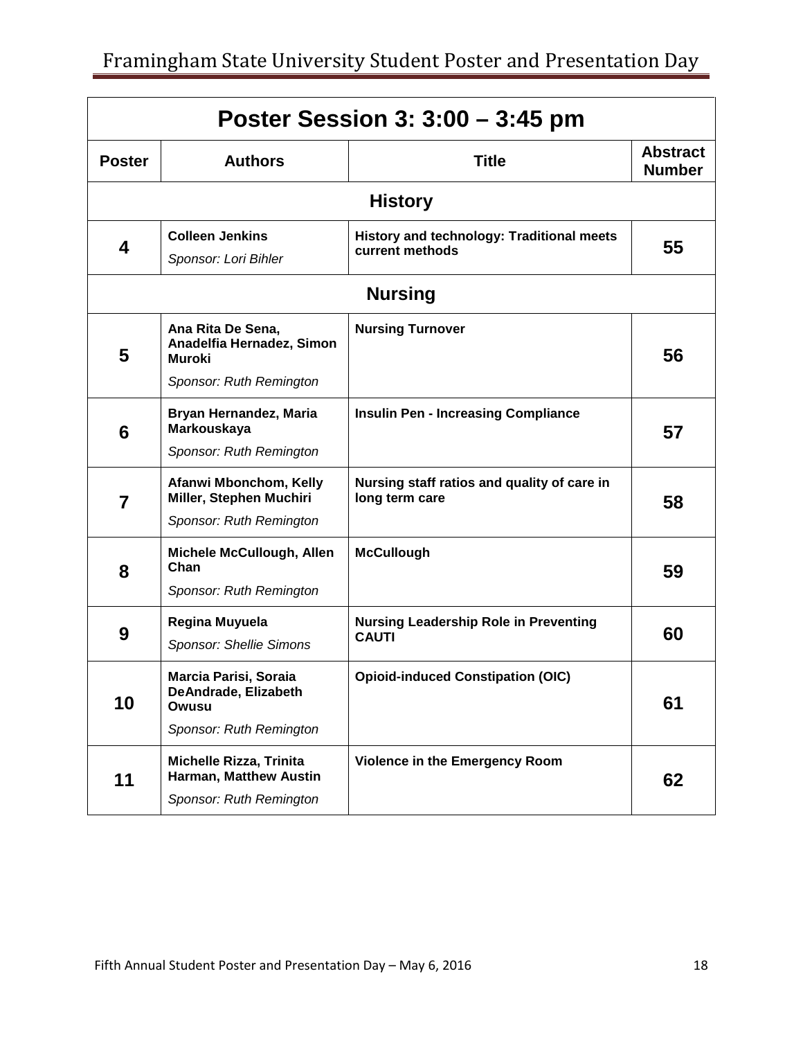| Poster Session 3: 3:00 – 3:45 pm | | | |
|---|---|---|---|
| **Poster** | **Authors** | **Title** | **Abstract Number** |
| **History** | | | |
| **4** | **Colleen Jenkins** *Sponsor: Lori Bihler* | **History and technology: Traditional meets current methods** | **55** |
| **Nursing** | | | |
| **5** | **Ana Rita De Sena, Anadelfia Hernadez, Simon Muroki** *Sponsor: Ruth Remington* | **Nursing Turnover** | **56** |
| **6** | **Bryan Hernandez, Maria Markouskaya** *Sponsor: Ruth Remington* | **Insulin Pen - Increasing Compliance** | **57** |
| **7** | **Afanwi Mbonchom, Kelly Miller, Stephen Muchiri** *Sponsor: Ruth Remington* | **Nursing staff ratios and quality of care in long term care** | **58** |
| **8** | **Michele McCullough, Allen Chan** *Sponsor: Ruth Remington* | **McCullough** | **59** |
| **9** | **Regina Muyuela** *Sponsor: Shellie Simons* | **Nursing Leadership Role in Preventing CAUTI** | **60** |
| **10** | **Marcia Parisi, Soraia DeAndrade, Elizabeth Owusu** *Sponsor: Ruth Remington* | **Opioid-induced Constipation (OIC)** | **61** |
| **11** | **Michelle Rizza, Trinita Harman, Matthew Austin** *Sponsor: Ruth Remington* | **Violence in the Emergency Room** | **62** |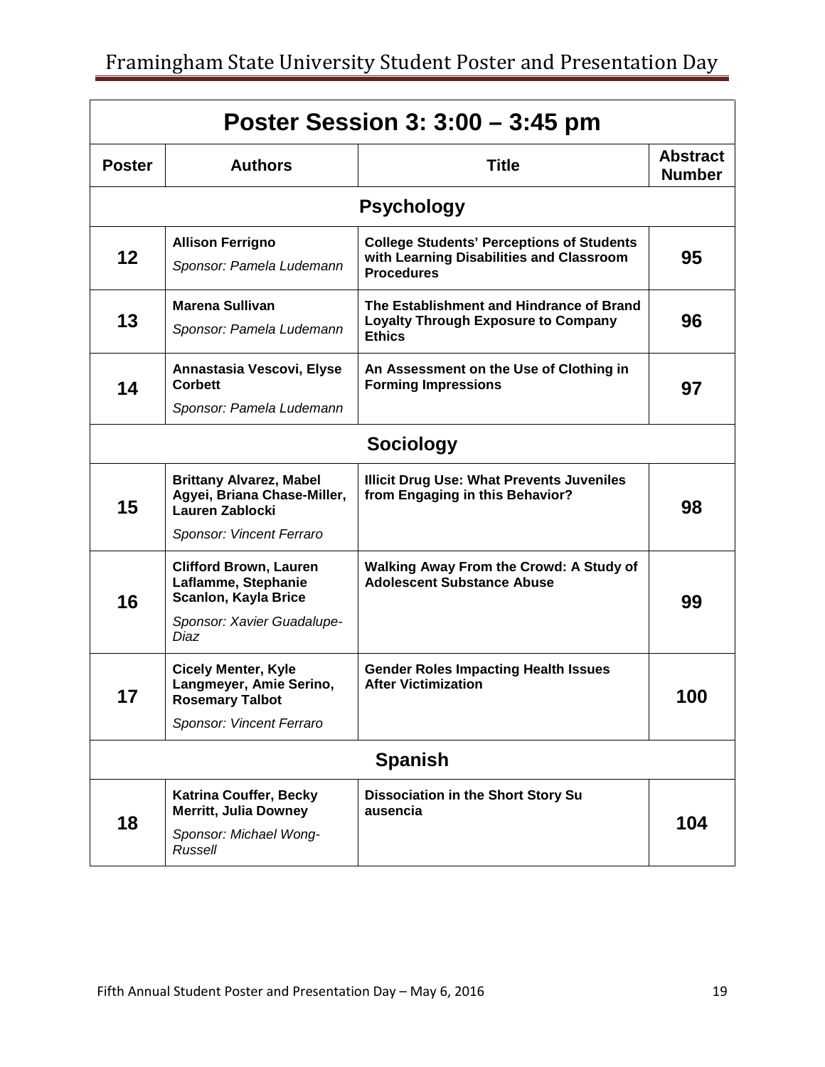| Poster Session 3: 3:00 – 3:45 pm | | | |
|---|---|---|---|
| **Poster** | **Authors** | **Title** | **Abstract Number** |
| **Psychology** | | | |
| **12** | **Allison Ferrigno**<br>*Sponsor: Pamela Ludemann* | **College Students' Perceptions of Students with Learning Disabilities and Classroom Procedures** | **95** |
| **13** | **Marena Sullivan**<br>*Sponsor: Pamela Ludemann* | **The Establishment and Hindrance of Brand Loyalty Through Exposure to Company Ethics** | **96** |
| **14** | **Annastasia Vescovi, Elyse Corbett**<br>*Sponsor: Pamela Ludemann* | **An Assessment on the Use of Clothing in Forming Impressions** | **97** |
| **Sociology** | | | |
| **15** | **Brittany Alvarez, Mabel Agyei, Briana Chase-Miller, Lauren Zablocki**<br>*Sponsor: Vincent Ferraro* | **Illicit Drug Use: What Prevents Juveniles from Engaging in this Behavior?** | **98** |
| **16** | **Clifford Brown, Lauren Laflamme, Stephanie Scanlon, Kayla Brice**<br>*Sponsor: Xavier Guadalupe-Diaz* | **Walking Away From the Crowd: A Study of Adolescent Substance Abuse** | **99** |
| **17** | **Cicely Menter, Kyle Langmeyer, Amie Serino, Rosemary Talbot**<br>*Sponsor: Vincent Ferraro* | **Gender Roles Impacting Health Issues After Victimization** | **100** |
| **Spanish** | | | |
| **18** | **Katrina Couffer, Becky Merritt, Julia Downey**<br>*Sponsor: Michael Wong-Russell* | **Dissociation in the Short Story Su ausencia** | **104** |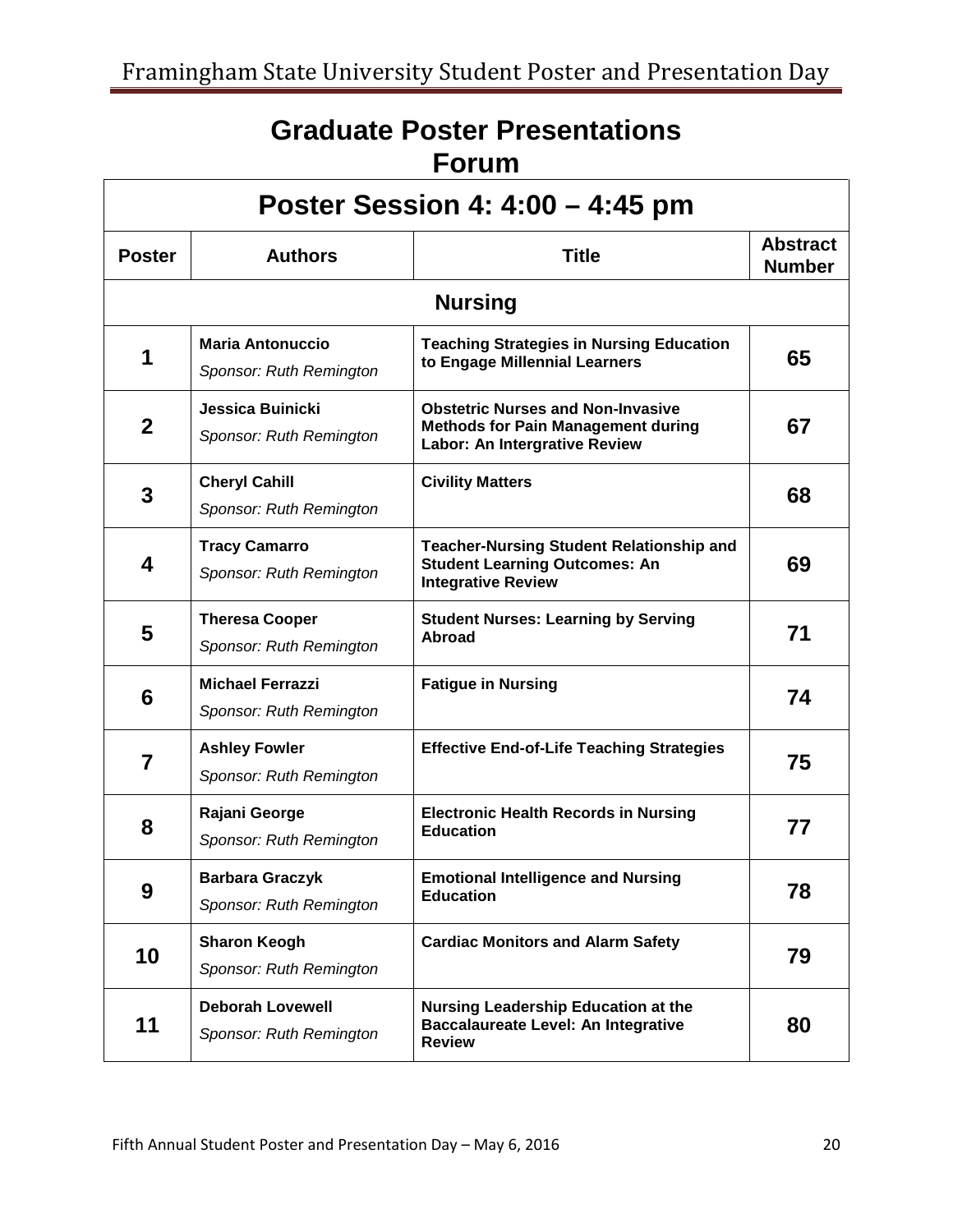# Graduate Poster Presentations

## Forum

| Poster Session 4: 4:00 – 4:45 pm | | | |
|---|---|---|---|
| **Poster** | **Authors** | **Title** | **Abstract Number** |
| **Nursing** | | | |
| **1** | **Maria Antonuccio** *Sponsor: Ruth Remington* | **Teaching Strategies in Nursing Education to Engage Millennial Learners** | **65** |
| **2** | **Jessica Buinicki** *Sponsor: Ruth Remington* | **Obstetric Nurses and Non-Invasive Methods for Pain Management during Labor: An Intergrative Review** | **67** |
| **3** | **Cheryl Cahill** *Sponsor: Ruth Remington* | **Civility Matters** | **68** |
| **4** | **Tracy Camarro** *Sponsor: Ruth Remington* | **Teacher-Nursing Student Relationship and Student Learning Outcomes: An Integrative Review** | **69** |
| **5** | **Theresa Cooper** *Sponsor: Ruth Remington* | **Student Nurses: Learning by Serving Abroad** | **71** |
| **6** | **Michael Ferrazzi** *Sponsor: Ruth Remington* | **Fatigue in Nursing** | **74** |
| **7** | **Ashley Fowler** *Sponsor: Ruth Remington* | **Effective End-of-Life Teaching Strategies** | **75** |
| **8** | **Rajani George** *Sponsor: Ruth Remington* | **Electronic Health Records in Nursing Education** | **77** |
| **9** | **Barbara Graczyk** *Sponsor: Ruth Remington* | **Emotional Intelligence and Nursing Education** | **78** |
| **10** | **Sharon Keogh** *Sponsor: Ruth Remington* | **Cardiac Monitors and Alarm Safety** | **79** |
| **11** | **Deborah Lovewell** *Sponsor: Ruth Remington* | **Nursing Leadership Education at the Baccalaureate Level: An Integrative Review** | **80** |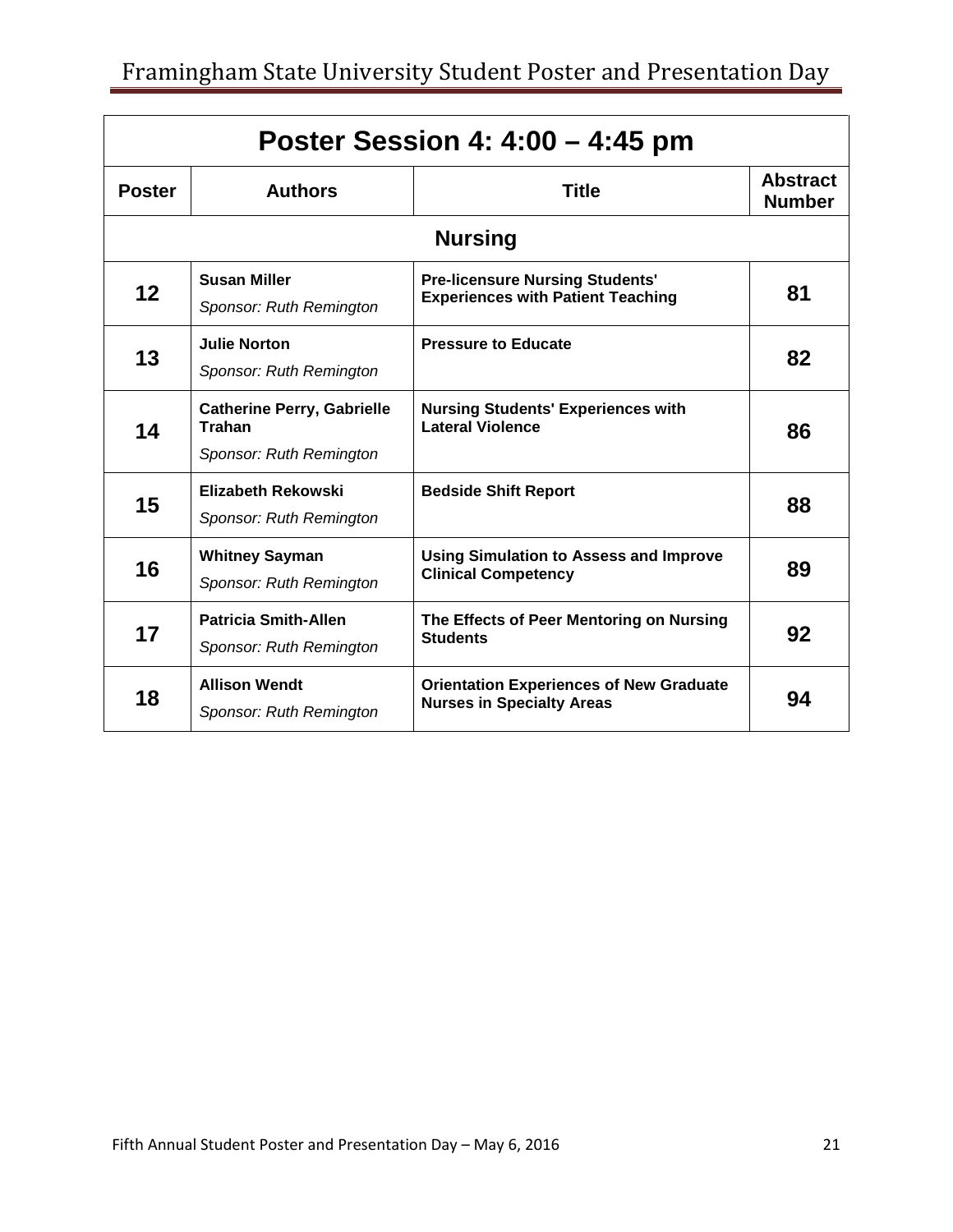## Poster Session 4: 4:00 – 4:45 pm

| Poster | Authors | Title | Abstract Number |
|---|---|---|---|
| **Nursing** | | | |
| 12 | **Susan Miller** *Sponsor: Ruth Remington* | **Pre-licensure Nursing Students' Experiences with Patient Teaching** | 81 |
| 13 | **Julie Norton** *Sponsor: Ruth Remington* | **Pressure to Educate** | 82 |
| 14 | **Catherine Perry, Gabrielle Trahan** *Sponsor: Ruth Remington* | **Nursing Students' Experiences with Lateral Violence** | 86 |
| 15 | **Elizabeth Rekowski** *Sponsor: Ruth Remington* | **Bedside Shift Report** | 88 |
| 16 | **Whitney Sayman** *Sponsor: Ruth Remington* | **Using Simulation to Assess and Improve Clinical Competency** | 89 |
| 17 | **Patricia Smith-Allen** *Sponsor: Ruth Remington* | **The Effects of Peer Mentoring on Nursing Students** | 92 |
| 18 | **Allison Wendt** *Sponsor: Ruth Remington* | **Orientation Experiences of New Graduate Nurses in Specialty Areas** | 94 |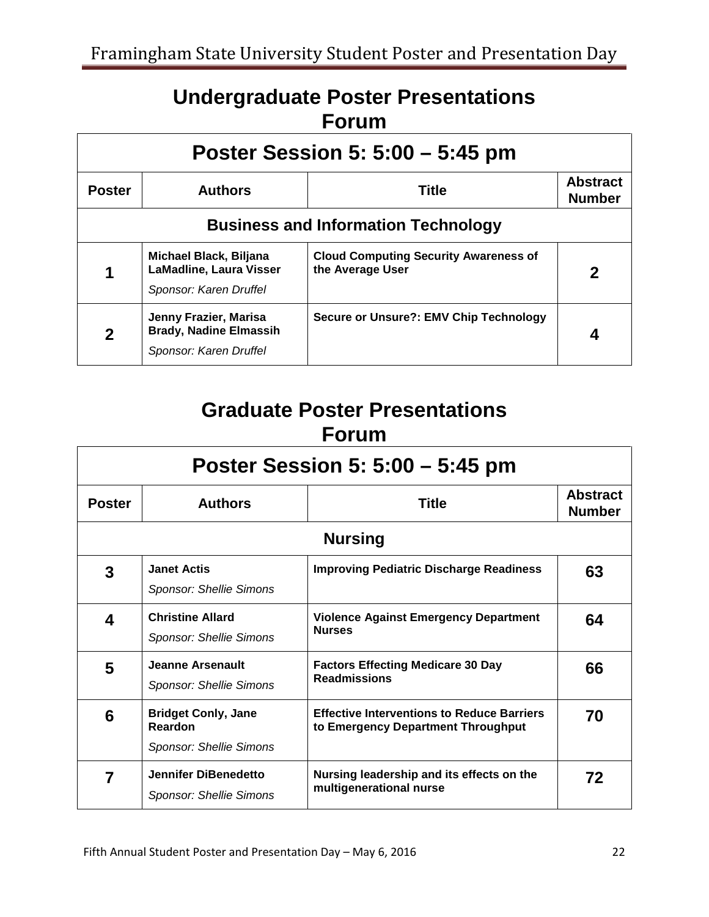## Undergraduate Poster Presentations
## Forum

| Poster Session 5: 5:00 – 5:45 pm | | | |
|---|---|---|---|
| **Poster** | **Authors** | **Title** | **Abstract Number** |
| **Business and Information Technology** | | | |
| **1** | **Michael Black, Biljana LaMadline, Laura Visser** *Sponsor: Karen Druffel* | **Cloud Computing Security Awareness of the Average User** | **2** |
| **2** | **Jenny Frazier, Marisa Brady, Nadine Elmassih** *Sponsor: Karen Druffel* | **Secure or Unsure?: EMV Chip Technology** | **4** |

## Graduate Poster Presentations
## Forum

| Poster Session 5: 5:00 – 5:45 pm | | | |
|---|---|---|---|
| **Poster** | **Authors** | **Title** | **Abstract Number** |
| **Nursing** | | | |
| **3** | **Janet Actis** *Sponsor: Shellie Simons* | **Improving Pediatric Discharge Readiness** | **63** |
| **4** | **Christine Allard** *Sponsor: Shellie Simons* | **Violence Against Emergency Department Nurses** | **64** |
| **5** | **Jeanne Arsenault** *Sponsor: Shellie Simons* | **Factors Effecting Medicare 30 Day Readmissions** | **66** |
| **6** | **Bridget Conly, Jane Reardon** *Sponsor: Shellie Simons* | **Effective Interventions to Reduce Barriers to Emergency Department Throughput** | **70** |
| **7** | **Jennifer DiBenedetto** *Sponsor: Shellie Simons* | **Nursing leadership and its effects on the multigenerational nurse** | **72** |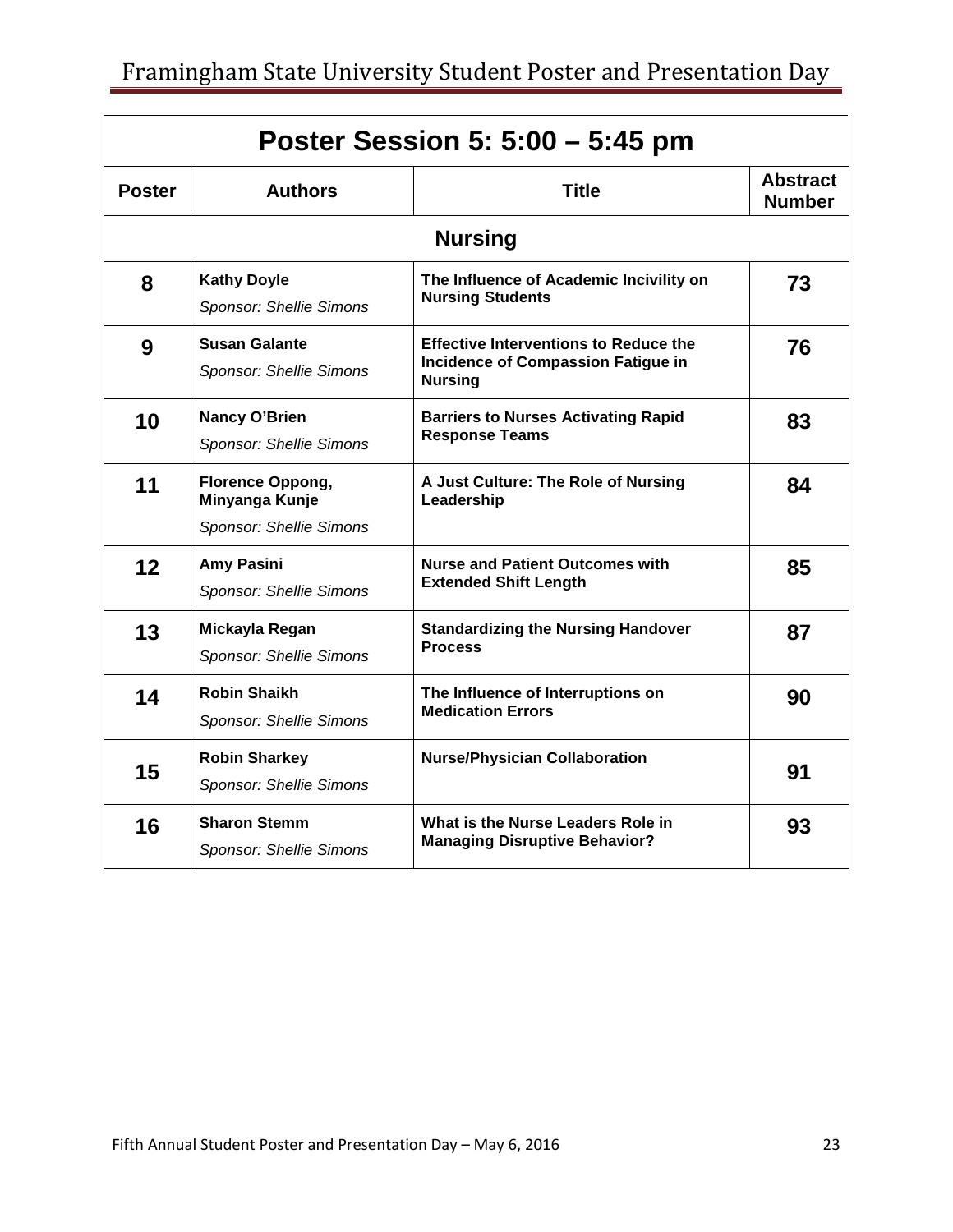| Poster Session 5: 5:00 – 5:45 pm | | | |
|---|---|---|---|
| **Poster** | **Authors** | **Title** | **Abstract Number** |
| **Nursing** | | | |
| **8** | **Kathy Doyle** *Sponsor: Shellie Simons* | **The Influence of Academic Incivility on Nursing Students** | **73** |
| **9** | **Susan Galante** *Sponsor: Shellie Simons* | **Effective Interventions to Reduce the Incidence of Compassion Fatigue in Nursing** | **76** |
| **10** | **Nancy O'Brien** *Sponsor: Shellie Simons* | **Barriers to Nurses Activating Rapid Response Teams** | **83** |
| **11** | **Florence Oppong, Minyanga Kunje** *Sponsor: Shellie Simons* | **A Just Culture: The Role of Nursing Leadership** | **84** |
| **12** | **Amy Pasini** *Sponsor: Shellie Simons* | **Nurse and Patient Outcomes with Extended Shift Length** | **85** |
| **13** | **Mickayla Regan** *Sponsor: Shellie Simons* | **Standardizing the Nursing Handover Process** | **87** |
| **14** | **Robin Shaikh** *Sponsor: Shellie Simons* | **The Influence of Interruptions on Medication Errors** | **90** |
| **15** | **Robin Sharkey** *Sponsor: Shellie Simons* | **Nurse/Physician Collaboration** | **91** |
| **16** | **Sharon Stemm** *Sponsor: Shellie Simons* | **What is the Nurse Leaders Role in Managing Disruptive Behavior?** | **93** |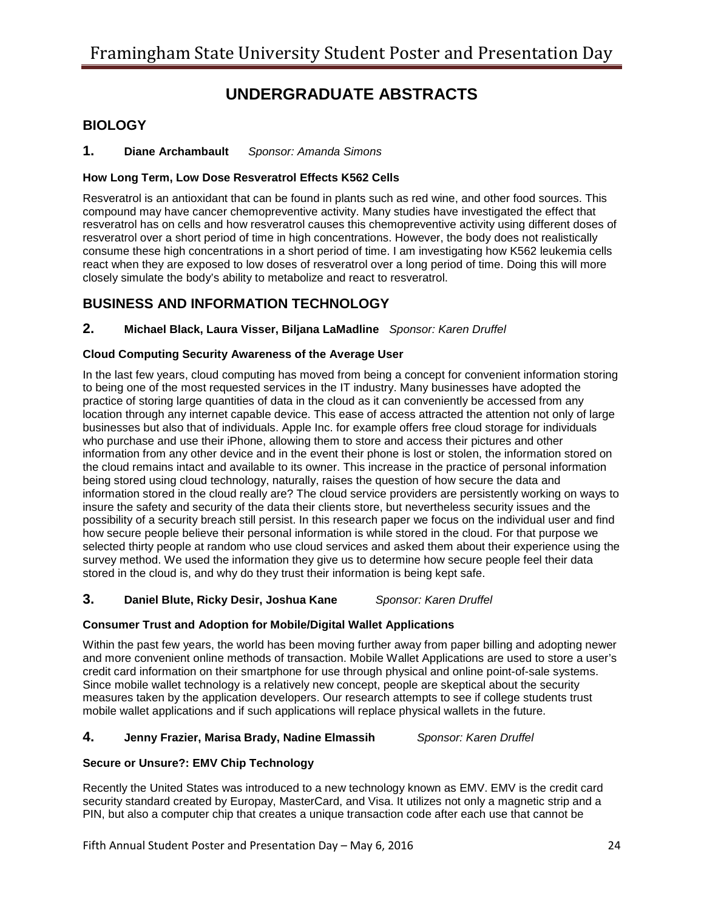# UNDERGRADUATE ABSTRACTS

## BIOLOGY

### 1. Diane Archambault *Sponsor: Amanda Simons*

**How Long Term, Low Dose Resveratrol Effects K562 Cells**

Resveratrol is an antioxidant that can be found in plants such as red wine, and other food sources. This compound may have cancer chemopreventive activity. Many studies have investigated the effect that resveratrol has on cells and how resveratrol causes this chemopreventive activity using different doses of resveratrol over a short period of time in high concentrations. However, the body does not realistically consume these high concentrations in a short period of time. I am investigating how K562 leukemia cells react when they are exposed to low doses of resveratrol over a long period of time. Doing this will more closely simulate the body's ability to metabolize and react to resveratrol.

## BUSINESS AND INFORMATION TECHNOLOGY

### 2. Michael Black, Laura Visser, Biljana LaMadline *Sponsor: Karen Druffel*

**Cloud Computing Security Awareness of the Average User**

In the last few years, cloud computing has moved from being a concept for convenient information storing to being one of the most requested services in the IT industry. Many businesses have adopted the practice of storing large quantities of data in the cloud as it can conveniently be accessed from any location through any internet capable device. This ease of access attracted the attention not only of large businesses but also that of individuals. Apple Inc. for example offers free cloud storage for individuals who purchase and use their iPhone, allowing them to store and access their pictures and other information from any other device and in the event their phone is lost or stolen, the information stored on the cloud remains intact and available to its owner. This increase in the practice of personal information being stored using cloud technology, naturally, raises the question of how secure the data and information stored in the cloud really are? The cloud service providers are persistently working on ways to insure the safety and security of the data their clients store, but nevertheless security issues and the possibility of a security breach still persist. In this research paper we focus on the individual user and find how secure people believe their personal information is while stored in the cloud. For that purpose we selected thirty people at random who use cloud services and asked them about their experience using the survey method. We used the information they give us to determine how secure people feel their data stored in the cloud is, and why do they trust their information is being kept safe.

### 3. Daniel Blute, Ricky Desir, Joshua Kane *Sponsor: Karen Druffel*

**Consumer Trust and Adoption for Mobile/Digital Wallet Applications**

Within the past few years, the world has been moving further away from paper billing and adopting newer and more convenient online methods of transaction. Mobile Wallet Applications are used to store a user's credit card information on their smartphone for use through physical and online point-of-sale systems. Since mobile wallet technology is a relatively new concept, people are skeptical about the security measures taken by the application developers. Our research attempts to see if college students trust mobile wallet applications and if such applications will replace physical wallets in the future.

### 4. Jenny Frazier, Marisa Brady, Nadine Elmassih *Sponsor: Karen Druffel*

**Secure or Unsure?: EMV Chip Technology**

Recently the United States was introduced to a new technology known as EMV. EMV is the credit card security standard created by Europay, MasterCard, and Visa. It utilizes not only a magnetic strip and a PIN, but also a computer chip that creates a unique transaction code after each use that cannot be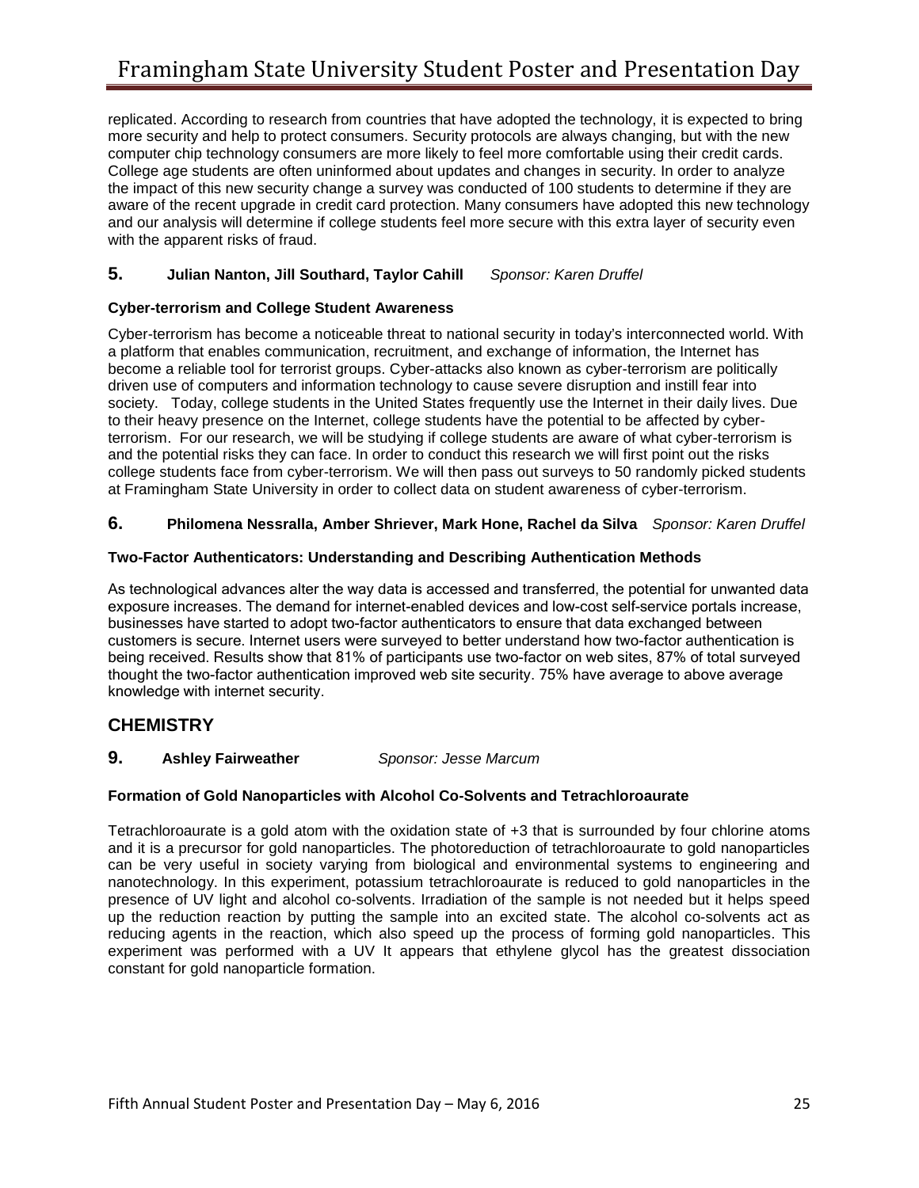replicated. According to research from countries that have adopted the technology, it is expected to bring more security and help to protect consumers. Security protocols are always changing, but with the new computer chip technology consumers are more likely to feel more comfortable using their credit cards. College age students are often uninformed about updates and changes in security. In order to analyze the impact of this new security change a survey was conducted of 100 students to determine if they are aware of the recent upgrade in credit card protection. Many consumers have adopted this new technology and our analysis will determine if college students feel more secure with this extra layer of security even with the apparent risks of fraud.

**5. Julian Nanton, Jill Southard, Taylor Cahill** *Sponsor: Karen Druffel*

**Cyber-terrorism and College Student Awareness**

Cyber-terrorism has become a noticeable threat to national security in today's interconnected world. With a platform that enables communication, recruitment, and exchange of information, the Internet has become a reliable tool for terrorist groups. Cyber-attacks also known as cyber-terrorism are politically driven use of computers and information technology to cause severe disruption and instill fear into society. Today, college students in the United States frequently use the Internet in their daily lives. Due to their heavy presence on the Internet, college students have the potential to be affected by cyber-terrorism. For our research, we will be studying if college students are aware of what cyber-terrorism is and the potential risks they can face. In order to conduct this research we will first point out the risks college students face from cyber-terrorism. We will then pass out surveys to 50 randomly picked students at Framingham State University in order to collect data on student awareness of cyber-terrorism.

**6. Philomena Nessralla, Amber Shriever, Mark Hone, Rachel da Silva** *Sponsor: Karen Druffel*

**Two-Factor Authenticators: Understanding and Describing Authentication Methods**

As technological advances alter the way data is accessed and transferred, the potential for unwanted data exposure increases. The demand for internet-enabled devices and low-cost self-service portals increase, businesses have started to adopt two-factor authenticators to ensure that data exchanged between customers is secure. Internet users were surveyed to better understand how two-factor authentication is being received. Results show that 81% of participants use two-factor on web sites, 87% of total surveyed thought the two-factor authentication improved web site security. 75% have average to above average knowledge with internet security.

## CHEMISTRY

**9. Ashley Fairweather** *Sponsor: Jesse Marcum*

**Formation of Gold Nanoparticles with Alcohol Co-Solvents and Tetrachloroaurate**

Tetrachloroaurate is a gold atom with the oxidation state of +3 that is surrounded by four chlorine atoms and it is a precursor for gold nanoparticles. The photoreduction of tetrachloroaurate to gold nanoparticles can be very useful in society varying from biological and environmental systems to engineering and nanotechnology. In this experiment, potassium tetrachloroaurate is reduced to gold nanoparticles in the presence of UV light and alcohol co-solvents. Irradiation of the sample is not needed but it helps speed up the reduction reaction by putting the sample into an excited state. The alcohol co-solvents act as reducing agents in the reaction, which also speed up the process of forming gold nanoparticles. This experiment was performed with a UV It appears that ethylene glycol has the greatest dissociation constant for gold nanoparticle formation.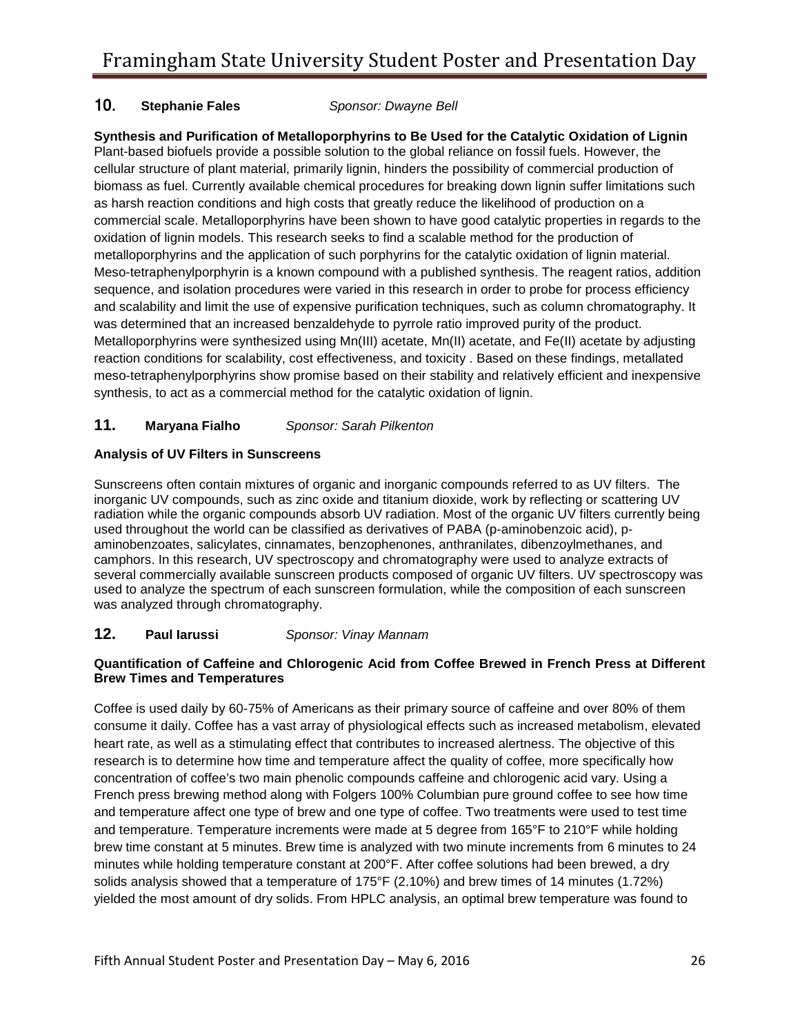**10. Stephanie Fales** *Sponsor: Dwayne Bell*

**Synthesis and Purification of Metalloporphyrins to Be Used for the Catalytic Oxidation of Lignin**

Plant-based biofuels provide a possible solution to the global reliance on fossil fuels. However, the cellular structure of plant material, primarily lignin, hinders the possibility of commercial production of biomass as fuel. Currently available chemical procedures for breaking down lignin suffer limitations such as harsh reaction conditions and high costs that greatly reduce the likelihood of production on a commercial scale. Metalloporphyrins have been shown to have good catalytic properties in regards to the oxidation of lignin models. This research seeks to find a scalable method for the production of metalloporphyrins and the application of such porphyrins for the catalytic oxidation of lignin material. Meso-tetraphenylporphyrin is a known compound with a published synthesis. The reagent ratios, addition sequence, and isolation procedures were varied in this research in order to probe for process efficiency and scalability and limit the use of expensive purification techniques, such as column chromatography. It was determined that an increased benzaldehyde to pyrrole ratio improved purity of the product. Metalloporphyrins were synthesized using Mn(III) acetate, Mn(II) acetate, and Fe(II) acetate by adjusting reaction conditions for scalability, cost effectiveness, and toxicity . Based on these findings, metallated meso-tetraphenylporphyrins show promise based on their stability and relatively efficient and inexpensive synthesis, to act as a commercial method for the catalytic oxidation of lignin.

**11. Maryana Fialho** *Sponsor: Sarah Pilkenton*

**Analysis of UV Filters in Sunscreens**

Sunscreens often contain mixtures of organic and inorganic compounds referred to as UV filters. The inorganic UV compounds, such as zinc oxide and titanium dioxide, work by reflecting or scattering UV radiation while the organic compounds absorb UV radiation. Most of the organic UV filters currently being used throughout the world can be classified as derivatives of PABA (p-aminobenzoic acid), p-aminobenzoates, salicylates, cinnamates, benzophenones, anthranilates, dibenzoylmethanes, and camphors. In this research, UV spectroscopy and chromatography were used to analyze extracts of several commercially available sunscreen products composed of organic UV filters. UV spectroscopy was used to analyze the spectrum of each sunscreen formulation, while the composition of each sunscreen was analyzed through chromatography.

**12. Paul Iarussi** *Sponsor: Vinay Mannam*

**Quantification of Caffeine and Chlorogenic Acid from Coffee Brewed in French Press at Different Brew Times and Temperatures**

Coffee is used daily by 60-75% of Americans as their primary source of caffeine and over 80% of them consume it daily. Coffee has a vast array of physiological effects such as increased metabolism, elevated heart rate, as well as a stimulating effect that contributes to increased alertness. The objective of this research is to determine how time and temperature affect the quality of coffee, more specifically how concentration of coffee's two main phenolic compounds caffeine and chlorogenic acid vary. Using a French press brewing method along with Folgers 100% Columbian pure ground coffee to see how time and temperature affect one type of brew and one type of coffee. Two treatments were used to test time and temperature. Temperature increments were made at 5 degree from 165°F to 210°F while holding brew time constant at 5 minutes. Brew time is analyzed with two minute increments from 6 minutes to 24 minutes while holding temperature constant at 200°F. After coffee solutions had been brewed, a dry solids analysis showed that a temperature of 175°F (2.10%) and brew times of 14 minutes (1.72%) yielded the most amount of dry solids. From HPLC analysis, an optimal brew temperature was found to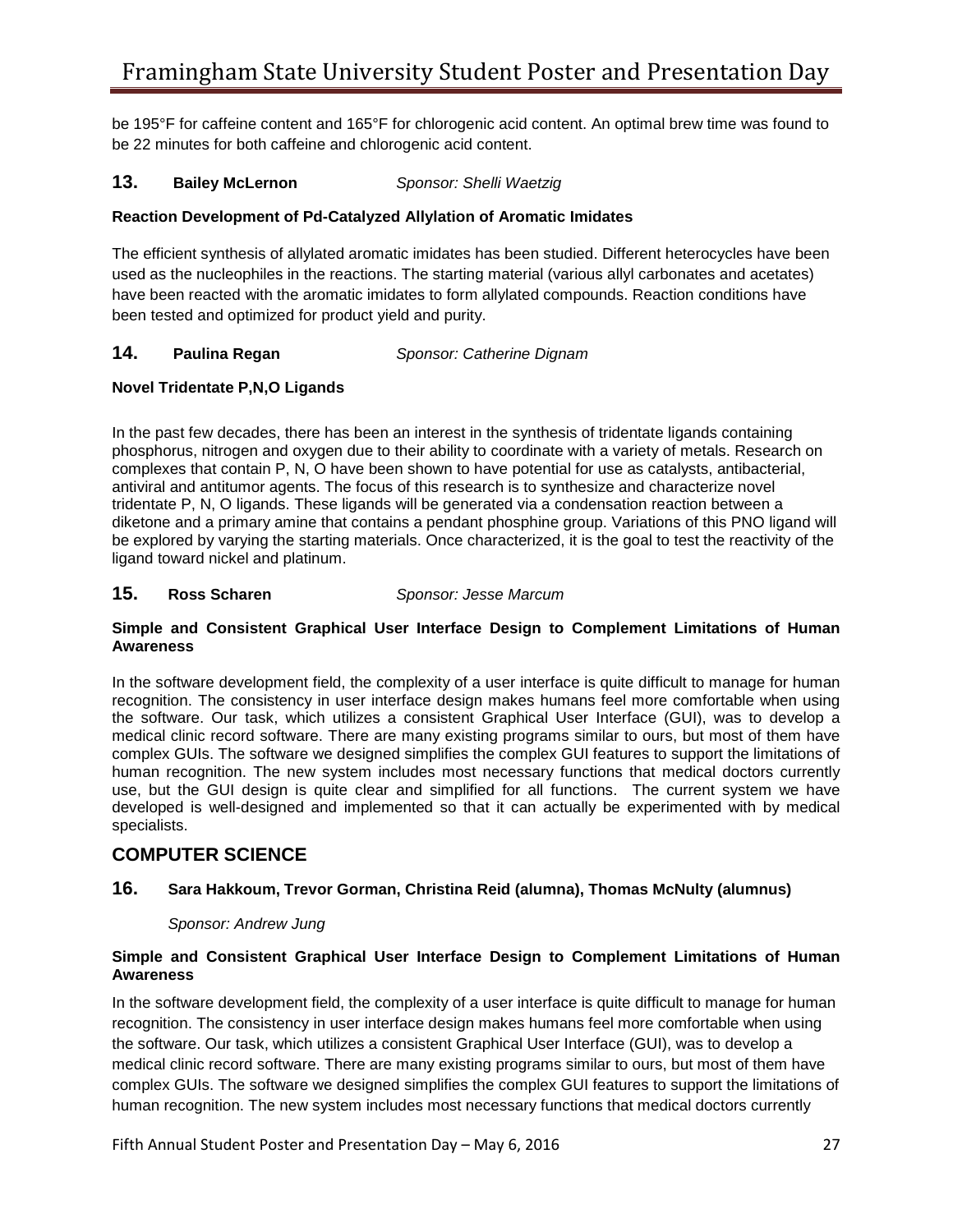be 195°F for caffeine content and 165°F for chlorogenic acid content. An optimal brew time was found to be 22 minutes for both caffeine and chlorogenic acid content.

**13.** **Bailey McLernon** *Sponsor: Shelli Waetzig*

**Reaction Development of Pd-Catalyzed Allylation of Aromatic Imidates**

The efficient synthesis of allylated aromatic imidates has been studied. Different heterocycles have been used as the nucleophiles in the reactions. The starting material (various allyl carbonates and acetates) have been reacted with the aromatic imidates to form allylated compounds. Reaction conditions have been tested and optimized for product yield and purity.

**14.** **Paulina Regan** *Sponsor: Catherine Dignam*

**Novel Tridentate P,N,O Ligands**

In the past few decades, there has been an interest in the synthesis of tridentate ligands containing phosphorus, nitrogen and oxygen due to their ability to coordinate with a variety of metals. Research on complexes that contain P, N, O have been shown to have potential for use as catalysts, antibacterial, antiviral and antitumor agents. The focus of this research is to synthesize and characterize novel tridentate P, N, O ligands. These ligands will be generated via a condensation reaction between a diketone and a primary amine that contains a pendant phosphine group. Variations of this PNO ligand will be explored by varying the starting materials. Once characterized, it is the goal to test the reactivity of the ligand toward nickel and platinum.

**15.** **Ross Scharen** *Sponsor: Jesse Marcum*

**Simple and Consistent Graphical User Interface Design to Complement Limitations of Human Awareness**

In the software development field, the complexity of a user interface is quite difficult to manage for human recognition. The consistency in user interface design makes humans feel more comfortable when using the software. Our task, which utilizes a consistent Graphical User Interface (GUI), was to develop a medical clinic record software. There are many existing programs similar to ours, but most of them have complex GUIs. The software we designed simplifies the complex GUI features to support the limitations of human recognition. The new system includes most necessary functions that medical doctors currently use, but the GUI design is quite clear and simplified for all functions. The current system we have developed is well-designed and implemented so that it can actually be experimented with by medical specialists.

## COMPUTER SCIENCE

**16.** **Sara Hakkoum, Trevor Gorman, Christina Reid (alumna), Thomas McNulty (alumnus)**

*Sponsor: Andrew Jung*

**Simple and Consistent Graphical User Interface Design to Complement Limitations of Human Awareness**

In the software development field, the complexity of a user interface is quite difficult to manage for human recognition. The consistency in user interface design makes humans feel more comfortable when using the software. Our task, which utilizes a consistent Graphical User Interface (GUI), was to develop a medical clinic record software. There are many existing programs similar to ours, but most of them have complex GUIs. The software we designed simplifies the complex GUI features to support the limitations of human recognition. The new system includes most necessary functions that medical doctors currently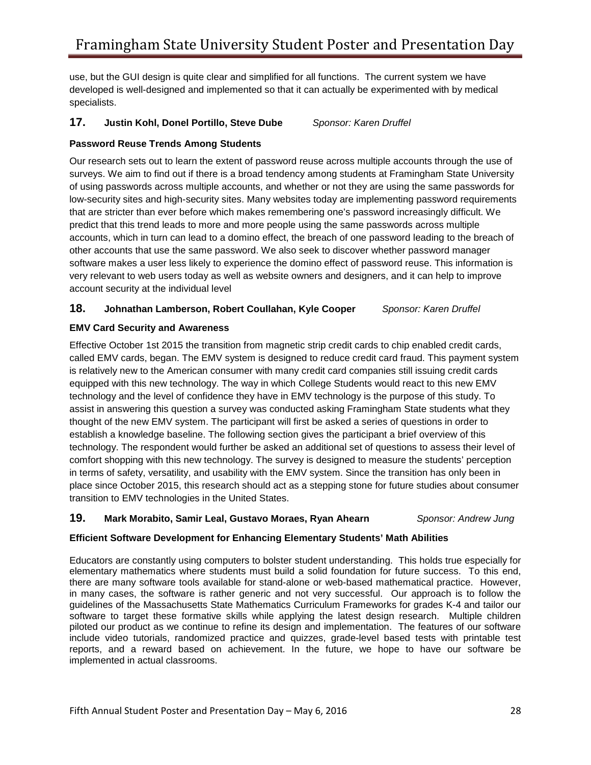use, but the GUI design is quite clear and simplified for all functions. The current system we have developed is well-designed and implemented so that it can actually be experimented with by medical specialists.

**17. Justin Kohl, Donel Portillo, Steve Dube** *Sponsor: Karen Druffel*

**Password Reuse Trends Among Students**

Our research sets out to learn the extent of password reuse across multiple accounts through the use of surveys. We aim to find out if there is a broad tendency among students at Framingham State University of using passwords across multiple accounts, and whether or not they are using the same passwords for low-security sites and high-security sites. Many websites today are implementing password requirements that are stricter than ever before which makes remembering one's password increasingly difficult. We predict that this trend leads to more and more people using the same passwords across multiple accounts, which in turn can lead to a domino effect, the breach of one password leading to the breach of other accounts that use the same password. We also seek to discover whether password manager software makes a user less likely to experience the domino effect of password reuse. This information is very relevant to web users today as well as website owners and designers, and it can help to improve account security at the individual level

**18. Johnathan Lamberson, Robert Coullahan, Kyle Cooper** *Sponsor: Karen Druffel*

**EMV Card Security and Awareness**

Effective October 1st 2015 the transition from magnetic strip credit cards to chip enabled credit cards, called EMV cards, began. The EMV system is designed to reduce credit card fraud. This payment system is relatively new to the American consumer with many credit card companies still issuing credit cards equipped with this new technology. The way in which College Students would react to this new EMV technology and the level of confidence they have in EMV technology is the purpose of this study. To assist in answering this question a survey was conducted asking Framingham State students what they thought of the new EMV system. The participant will first be asked a series of questions in order to establish a knowledge baseline. The following section gives the participant a brief overview of this technology. The respondent would further be asked an additional set of questions to assess their level of comfort shopping with this new technology. The survey is designed to measure the students' perception in terms of safety, versatility, and usability with the EMV system. Since the transition has only been in place since October 2015, this research should act as a stepping stone for future studies about consumer transition to EMV technologies in the United States.

**19. Mark Morabito, Samir Leal, Gustavo Moraes, Ryan Ahearn** *Sponsor: Andrew Jung*

**Efficient Software Development for Enhancing Elementary Students' Math Abilities**

Educators are constantly using computers to bolster student understanding. This holds true especially for elementary mathematics where students must build a solid foundation for future success. To this end, there are many software tools available for stand-alone or web-based mathematical practice. However, in many cases, the software is rather generic and not very successful. Our approach is to follow the guidelines of the Massachusetts State Mathematics Curriculum Frameworks for grades K-4 and tailor our software to target these formative skills while applying the latest design research. Multiple children piloted our product as we continue to refine its design and implementation. The features of our software include video tutorials, randomized practice and quizzes, grade-level based tests with printable test reports, and a reward based on achievement. In the future, we hope to have our software be implemented in actual classrooms.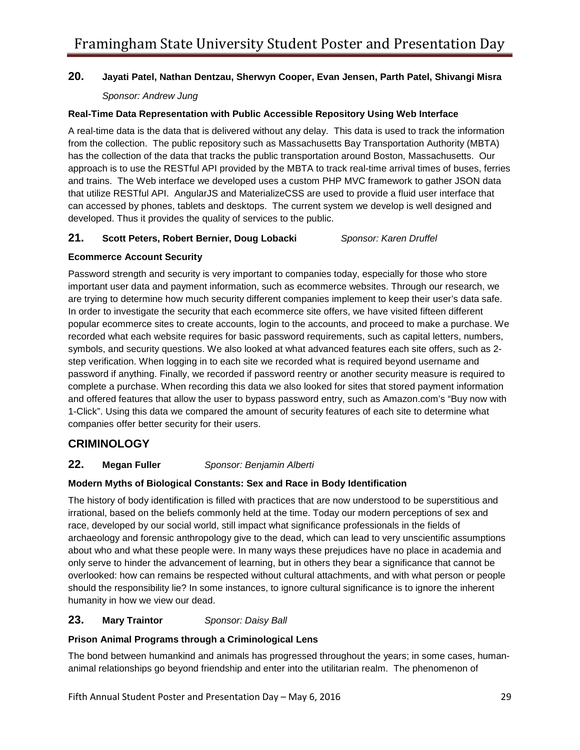**20. Jayati Patel, Nathan Dentzau, Sherwyn Cooper, Evan Jensen, Parth Patel, Shivangi Misra**

*Sponsor: Andrew Jung*

**Real-Time Data Representation with Public Accessible Repository Using Web Interface**

A real-time data is the data that is delivered without any delay. This data is used to track the information from the collection. The public repository such as Massachusetts Bay Transportation Authority (MBTA) has the collection of the data that tracks the public transportation around Boston, Massachusetts. Our approach is to use the RESTful API provided by the MBTA to track real-time arrival times of buses, ferries and trains. The Web interface we developed uses a custom PHP MVC framework to gather JSON data that utilize RESTful API. AngularJS and MaterializeCSS are used to provide a fluid user interface that can accessed by phones, tablets and desktops. The current system we develop is well designed and developed. Thus it provides the quality of services to the public.

**21. Scott Peters, Robert Bernier, Doug Lobacki** *Sponsor: Karen Druffel*

**Ecommerce Account Security**

Password strength and security is very important to companies today, especially for those who store important user data and payment information, such as ecommerce websites. Through our research, we are trying to determine how much security different companies implement to keep their user's data safe. In order to investigate the security that each ecommerce site offers, we have visited fifteen different popular ecommerce sites to create accounts, login to the accounts, and proceed to make a purchase. We recorded what each website requires for basic password requirements, such as capital letters, numbers, symbols, and security questions. We also looked at what advanced features each site offers, such as 2-step verification. When logging in to each site we recorded what is required beyond username and password if anything. Finally, we recorded if password reentry or another security measure is required to complete a purchase. When recording this data we also looked for sites that stored payment information and offered features that allow the user to bypass password entry, such as Amazon.com's "Buy now with 1-Click". Using this data we compared the amount of security features of each site to determine what companies offer better security for their users.

## CRIMINOLOGY

**22. Megan Fuller** *Sponsor: Benjamin Alberti*

**Modern Myths of Biological Constants: Sex and Race in Body Identification**

The history of body identification is filled with practices that are now understood to be superstitious and irrational, based on the beliefs commonly held at the time. Today our modern perceptions of sex and race, developed by our social world, still impact what significance professionals in the fields of archaeology and forensic anthropology give to the dead, which can lead to very unscientific assumptions about who and what these people were. In many ways these prejudices have no place in academia and only serve to hinder the advancement of learning, but in others they bear a significance that cannot be overlooked: how can remains be respected without cultural attachments, and with what person or people should the responsibility lie? In some instances, to ignore cultural significance is to ignore the inherent humanity in how we view our dead.

**23. Mary Traintor** *Sponsor: Daisy Ball*

**Prison Animal Programs through a Criminological Lens**

The bond between humankind and animals has progressed throughout the years; in some cases, human-animal relationships go beyond friendship and enter into the utilitarian realm. The phenomenon of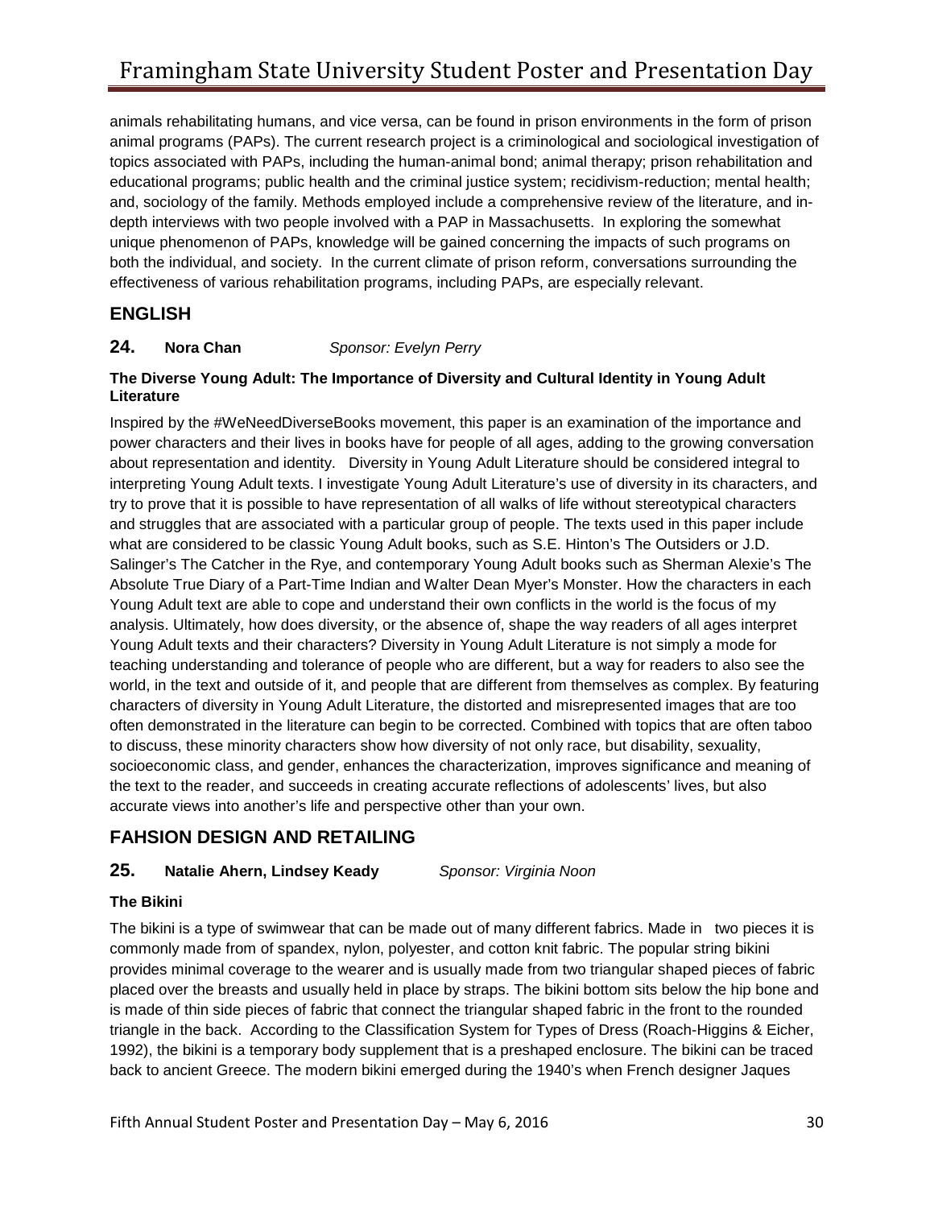animals rehabilitating humans, and vice versa, can be found in prison environments in the form of prison animal programs (PAPs). The current research project is a criminological and sociological investigation of topics associated with PAPs, including the human-animal bond; animal therapy; prison rehabilitation and educational programs; public health and the criminal justice system; recidivism-reduction; mental health; and, sociology of the family. Methods employed include a comprehensive review of the literature, and in-depth interviews with two people involved with a PAP in Massachusetts. In exploring the somewhat unique phenomenon of PAPs, knowledge will be gained concerning the impacts of such programs on both the individual, and society. In the current climate of prison reform, conversations surrounding the effectiveness of various rehabilitation programs, including PAPs, are especially relevant.

## ENGLISH

### 24. Nora Chan *Sponsor: Evelyn Perry*

**The Diverse Young Adult: The Importance of Diversity and Cultural Identity in Young Adult Literature**

Inspired by the #WeNeedDiverseBooks movement, this paper is an examination of the importance and power characters and their lives in books have for people of all ages, adding to the growing conversation about representation and identity. Diversity in Young Adult Literature should be considered integral to interpreting Young Adult texts. I investigate Young Adult Literature's use of diversity in its characters, and try to prove that it is possible to have representation of all walks of life without stereotypical characters and struggles that are associated with a particular group of people. The texts used in this paper include what are considered to be classic Young Adult books, such as S.E. Hinton's The Outsiders or J.D. Salinger's The Catcher in the Rye, and contemporary Young Adult books such as Sherman Alexie's The Absolute True Diary of a Part-Time Indian and Walter Dean Myer's Monster. How the characters in each Young Adult text are able to cope and understand their own conflicts in the world is the focus of my analysis. Ultimately, how does diversity, or the absence of, shape the way readers of all ages interpret Young Adult texts and their characters? Diversity in Young Adult Literature is not simply a mode for teaching understanding and tolerance of people who are different, but a way for readers to also see the world, in the text and outside of it, and people that are different from themselves as complex. By featuring characters of diversity in Young Adult Literature, the distorted and misrepresented images that are too often demonstrated in the literature can begin to be corrected. Combined with topics that are often taboo to discuss, these minority characters show how diversity of not only race, but disability, sexuality, socioeconomic class, and gender, enhances the characterization, improves significance and meaning of the text to the reader, and succeeds in creating accurate reflections of adolescents' lives, but also accurate views into another's life and perspective other than your own.

## FAHSION DESIGN AND RETAILING

### 25. Natalie Ahern, Lindsey Keady *Sponsor: Virginia Noon*

**The Bikini**

The bikini is a type of swimwear that can be made out of many different fabrics. Made in two pieces it is commonly made from of spandex, nylon, polyester, and cotton knit fabric. The popular string bikini provides minimal coverage to the wearer and is usually made from two triangular shaped pieces of fabric placed over the breasts and usually held in place by straps. The bikini bottom sits below the hip bone and is made of thin side pieces of fabric that connect the triangular shaped fabric in the front to the rounded triangle in the back. According to the Classification System for Types of Dress (Roach-Higgins & Eicher, 1992), the bikini is a temporary body supplement that is a preshaped enclosure. The bikini can be traced back to ancient Greece. The modern bikini emerged during the 1940's when French designer Jaques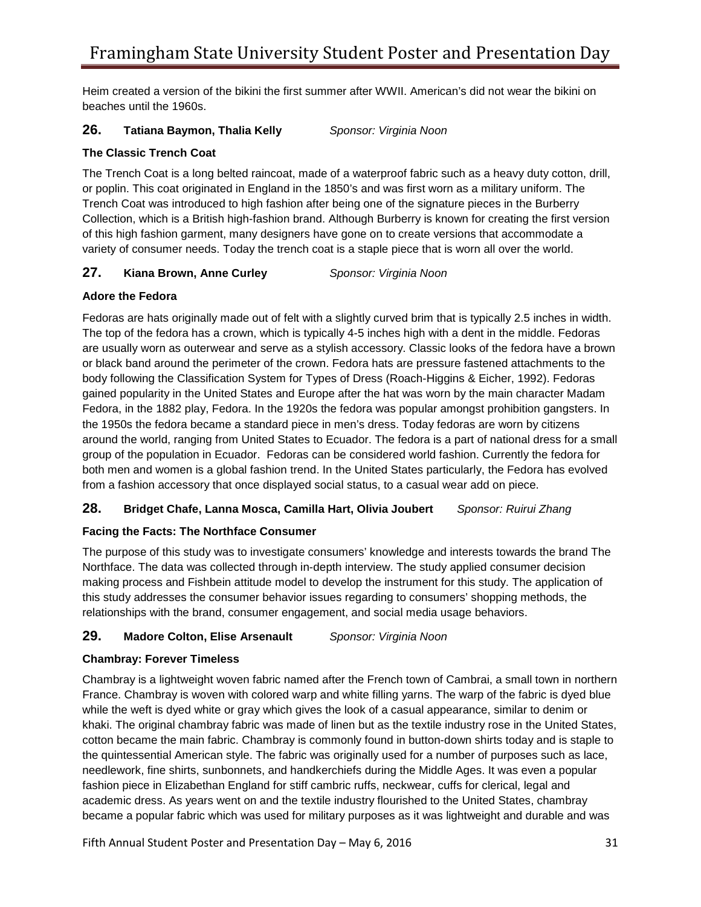Heim created a version of the bikini the first summer after WWII. American's did not wear the bikini on beaches until the 1960s.

**26. Tatiana Baymon, Thalia Kelly** *Sponsor: Virginia Noon*

**The Classic Trench Coat**

The Trench Coat is a long belted raincoat, made of a waterproof fabric such as a heavy duty cotton, drill, or poplin. This coat originated in England in the 1850's and was first worn as a military uniform. The Trench Coat was introduced to high fashion after being one of the signature pieces in the Burberry Collection, which is a British high-fashion brand. Although Burberry is known for creating the first version of this high fashion garment, many designers have gone on to create versions that accommodate a variety of consumer needs. Today the trench coat is a staple piece that is worn all over the world.

**27. Kiana Brown, Anne Curley** *Sponsor: Virginia Noon*

**Adore the Fedora**

Fedoras are hats originally made out of felt with a slightly curved brim that is typically 2.5 inches in width. The top of the fedora has a crown, which is typically 4-5 inches high with a dent in the middle. Fedoras are usually worn as outerwear and serve as a stylish accessory. Classic looks of the fedora have a brown or black band around the perimeter of the crown. Fedora hats are pressure fastened attachments to the body following the Classification System for Types of Dress (Roach-Higgins & Eicher, 1992). Fedoras gained popularity in the United States and Europe after the hat was worn by the main character Madam Fedora, in the 1882 play, Fedora. In the 1920s the fedora was popular amongst prohibition gangsters. In the 1950s the fedora became a standard piece in men's dress. Today fedoras are worn by citizens around the world, ranging from United States to Ecuador. The fedora is a part of national dress for a small group of the population in Ecuador. Fedoras can be considered world fashion. Currently the fedora for both men and women is a global fashion trend. In the United States particularly, the Fedora has evolved from a fashion accessory that once displayed social status, to a casual wear add on piece.

**28. Bridget Chafe, Lanna Mosca, Camilla Hart, Olivia Joubert** *Sponsor: Ruirui Zhang*

**Facing the Facts: The Northface Consumer**

The purpose of this study was to investigate consumers' knowledge and interests towards the brand The Northface. The data was collected through in-depth interview. The study applied consumer decision making process and Fishbein attitude model to develop the instrument for this study. The application of this study addresses the consumer behavior issues regarding to consumers' shopping methods, the relationships with the brand, consumer engagement, and social media usage behaviors.

**29. Madore Colton, Elise Arsenault** *Sponsor: Virginia Noon*

**Chambray: Forever Timeless**

Chambray is a lightweight woven fabric named after the French town of Cambrai, a small town in northern France. Chambray is woven with colored warp and white filling yarns. The warp of the fabric is dyed blue while the weft is dyed white or gray which gives the look of a casual appearance, similar to denim or khaki. The original chambray fabric was made of linen but as the textile industry rose in the United States, cotton became the main fabric. Chambray is commonly found in button-down shirts today and is staple to the quintessential American style. The fabric was originally used for a number of purposes such as lace, needlework, fine shirts, sunbonnets, and handkerchiefs during the Middle Ages. It was even a popular fashion piece in Elizabethan England for stiff cambric ruffs, neckwear, cuffs for clerical, legal and academic dress. As years went on and the textile industry flourished to the United States, chambray became a popular fabric which was used for military purposes as it was lightweight and durable and was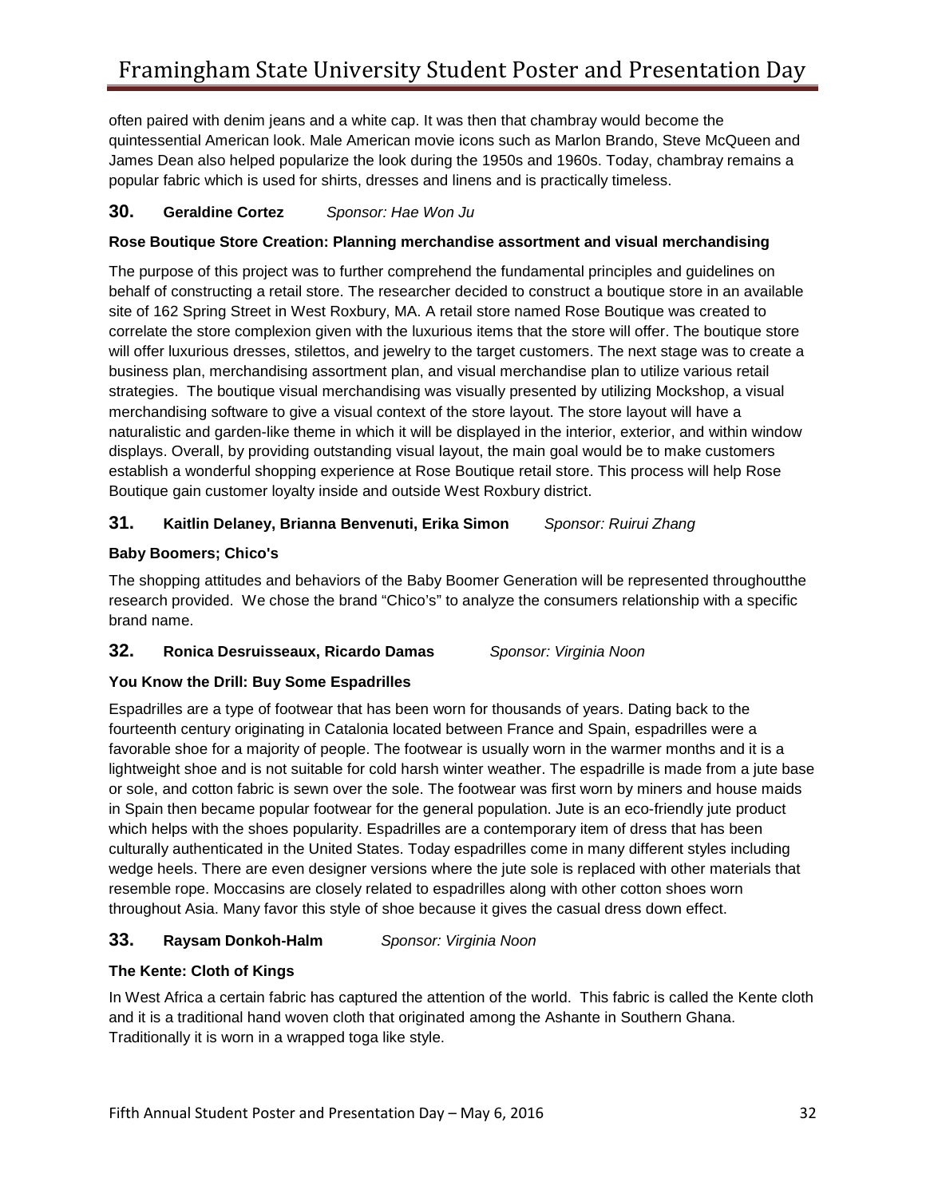often paired with denim jeans and a white cap. It was then that chambray would become the quintessential American look. Male American movie icons such as Marlon Brando, Steve McQueen and James Dean also helped popularize the look during the 1950s and 1960s. Today, chambray remains a popular fabric which is used for shirts, dresses and linens and is practically timeless.

### 30. Geraldine Cortez *Sponsor: Hae Won Ju*

**Rose Boutique Store Creation: Planning merchandise assortment and visual merchandising**

The purpose of this project was to further comprehend the fundamental principles and guidelines on behalf of constructing a retail store. The researcher decided to construct a boutique store in an available site of 162 Spring Street in West Roxbury, MA. A retail store named Rose Boutique was created to correlate the store complexion given with the luxurious items that the store will offer. The boutique store will offer luxurious dresses, stilettos, and jewelry to the target customers. The next stage was to create a business plan, merchandising assortment plan, and visual merchandise plan to utilize various retail strategies. The boutique visual merchandising was visually presented by utilizing Mockshop, a visual merchandising software to give a visual context of the store layout. The store layout will have a naturalistic and garden-like theme in which it will be displayed in the interior, exterior, and within window displays. Overall, by providing outstanding visual layout, the main goal would be to make customers establish a wonderful shopping experience at Rose Boutique retail store. This process will help Rose Boutique gain customer loyalty inside and outside West Roxbury district.

### 31. Kaitlin Delaney, Brianna Benvenuti, Erika Simon *Sponsor: Ruirui Zhang*

**Baby Boomers; Chico's**

The shopping attitudes and behaviors of the Baby Boomer Generation will be represented throughoutthe research provided. We chose the brand "Chico's" to analyze the consumers relationship with a specific brand name.

### 32. Ronica Desruisseaux, Ricardo Damas *Sponsor: Virginia Noon*

**You Know the Drill: Buy Some Espadrilles**

Espadrilles are a type of footwear that has been worn for thousands of years. Dating back to the fourteenth century originating in Catalonia located between France and Spain, espadrilles were a favorable shoe for a majority of people. The footwear is usually worn in the warmer months and it is a lightweight shoe and is not suitable for cold harsh winter weather. The espadrille is made from a jute base or sole, and cotton fabric is sewn over the sole. The footwear was first worn by miners and house maids in Spain then became popular footwear for the general population. Jute is an eco-friendly jute product which helps with the shoes popularity. Espadrilles are a contemporary item of dress that has been culturally authenticated in the United States. Today espadrilles come in many different styles including wedge heels. There are even designer versions where the jute sole is replaced with other materials that resemble rope. Moccasins are closely related to espadrilles along with other cotton shoes worn throughout Asia. Many favor this style of shoe because it gives the casual dress down effect.

### 33. Raysam Donkoh-Halm *Sponsor: Virginia Noon*

**The Kente: Cloth of Kings**

In West Africa a certain fabric has captured the attention of the world. This fabric is called the Kente cloth and it is a traditional hand woven cloth that originated among the Ashante in Southern Ghana. Traditionally it is worn in a wrapped toga like style.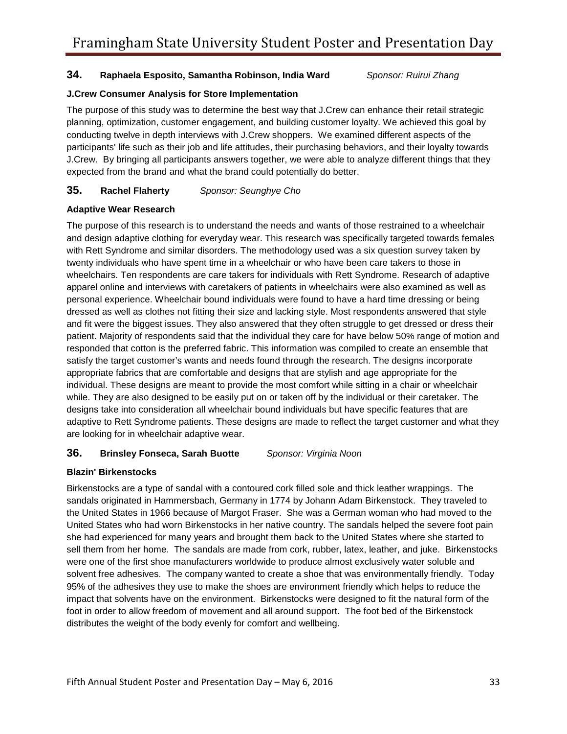**34.** **Raphaela Esposito, Samantha Robinson, India Ward** *Sponsor: Ruirui Zhang*

**J.Crew Consumer Analysis for Store Implementation**

The purpose of this study was to determine the best way that J.Crew can enhance their retail strategic planning, optimization, customer engagement, and building customer loyalty. We achieved this goal by conducting twelve in depth interviews with J.Crew shoppers. We examined different aspects of the participants' life such as their job and life attitudes, their purchasing behaviors, and their loyalty towards J.Crew. By bringing all participants answers together, we were able to analyze different things that they expected from the brand and what the brand could potentially do better.

**35.** **Rachel Flaherty** *Sponsor: Seunghye Cho*

**Adaptive Wear Research**

The purpose of this research is to understand the needs and wants of those restrained to a wheelchair and design adaptive clothing for everyday wear. This research was specifically targeted towards females with Rett Syndrome and similar disorders. The methodology used was a six question survey taken by twenty individuals who have spent time in a wheelchair or who have been care takers to those in wheelchairs. Ten respondents are care takers for individuals with Rett Syndrome. Research of adaptive apparel online and interviews with caretakers of patients in wheelchairs were also examined as well as personal experience. Wheelchair bound individuals were found to have a hard time dressing or being dressed as well as clothes not fitting their size and lacking style. Most respondents answered that style and fit were the biggest issues. They also answered that they often struggle to get dressed or dress their patient. Majority of respondents said that the individual they care for have below 50% range of motion and responded that cotton is the preferred fabric. This information was compiled to create an ensemble that satisfy the target customer's wants and needs found through the research. The designs incorporate appropriate fabrics that are comfortable and designs that are stylish and age appropriate for the individual. These designs are meant to provide the most comfort while sitting in a chair or wheelchair while. They are also designed to be easily put on or taken off by the individual or their caretaker. The designs take into consideration all wheelchair bound individuals but have specific features that are adaptive to Rett Syndrome patients. These designs are made to reflect the target customer and what they are looking for in wheelchair adaptive wear.

**36.** **Brinsley Fonseca, Sarah Buotte** *Sponsor: Virginia Noon*

**Blazin' Birkenstocks**

Birkenstocks are a type of sandal with a contoured cork filled sole and thick leather wrappings. The sandals originated in Hammersbach, Germany in 1774 by Johann Adam Birkenstock. They traveled to the United States in 1966 because of Margot Fraser. She was a German woman who had moved to the United States who had worn Birkenstocks in her native country. The sandals helped the severe foot pain she had experienced for many years and brought them back to the United States where she started to sell them from her home. The sandals are made from cork, rubber, latex, leather, and juke. Birkenstocks were one of the first shoe manufacturers worldwide to produce almost exclusively water soluble and solvent free adhesives. The company wanted to create a shoe that was environmentally friendly. Today 95% of the adhesives they use to make the shoes are environment friendly which helps to reduce the impact that solvents have on the environment. Birkenstocks were designed to fit the natural form of the foot in order to allow freedom of movement and all around support. The foot bed of the Birkenstock distributes the weight of the body evenly for comfort and wellbeing.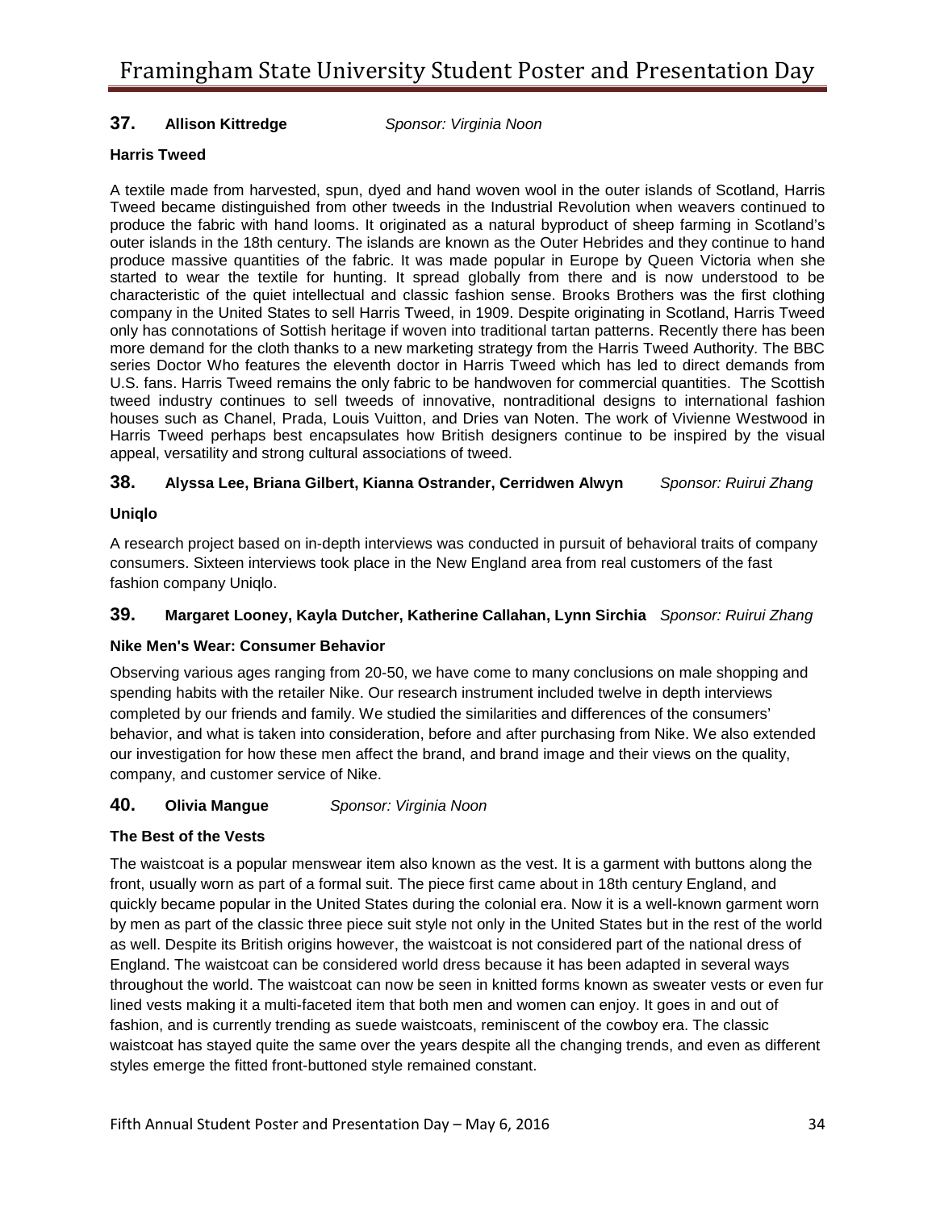**37.** **Allison Kittredge** *Sponsor: Virginia Noon*

**Harris Tweed**

A textile made from harvested, spun, dyed and hand woven wool in the outer islands of Scotland, Harris Tweed became distinguished from other tweeds in the Industrial Revolution when weavers continued to produce the fabric with hand looms. It originated as a natural byproduct of sheep farming in Scotland's outer islands in the 18th century. The islands are known as the Outer Hebrides and they continue to hand produce massive quantities of the fabric. It was made popular in Europe by Queen Victoria when she started to wear the textile for hunting. It spread globally from there and is now understood to be characteristic of the quiet intellectual and classic fashion sense. Brooks Brothers was the first clothing company in the United States to sell Harris Tweed, in 1909. Despite originating in Scotland, Harris Tweed only has connotations of Sottish heritage if woven into traditional tartan patterns. Recently there has been more demand for the cloth thanks to a new marketing strategy from the Harris Tweed Authority. The BBC series Doctor Who features the eleventh doctor in Harris Tweed which has led to direct demands from U.S. fans. Harris Tweed remains the only fabric to be handwoven for commercial quantities. The Scottish tweed industry continues to sell tweeds of innovative, nontraditional designs to international fashion houses such as Chanel, Prada, Louis Vuitton, and Dries van Noten. The work of Vivienne Westwood in Harris Tweed perhaps best encapsulates how British designers continue to be inspired by the visual appeal, versatility and strong cultural associations of tweed.

**38.** **Alyssa Lee, Briana Gilbert, Kianna Ostrander, Cerridwen Alwyn** *Sponsor: Ruirui Zhang*

**Uniqlo**

A research project based on in-depth interviews was conducted in pursuit of behavioral traits of company consumers. Sixteen interviews took place in the New England area from real customers of the fast fashion company Uniqlo.

**39.** **Margaret Looney, Kayla Dutcher, Katherine Callahan, Lynn Sirchia** *Sponsor: Ruirui Zhang*

**Nike Men's Wear: Consumer Behavior**

Observing various ages ranging from 20-50, we have come to many conclusions on male shopping and spending habits with the retailer Nike. Our research instrument included twelve in depth interviews completed by our friends and family. We studied the similarities and differences of the consumers' behavior, and what is taken into consideration, before and after purchasing from Nike. We also extended our investigation for how these men affect the brand, and brand image and their views on the quality, company, and customer service of Nike.

**40.** **Olivia Mangue** *Sponsor: Virginia Noon*

**The Best of the Vests**

The waistcoat is a popular menswear item also known as the vest. It is a garment with buttons along the front, usually worn as part of a formal suit. The piece first came about in 18th century England, and quickly became popular in the United States during the colonial era. Now it is a well-known garment worn by men as part of the classic three piece suit style not only in the United States but in the rest of the world as well. Despite its British origins however, the waistcoat is not considered part of the national dress of England. The waistcoat can be considered world dress because it has been adapted in several ways throughout the world. The waistcoat can now be seen in knitted forms known as sweater vests or even fur lined vests making it a multi-faceted item that both men and women can enjoy. It goes in and out of fashion, and is currently trending as suede waistcoats, reminiscent of the cowboy era. The classic waistcoat has stayed quite the same over the years despite all the changing trends, and even as different styles emerge the fitted front-buttoned style remained constant.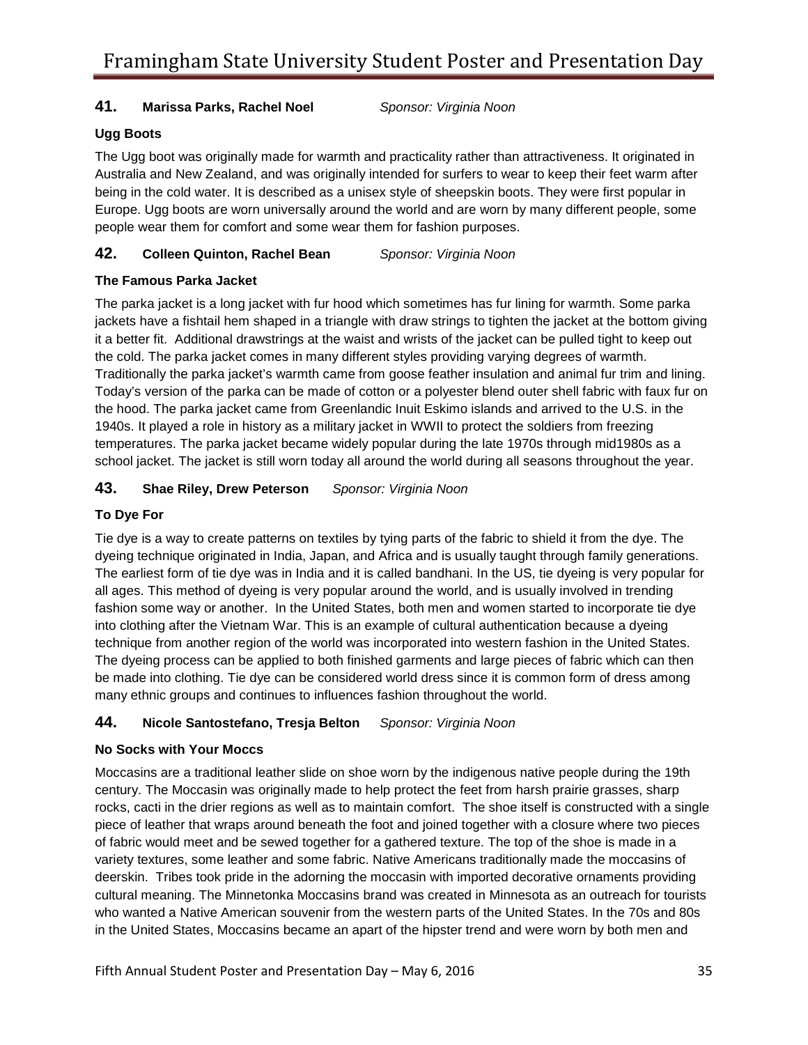**41.** **Marissa Parks, Rachel Noel** *Sponsor: Virginia Noon*

**Ugg Boots**

The Ugg boot was originally made for warmth and practicality rather than attractiveness. It originated in Australia and New Zealand, and was originally intended for surfers to wear to keep their feet warm after being in the cold water. It is described as a unisex style of sheepskin boots. They were first popular in Europe. Ugg boots are worn universally around the world and are worn by many different people, some people wear them for comfort and some wear them for fashion purposes.

**42.** **Colleen Quinton, Rachel Bean** *Sponsor: Virginia Noon*

**The Famous Parka Jacket**

The parka jacket is a long jacket with fur hood which sometimes has fur lining for warmth. Some parka jackets have a fishtail hem shaped in a triangle with draw strings to tighten the jacket at the bottom giving it a better fit. Additional drawstrings at the waist and wrists of the jacket can be pulled tight to keep out the cold. The parka jacket comes in many different styles providing varying degrees of warmth. Traditionally the parka jacket's warmth came from goose feather insulation and animal fur trim and lining. Today's version of the parka can be made of cotton or a polyester blend outer shell fabric with faux fur on the hood. The parka jacket came from Greenlandic Inuit Eskimo islands and arrived to the U.S. in the 1940s. It played a role in history as a military jacket in WWII to protect the soldiers from freezing temperatures. The parka jacket became widely popular during the late 1970s through mid1980s as a school jacket. The jacket is still worn today all around the world during all seasons throughout the year.

**43.** **Shae Riley, Drew Peterson** *Sponsor: Virginia Noon*

**To Dye For**

Tie dye is a way to create patterns on textiles by tying parts of the fabric to shield it from the dye. The dyeing technique originated in India, Japan, and Africa and is usually taught through family generations. The earliest form of tie dye was in India and it is called bandhani. In the US, tie dyeing is very popular for all ages. This method of dyeing is very popular around the world, and is usually involved in trending fashion some way or another. In the United States, both men and women started to incorporate tie dye into clothing after the Vietnam War. This is an example of cultural authentication because a dyeing technique from another region of the world was incorporated into western fashion in the United States. The dyeing process can be applied to both finished garments and large pieces of fabric which can then be made into clothing. Tie dye can be considered world dress since it is common form of dress among many ethnic groups and continues to influences fashion throughout the world.

**44.** **Nicole Santostefano, Tresja Belton** *Sponsor: Virginia Noon*

**No Socks with Your Moccs**

Moccasins are a traditional leather slide on shoe worn by the indigenous native people during the 19th century. The Moccasin was originally made to help protect the feet from harsh prairie grasses, sharp rocks, cacti in the drier regions as well as to maintain comfort. The shoe itself is constructed with a single piece of leather that wraps around beneath the foot and joined together with a closure where two pieces of fabric would meet and be sewed together for a gathered texture. The top of the shoe is made in a variety textures, some leather and some fabric. Native Americans traditionally made the moccasins of deerskin. Tribes took pride in the adorning the moccasin with imported decorative ornaments providing cultural meaning. The Minnetonka Moccasins brand was created in Minnesota as an outreach for tourists who wanted a Native American souvenir from the western parts of the United States. In the 70s and 80s in the United States, Moccasins became an apart of the hipster trend and were worn by both men and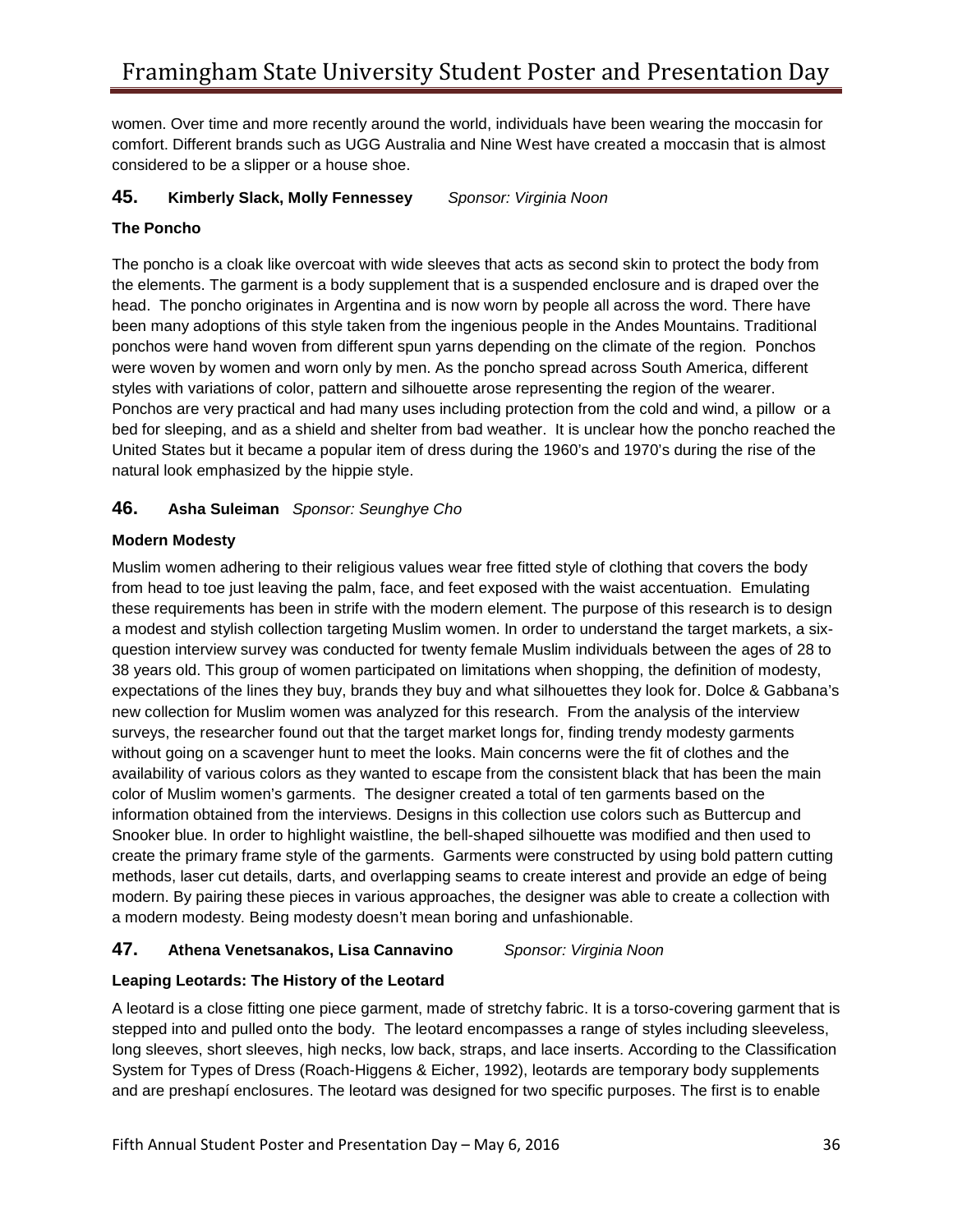women. Over time and more recently around the world, individuals have been wearing the moccasin for comfort. Different brands such as UGG Australia and Nine West have created a moccasin that is almost considered to be a slipper or a house shoe.

### 45. Kimberly Slack, Molly Fennessey *Sponsor: Virginia Noon*

**The Poncho**

The poncho is a cloak like overcoat with wide sleeves that acts as second skin to protect the body from the elements. The garment is a body supplement that is a suspended enclosure and is draped over the head. The poncho originates in Argentina and is now worn by people all across the word. There have been many adoptions of this style taken from the ingenious people in the Andes Mountains. Traditional ponchos were hand woven from different spun yarns depending on the climate of the region. Ponchos were woven by women and worn only by men. As the poncho spread across South America, different styles with variations of color, pattern and silhouette arose representing the region of the wearer. Ponchos are very practical and had many uses including protection from the cold and wind, a pillow or a bed for sleeping, and as a shield and shelter from bad weather. It is unclear how the poncho reached the United States but it became a popular item of dress during the 1960's and 1970's during the rise of the natural look emphasized by the hippie style.

### 46. Asha Suleiman *Sponsor: Seunghye Cho*

**Modern Modesty**

Muslim women adhering to their religious values wear free fitted style of clothing that covers the body from head to toe just leaving the palm, face, and feet exposed with the waist accentuation. Emulating these requirements has been in strife with the modern element. The purpose of this research is to design a modest and stylish collection targeting Muslim women. In order to understand the target markets, a six-question interview survey was conducted for twenty female Muslim individuals between the ages of 28 to 38 years old. This group of women participated on limitations when shopping, the definition of modesty, expectations of the lines they buy, brands they buy and what silhouettes they look for. Dolce & Gabbana's new collection for Muslim women was analyzed for this research. From the analysis of the interview surveys, the researcher found out that the target market longs for, finding trendy modesty garments without going on a scavenger hunt to meet the looks. Main concerns were the fit of clothes and the availability of various colors as they wanted to escape from the consistent black that has been the main color of Muslim women's garments. The designer created a total of ten garments based on the information obtained from the interviews. Designs in this collection use colors such as Buttercup and Snooker blue. In order to highlight waistline, the bell-shaped silhouette was modified and then used to create the primary frame style of the garments. Garments were constructed by using bold pattern cutting methods, laser cut details, darts, and overlapping seams to create interest and provide an edge of being modern. By pairing these pieces in various approaches, the designer was able to create a collection with a modern modesty. Being modesty doesn't mean boring and unfashionable.

### 47. Athena Venetsanakos, Lisa Cannavino *Sponsor: Virginia Noon*

**Leaping Leotards: The History of the Leotard**

A leotard is a close fitting one piece garment, made of stretchy fabric. It is a torso-covering garment that is stepped into and pulled onto the body. The leotard encompasses a range of styles including sleeveless, long sleeves, short sleeves, high necks, low back, straps, and lace inserts. According to the Classification System for Types of Dress (Roach-Higgens & Eicher, 1992), leotards are temporary body supplements and are preshapí enclosures. The leotard was designed for two specific purposes. The first is to enable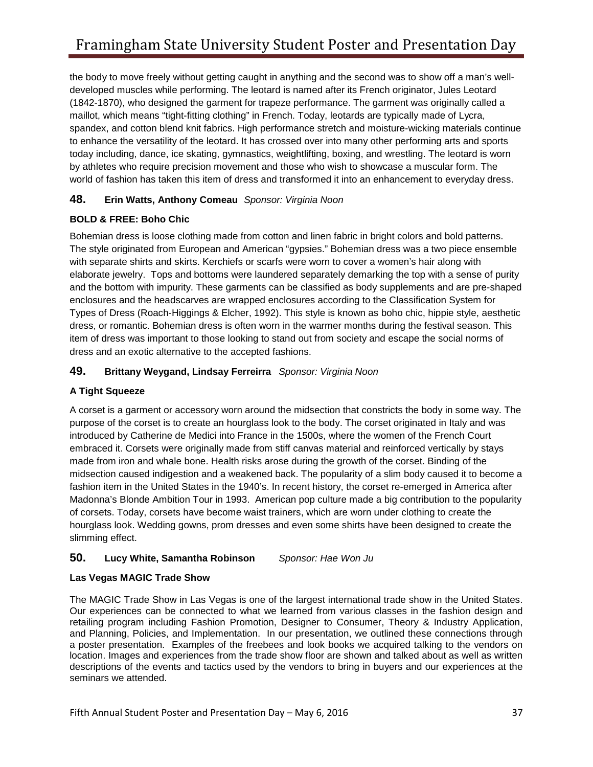the body to move freely without getting caught in anything and the second was to show off a man's well-developed muscles while performing. The leotard is named after its French originator, Jules Leotard (1842-1870), who designed the garment for trapeze performance. The garment was originally called a maillot, which means "tight-fitting clothing" in French. Today, leotards are typically made of Lycra, spandex, and cotton blend knit fabrics. High performance stretch and moisture-wicking materials continue to enhance the versatility of the leotard. It has crossed over into many other performing arts and sports today including, dance, ice skating, gymnastics, weightlifting, boxing, and wrestling. The leotard is worn by athletes who require precision movement and those who wish to showcase a muscular form. The world of fashion has taken this item of dress and transformed it into an enhancement to everyday dress.

## 48. Erin Watts, Anthony Comeau *Sponsor: Virginia Noon*

**BOLD & FREE: Boho Chic**

Bohemian dress is loose clothing made from cotton and linen fabric in bright colors and bold patterns. The style originated from European and American "gypsies." Bohemian dress was a two piece ensemble with separate shirts and skirts. Kerchiefs or scarfs were worn to cover a women's hair along with elaborate jewelry. Tops and bottoms were laundered separately demarking the top with a sense of purity and the bottom with impurity. These garments can be classified as body supplements and are pre-shaped enclosures and the headscarves are wrapped enclosures according to the Classification System for Types of Dress (Roach-Higgings & Elcher, 1992). This style is known as boho chic, hippie style, aesthetic dress, or romantic. Bohemian dress is often worn in the warmer months during the festival season. This item of dress was important to those looking to stand out from society and escape the social norms of dress and an exotic alternative to the accepted fashions.

## 49. Brittany Weygand, Lindsay Ferreirra *Sponsor: Virginia Noon*

**A Tight Squeeze**

A corset is a garment or accessory worn around the midsection that constricts the body in some way. The purpose of the corset is to create an hourglass look to the body. The corset originated in Italy and was introduced by Catherine de Medici into France in the 1500s, where the women of the French Court embraced it. Corsets were originally made from stiff canvas material and reinforced vertically by stays made from iron and whale bone. Health risks arose during the growth of the corset. Binding of the midsection caused indigestion and a weakened back. The popularity of a slim body caused it to become a fashion item in the United States in the 1940's. In recent history, the corset re-emerged in America after Madonna's Blonde Ambition Tour in 1993. American pop culture made a big contribution to the popularity of corsets. Today, corsets have become waist trainers, which are worn under clothing to create the hourglass look. Wedding gowns, prom dresses and even some shirts have been designed to create the slimming effect.

## 50. Lucy White, Samantha Robinson *Sponsor: Hae Won Ju*

**Las Vegas MAGIC Trade Show**

The MAGIC Trade Show in Las Vegas is one of the largest international trade show in the United States. Our experiences can be connected to what we learned from various classes in the fashion design and retailing program including Fashion Promotion, Designer to Consumer, Theory & Industry Application, and Planning, Policies, and Implementation. In our presentation, we outlined these connections through a poster presentation. Examples of the freebees and look books we acquired talking to the vendors on location. Images and experiences from the trade show floor are shown and talked about as well as written descriptions of the events and tactics used by the vendors to bring in buyers and our experiences at the seminars we attended.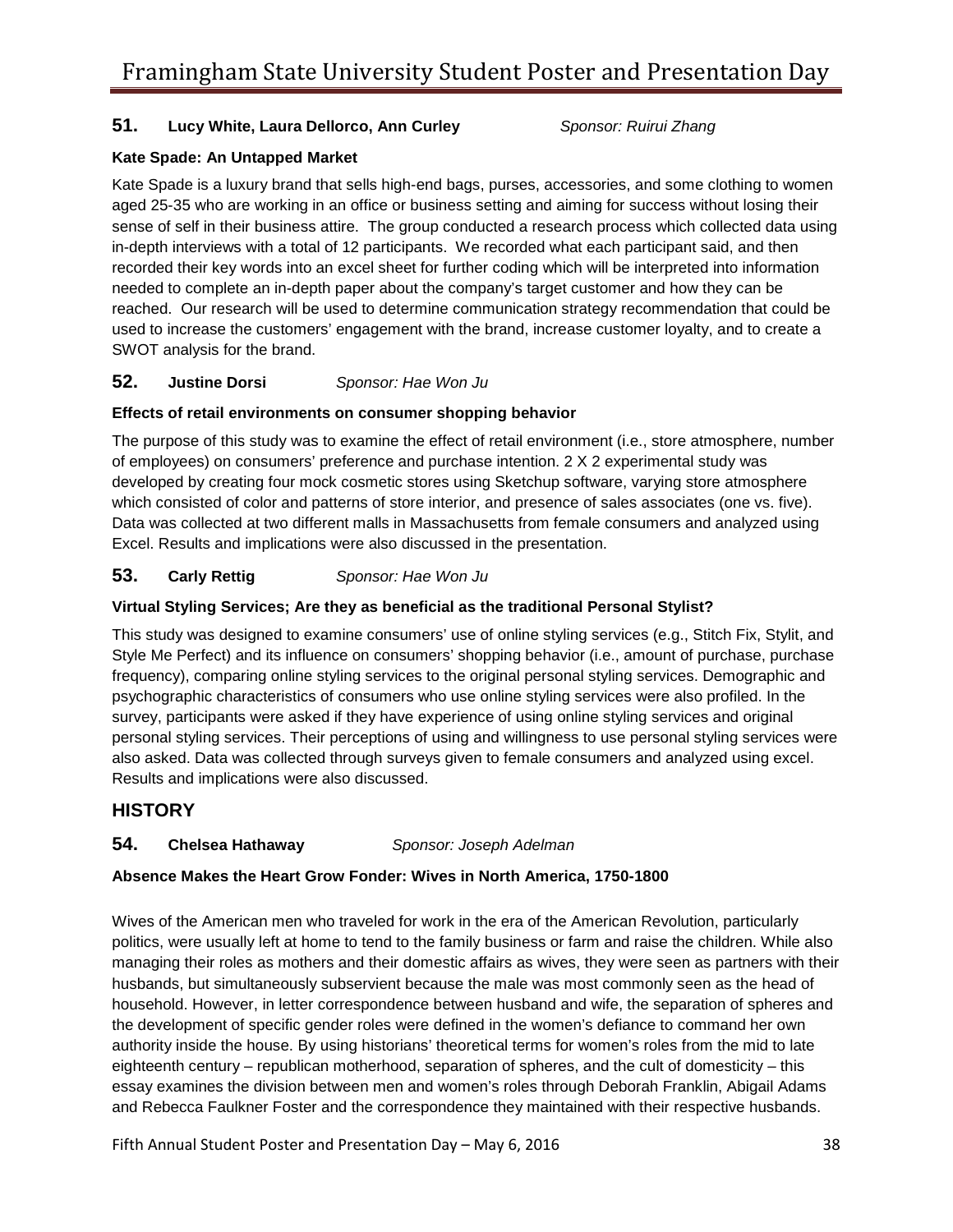**51. Lucy White, Laura Dellorco, Ann Curley** *Sponsor: Ruirui Zhang*

**Kate Spade: An Untapped Market**

Kate Spade is a luxury brand that sells high-end bags, purses, accessories, and some clothing to women aged 25-35 who are working in an office or business setting and aiming for success without losing their sense of self in their business attire. The group conducted a research process which collected data using in-depth interviews with a total of 12 participants. We recorded what each participant said, and then recorded their key words into an excel sheet for further coding which will be interpreted into information needed to complete an in-depth paper about the company's target customer and how they can be reached. Our research will be used to determine communication strategy recommendation that could be used to increase the customers' engagement with the brand, increase customer loyalty, and to create a SWOT analysis for the brand.

**52. Justine Dorsi** *Sponsor: Hae Won Ju*

**Effects of retail environments on consumer shopping behavior**

The purpose of this study was to examine the effect of retail environment (i.e., store atmosphere, number of employees) on consumers' preference and purchase intention. 2 X 2 experimental study was developed by creating four mock cosmetic stores using Sketchup software, varying store atmosphere which consisted of color and patterns of store interior, and presence of sales associates (one vs. five). Data was collected at two different malls in Massachusetts from female consumers and analyzed using Excel. Results and implications were also discussed in the presentation.

**53. Carly Rettig** *Sponsor: Hae Won Ju*

**Virtual Styling Services; Are they as beneficial as the traditional Personal Stylist?**

This study was designed to examine consumers' use of online styling services (e.g., Stitch Fix, Stylit, and Style Me Perfect) and its influence on consumers' shopping behavior (i.e., amount of purchase, purchase frequency), comparing online styling services to the original personal styling services. Demographic and psychographic characteristics of consumers who use online styling services were also profiled. In the survey, participants were asked if they have experience of using online styling services and original personal styling services. Their perceptions of using and willingness to use personal styling services were also asked. Data was collected through surveys given to female consumers and analyzed using excel. Results and implications were also discussed.

## HISTORY

**54. Chelsea Hathaway** *Sponsor: Joseph Adelman*

**Absence Makes the Heart Grow Fonder: Wives in North America, 1750-1800**

Wives of the American men who traveled for work in the era of the American Revolution, particularly politics, were usually left at home to tend to the family business or farm and raise the children. While also managing their roles as mothers and their domestic affairs as wives, they were seen as partners with their husbands, but simultaneously subservient because the male was most commonly seen as the head of household. However, in letter correspondence between husband and wife, the separation of spheres and the development of specific gender roles were defined in the women's defiance to command her own authority inside the house. By using historians' theoretical terms for women's roles from the mid to late eighteenth century – republican motherhood, separation of spheres, and the cult of domesticity – this essay examines the division between men and women's roles through Deborah Franklin, Abigail Adams and Rebecca Faulkner Foster and the correspondence they maintained with their respective husbands.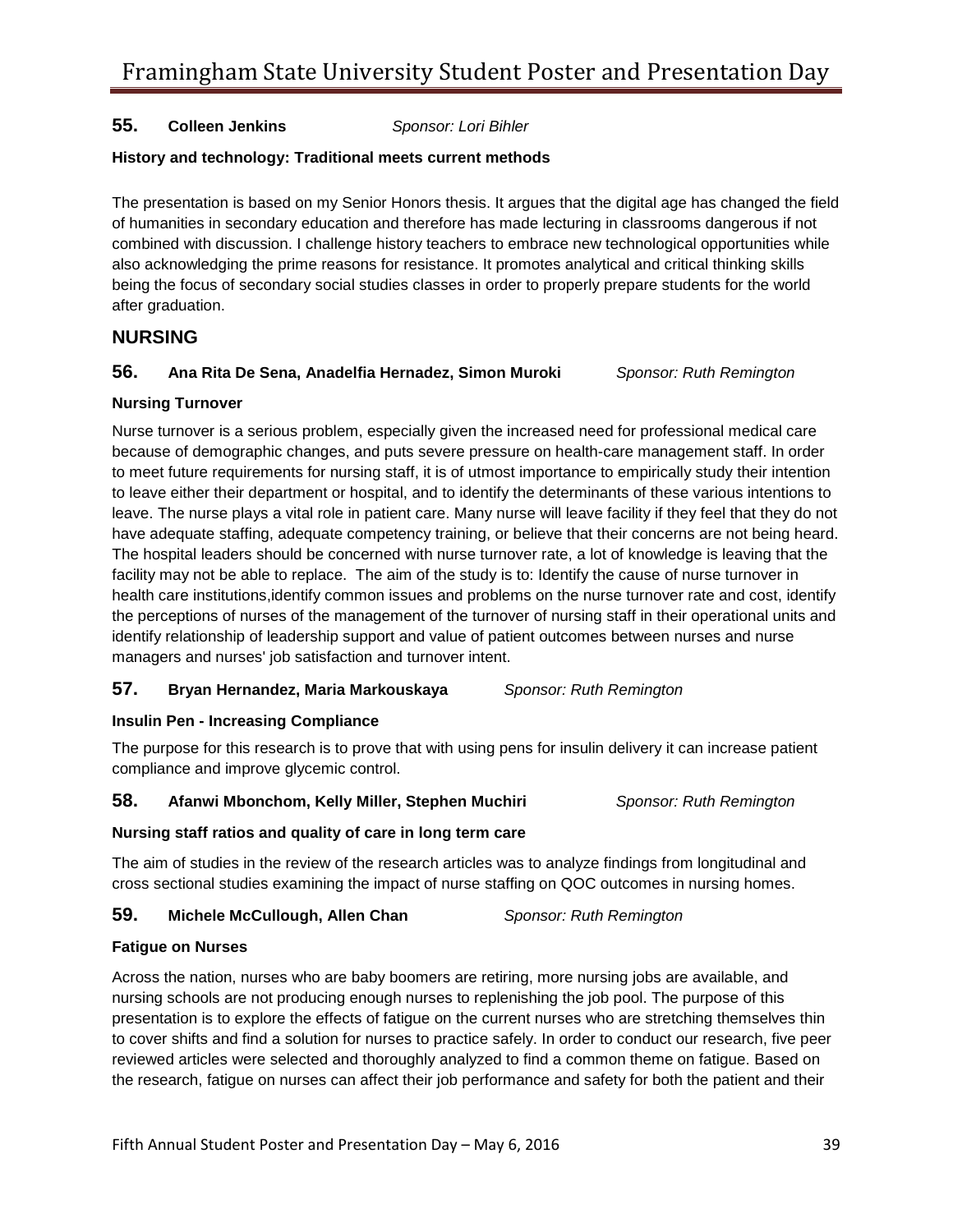**55.** **Colleen Jenkins** *Sponsor: Lori Bihler*

**History and technology: Traditional meets current methods**

The presentation is based on my Senior Honors thesis. It argues that the digital age has changed the field of humanities in secondary education and therefore has made lecturing in classrooms dangerous if not combined with discussion. I challenge history teachers to embrace new technological opportunities while also acknowledging the prime reasons for resistance. It promotes analytical and critical thinking skills being the focus of secondary social studies classes in order to properly prepare students for the world after graduation.

## NURSING

**56.** **Ana Rita De Sena, Anadelfia Hernadez, Simon Muroki** *Sponsor: Ruth Remington*

**Nursing Turnover**

Nurse turnover is a serious problem, especially given the increased need for professional medical care because of demographic changes, and puts severe pressure on health-care management staff. In order to meet future requirements for nursing staff, it is of utmost importance to empirically study their intention to leave either their department or hospital, and to identify the determinants of these various intentions to leave. The nurse plays a vital role in patient care. Many nurse will leave facility if they feel that they do not have adequate staffing, adequate competency training, or believe that their concerns are not being heard. The hospital leaders should be concerned with nurse turnover rate, a lot of knowledge is leaving that the facility may not be able to replace. The aim of the study is to: Identify the cause of nurse turnover in health care institutions,identify common issues and problems on the nurse turnover rate and cost, identify the perceptions of nurses of the management of the turnover of nursing staff in their operational units and identify relationship of leadership support and value of patient outcomes between nurses and nurse managers and nurses' job satisfaction and turnover intent.

**57.** **Bryan Hernandez, Maria Markouskaya** *Sponsor: Ruth Remington*

**Insulin Pen - Increasing Compliance**

The purpose for this research is to prove that with using pens for insulin delivery it can increase patient compliance and improve glycemic control.

**58.** **Afanwi Mbonchom, Kelly Miller, Stephen Muchiri** *Sponsor: Ruth Remington*

**Nursing staff ratios and quality of care in long term care**

The aim of studies in the review of the research articles was to analyze findings from longitudinal and cross sectional studies examining the impact of nurse staffing on QOC outcomes in nursing homes.

**59.** **Michele McCullough, Allen Chan** *Sponsor: Ruth Remington*

**Fatigue on Nurses**

Across the nation, nurses who are baby boomers are retiring, more nursing jobs are available, and nursing schools are not producing enough nurses to replenishing the job pool. The purpose of this presentation is to explore the effects of fatigue on the current nurses who are stretching themselves thin to cover shifts and find a solution for nurses to practice safely. In order to conduct our research, five peer reviewed articles were selected and thoroughly analyzed to find a common theme on fatigue. Based on the research, fatigue on nurses can affect their job performance and safety for both the patient and their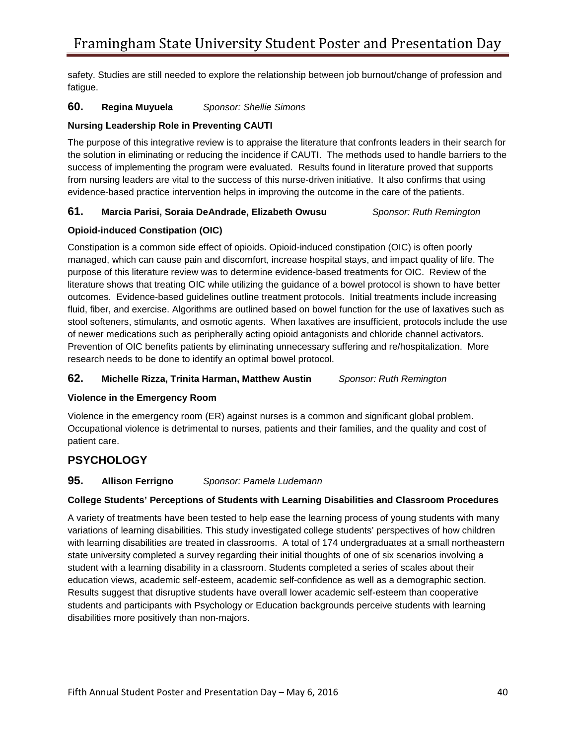safety. Studies are still needed to explore the relationship between job burnout/change of profession and fatigue.

**60. Regina Muyuela** *Sponsor: Shellie Simons*

**Nursing Leadership Role in Preventing CAUTI**

The purpose of this integrative review is to appraise the literature that confronts leaders in their search for the solution in eliminating or reducing the incidence if CAUTI. The methods used to handle barriers to the success of implementing the program were evaluated. Results found in literature proved that supports from nursing leaders are vital to the success of this nurse-driven initiative. It also confirms that using evidence-based practice intervention helps in improving the outcome in the care of the patients.

**61. Marcia Parisi, Soraia DeAndrade, Elizabeth Owusu** *Sponsor: Ruth Remington*

**Opioid-induced Constipation (OIC)**

Constipation is a common side effect of opioids. Opioid-induced constipation (OIC) is often poorly managed, which can cause pain and discomfort, increase hospital stays, and impact quality of life. The purpose of this literature review was to determine evidence-based treatments for OIC. Review of the literature shows that treating OIC while utilizing the guidance of a bowel protocol is shown to have better outcomes. Evidence-based guidelines outline treatment protocols. Initial treatments include increasing fluid, fiber, and exercise. Algorithms are outlined based on bowel function for the use of laxatives such as stool softeners, stimulants, and osmotic agents. When laxatives are insufficient, protocols include the use of newer medications such as peripherally acting opioid antagonists and chloride channel activators. Prevention of OIC benefits patients by eliminating unnecessary suffering and re/hospitalization. More research needs to be done to identify an optimal bowel protocol.

**62. Michelle Rizza, Trinita Harman, Matthew Austin** *Sponsor: Ruth Remington*

**Violence in the Emergency Room**

Violence in the emergency room (ER) against nurses is a common and significant global problem. Occupational violence is detrimental to nurses, patients and their families, and the quality and cost of patient care.

## PSYCHOLOGY

**95. Allison Ferrigno** *Sponsor: Pamela Ludemann*

**College Students' Perceptions of Students with Learning Disabilities and Classroom Procedures**

A variety of treatments have been tested to help ease the learning process of young students with many variations of learning disabilities. This study investigated college students' perspectives of how children with learning disabilities are treated in classrooms. A total of 174 undergraduates at a small northeastern state university completed a survey regarding their initial thoughts of one of six scenarios involving a student with a learning disability in a classroom. Students completed a series of scales about their education views, academic self-esteem, academic self-confidence as well as a demographic section. Results suggest that disruptive students have overall lower academic self-esteem than cooperative students and participants with Psychology or Education backgrounds perceive students with learning disabilities more positively than non-majors.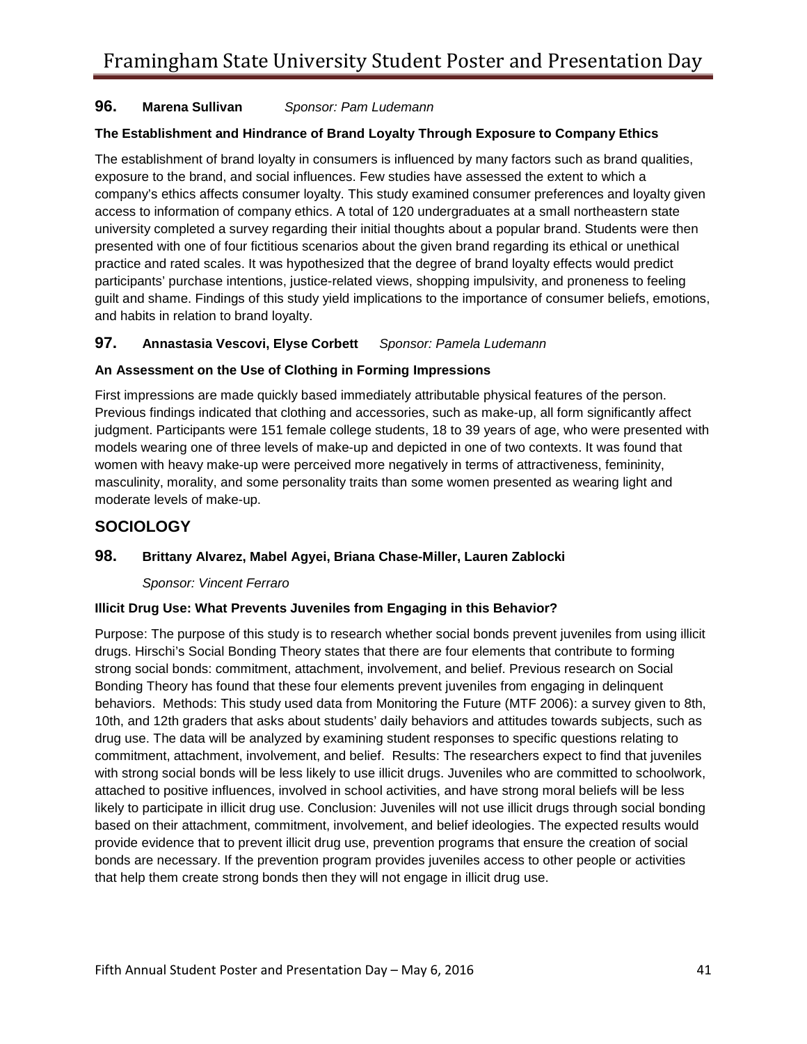**96.** **Marena Sullivan** *Sponsor: Pam Ludemann*

**The Establishment and Hindrance of Brand Loyalty Through Exposure to Company Ethics**

The establishment of brand loyalty in consumers is influenced by many factors such as brand qualities, exposure to the brand, and social influences. Few studies have assessed the extent to which a company's ethics affects consumer loyalty. This study examined consumer preferences and loyalty given access to information of company ethics. A total of 120 undergraduates at a small northeastern state university completed a survey regarding their initial thoughts about a popular brand. Students were then presented with one of four fictitious scenarios about the given brand regarding its ethical or unethical practice and rated scales. It was hypothesized that the degree of brand loyalty effects would predict participants' purchase intentions, justice-related views, shopping impulsivity, and proneness to feeling guilt and shame. Findings of this study yield implications to the importance of consumer beliefs, emotions, and habits in relation to brand loyalty.

**97.** **Annastasia Vescovi, Elyse Corbett** *Sponsor: Pamela Ludemann*

**An Assessment on the Use of Clothing in Forming Impressions**

First impressions are made quickly based immediately attributable physical features of the person. Previous findings indicated that clothing and accessories, such as make-up, all form significantly affect judgment. Participants were 151 female college students, 18 to 39 years of age, who were presented with models wearing one of three levels of make-up and depicted in one of two contexts. It was found that women with heavy make-up were perceived more negatively in terms of attractiveness, femininity, masculinity, morality, and some personality traits than some women presented as wearing light and moderate levels of make-up.

## SOCIOLOGY

**98.** **Brittany Alvarez, Mabel Agyei, Briana Chase-Miller, Lauren Zablocki**

*Sponsor: Vincent Ferraro*

**Illicit Drug Use: What Prevents Juveniles from Engaging in this Behavior?**

Purpose: The purpose of this study is to research whether social bonds prevent juveniles from using illicit drugs. Hirschi's Social Bonding Theory states that there are four elements that contribute to forming strong social bonds: commitment, attachment, involvement, and belief. Previous research on Social Bonding Theory has found that these four elements prevent juveniles from engaging in delinquent behaviors. Methods: This study used data from Monitoring the Future (MTF 2006): a survey given to 8th, 10th, and 12th graders that asks about students' daily behaviors and attitudes towards subjects, such as drug use. The data will be analyzed by examining student responses to specific questions relating to commitment, attachment, involvement, and belief. Results: The researchers expect to find that juveniles with strong social bonds will be less likely to use illicit drugs. Juveniles who are committed to schoolwork, attached to positive influences, involved in school activities, and have strong moral beliefs will be less likely to participate in illicit drug use. Conclusion: Juveniles will not use illicit drugs through social bonding based on their attachment, commitment, involvement, and belief ideologies. The expected results would provide evidence that to prevent illicit drug use, prevention programs that ensure the creation of social bonds are necessary. If the prevention program provides juveniles access to other people or activities that help them create strong bonds then they will not engage in illicit drug use.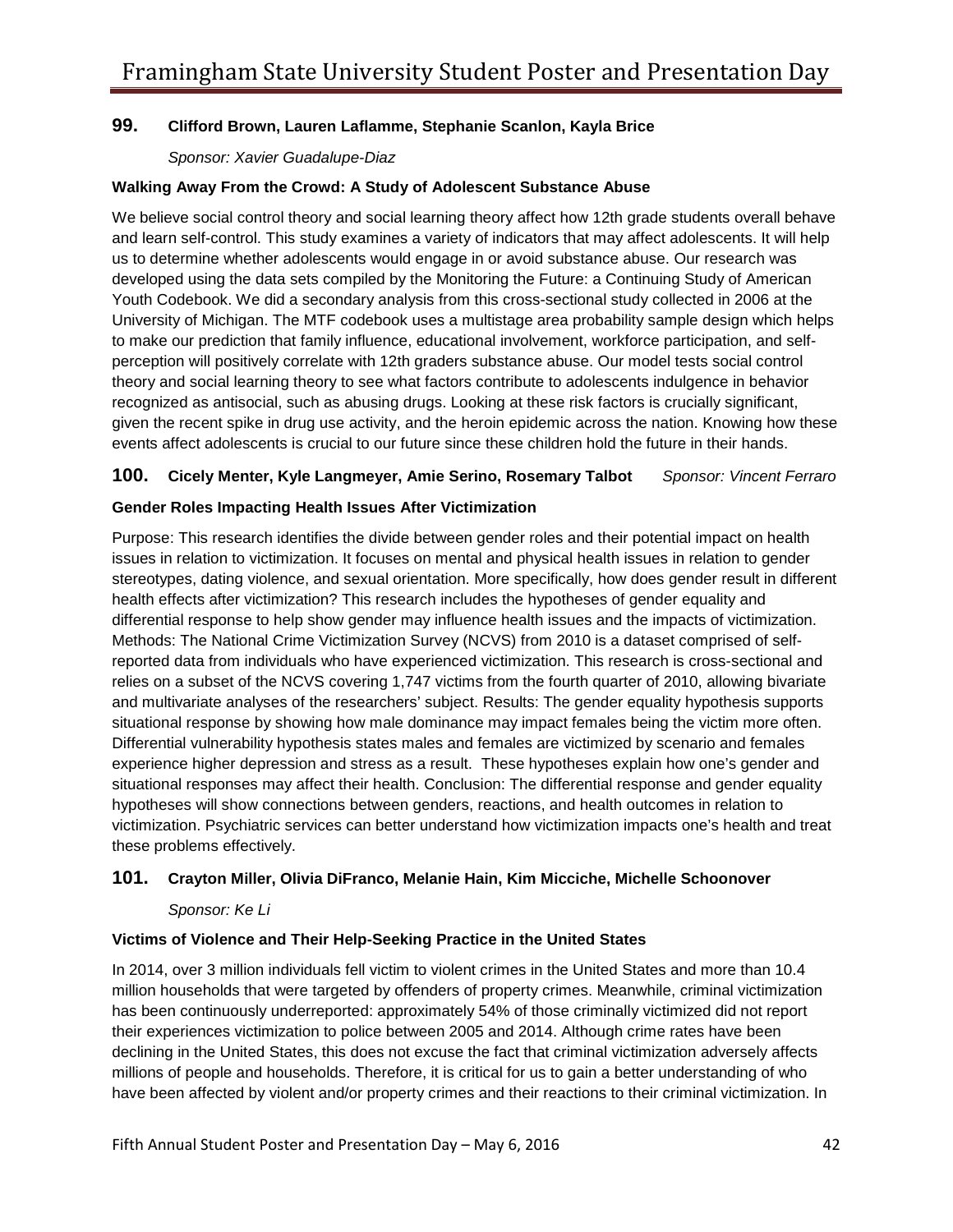**99. Clifford Brown, Lauren Laflamme, Stephanie Scanlon, Kayla Brice**

*Sponsor: Xavier Guadalupe-Diaz*

**Walking Away From the Crowd: A Study of Adolescent Substance Abuse**

We believe social control theory and social learning theory affect how 12th grade students overall behave and learn self-control. This study examines a variety of indicators that may affect adolescents. It will help us to determine whether adolescents would engage in or avoid substance abuse. Our research was developed using the data sets compiled by the Monitoring the Future: a Continuing Study of American Youth Codebook. We did a secondary analysis from this cross-sectional study collected in 2006 at the University of Michigan. The MTF codebook uses a multistage area probability sample design which helps to make our prediction that family influence, educational involvement, workforce participation, and self-perception will positively correlate with 12th graders substance abuse. Our model tests social control theory and social learning theory to see what factors contribute to adolescents indulgence in behavior recognized as antisocial, such as abusing drugs. Looking at these risk factors is crucially significant, given the recent spike in drug use activity, and the heroin epidemic across the nation. Knowing how these events affect adolescents is crucial to our future since these children hold the future in their hands.

**100. Cicely Menter, Kyle Langmeyer, Amie Serino, Rosemary Talbot** *Sponsor: Vincent Ferraro*

**Gender Roles Impacting Health Issues After Victimization**

Purpose: This research identifies the divide between gender roles and their potential impact on health issues in relation to victimization. It focuses on mental and physical health issues in relation to gender stereotypes, dating violence, and sexual orientation. More specifically, how does gender result in different health effects after victimization? This research includes the hypotheses of gender equality and differential response to help show gender may influence health issues and the impacts of victimization. Methods: The National Crime Victimization Survey (NCVS) from 2010 is a dataset comprised of self-reported data from individuals who have experienced victimization. This research is cross-sectional and relies on a subset of the NCVS covering 1,747 victims from the fourth quarter of 2010, allowing bivariate and multivariate analyses of the researchers' subject. Results: The gender equality hypothesis supports situational response by showing how male dominance may impact females being the victim more often. Differential vulnerability hypothesis states males and females are victimized by scenario and females experience higher depression and stress as a result. These hypotheses explain how one's gender and situational responses may affect their health. Conclusion: The differential response and gender equality hypotheses will show connections between genders, reactions, and health outcomes in relation to victimization. Psychiatric services can better understand how victimization impacts one's health and treat these problems effectively.

**101. Crayton Miller, Olivia DiFranco, Melanie Hain, Kim Micciche, Michelle Schoonover**

*Sponsor: Ke Li*

**Victims of Violence and Their Help-Seeking Practice in the United States**

In 2014, over 3 million individuals fell victim to violent crimes in the United States and more than 10.4 million households that were targeted by offenders of property crimes. Meanwhile, criminal victimization has been continuously underreported: approximately 54% of those criminally victimized did not report their experiences victimization to police between 2005 and 2014. Although crime rates have been declining in the United States, this does not excuse the fact that criminal victimization adversely affects millions of people and households. Therefore, it is critical for us to gain a better understanding of who have been affected by violent and/or property crimes and their reactions to their criminal victimization. In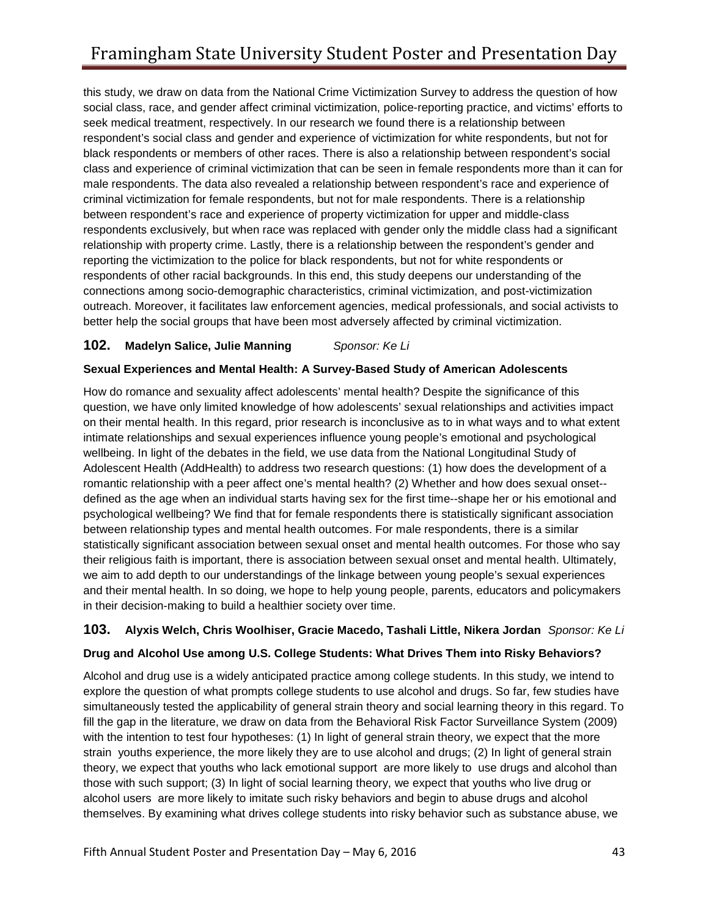this study, we draw on data from the National Crime Victimization Survey to address the question of how social class, race, and gender affect criminal victimization, police-reporting practice, and victims' efforts to seek medical treatment, respectively. In our research we found there is a relationship between respondent's social class and gender and experience of victimization for white respondents, but not for black respondents or members of other races. There is also a relationship between respondent's social class and experience of criminal victimization that can be seen in female respondents more than it can for male respondents. The data also revealed a relationship between respondent's race and experience of criminal victimization for female respondents, but not for male respondents. There is a relationship between respondent's race and experience of property victimization for upper and middle-class respondents exclusively, but when race was replaced with gender only the middle class had a significant relationship with property crime. Lastly, there is a relationship between the respondent's gender and reporting the victimization to the police for black respondents, but not for white respondents or respondents of other racial backgrounds. In this end, this study deepens our understanding of the connections among socio-demographic characteristics, criminal victimization, and post-victimization outreach. Moreover, it facilitates law enforcement agencies, medical professionals, and social activists to better help the social groups that have been most adversely affected by criminal victimization.

### 102. Madelyn Salice, Julie Manning *Sponsor: Ke Li*

**Sexual Experiences and Mental Health: A Survey-Based Study of American Adolescents**

How do romance and sexuality affect adolescents' mental health? Despite the significance of this question, we have only limited knowledge of how adolescents' sexual relationships and activities impact on their mental health. In this regard, prior research is inconclusive as to in what ways and to what extent intimate relationships and sexual experiences influence young people's emotional and psychological wellbeing. In light of the debates in the field, we use data from the National Longitudinal Study of Adolescent Health (AddHealth) to address two research questions: (1) how does the development of a romantic relationship with a peer affect one's mental health? (2) Whether and how does sexual onset--defined as the age when an individual starts having sex for the first time--shape her or his emotional and psychological wellbeing? We find that for female respondents there is statistically significant association between relationship types and mental health outcomes. For male respondents, there is a similar statistically significant association between sexual onset and mental health outcomes. For those who say their religious faith is important, there is association between sexual onset and mental health. Ultimately, we aim to add depth to our understandings of the linkage between young people's sexual experiences and their mental health. In so doing, we hope to help young people, parents, educators and policymakers in their decision-making to build a healthier society over time.

### 103. Alyxis Welch, Chris Woolhiser, Gracie Macedo, Tashali Little, Nikera Jordan *Sponsor: Ke Li*

**Drug and Alcohol Use among U.S. College Students: What Drives Them into Risky Behaviors?**

Alcohol and drug use is a widely anticipated practice among college students. In this study, we intend to explore the question of what prompts college students to use alcohol and drugs. So far, few studies have simultaneously tested the applicability of general strain theory and social learning theory in this regard. To fill the gap in the literature, we draw on data from the Behavioral Risk Factor Surveillance System (2009) with the intention to test four hypotheses: (1) In light of general strain theory, we expect that the more strain youths experience, the more likely they are to use alcohol and drugs; (2) In light of general strain theory, we expect that youths who lack emotional support are more likely to use drugs and alcohol than those with such support; (3) In light of social learning theory, we expect that youths who live drug or alcohol users are more likely to imitate such risky behaviors and begin to abuse drugs and alcohol themselves. By examining what drives college students into risky behavior such as substance abuse, we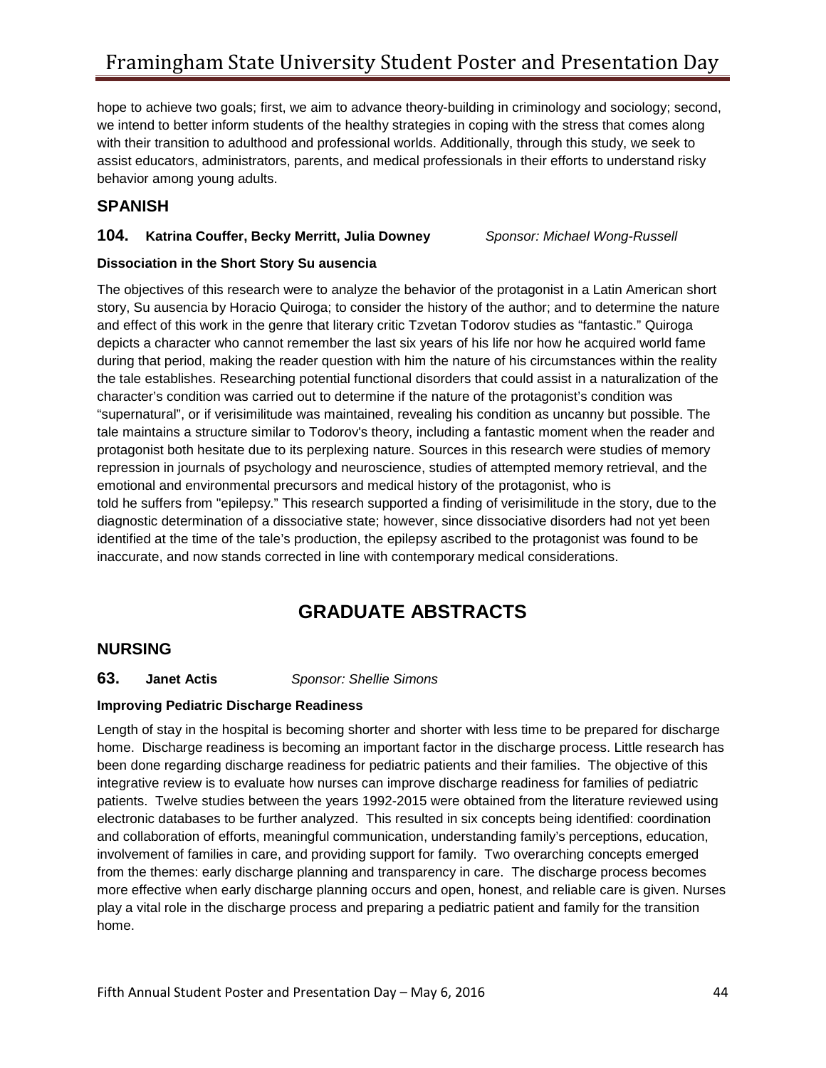hope to achieve two goals; first, we aim to advance theory-building in criminology and sociology; second, we intend to better inform students of the healthy strategies in coping with the stress that comes along with their transition to adulthood and professional worlds. Additionally, through this study, we seek to assist educators, administrators, parents, and medical professionals in their efforts to understand risky behavior among young adults.

## SPANISH

### 104. Katrina Couffer, Becky Merritt, Julia Downey *Sponsor: Michael Wong-Russell*

**Dissociation in the Short Story Su ausencia**

The objectives of this research were to analyze the behavior of the protagonist in a Latin American short story, Su ausencia by Horacio Quiroga; to consider the history of the author; and to determine the nature and effect of this work in the genre that literary critic Tzvetan Todorov studies as "fantastic." Quiroga depicts a character who cannot remember the last six years of his life nor how he acquired world fame during that period, making the reader question with him the nature of his circumstances within the reality the tale establishes. Researching potential functional disorders that could assist in a naturalization of the character's condition was carried out to determine if the nature of the protagonist's condition was "supernatural", or if verisimilitude was maintained, revealing his condition as uncanny but possible. The tale maintains a structure similar to Todorov's theory, including a fantastic moment when the reader and protagonist both hesitate due to its perplexing nature. Sources in this research were studies of memory repression in journals of psychology and neuroscience, studies of attempted memory retrieval, and the emotional and environmental precursors and medical history of the protagonist, who is told he suffers from "epilepsy." This research supported a finding of verisimilitude in the story, due to the diagnostic determination of a dissociative state; however, since dissociative disorders had not yet been identified at the time of the tale's production, the epilepsy ascribed to the protagonist was found to be inaccurate, and now stands corrected in line with contemporary medical considerations.

# GRADUATE ABSTRACTS

## NURSING

### 63. Janet Actis *Sponsor: Shellie Simons*

**Improving Pediatric Discharge Readiness**

Length of stay in the hospital is becoming shorter and shorter with less time to be prepared for discharge home. Discharge readiness is becoming an important factor in the discharge process. Little research has been done regarding discharge readiness for pediatric patients and their families. The objective of this integrative review is to evaluate how nurses can improve discharge readiness for families of pediatric patients. Twelve studies between the years 1992-2015 were obtained from the literature reviewed using electronic databases to be further analyzed. This resulted in six concepts being identified: coordination and collaboration of efforts, meaningful communication, understanding family's perceptions, education, involvement of families in care, and providing support for family. Two overarching concepts emerged from the themes: early discharge planning and transparency in care. The discharge process becomes more effective when early discharge planning occurs and open, honest, and reliable care is given. Nurses play a vital role in the discharge process and preparing a pediatric patient and family for the transition home.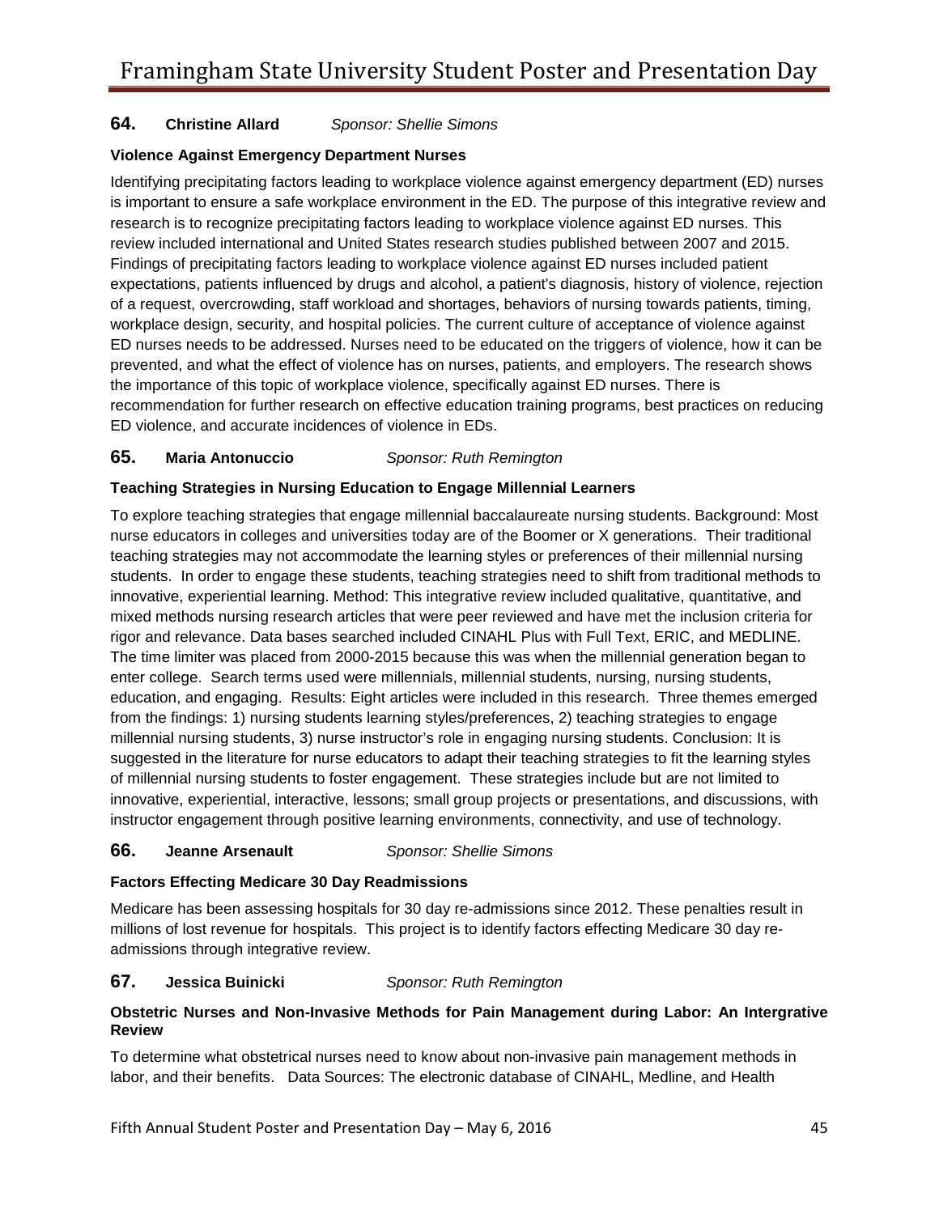**64. Christine Allard** *Sponsor: Shellie Simons*

**Violence Against Emergency Department Nurses**

Identifying precipitating factors leading to workplace violence against emergency department (ED) nurses is important to ensure a safe workplace environment in the ED. The purpose of this integrative review and research is to recognize precipitating factors leading to workplace violence against ED nurses. This review included international and United States research studies published between 2007 and 2015. Findings of precipitating factors leading to workplace violence against ED nurses included patient expectations, patients influenced by drugs and alcohol, a patient's diagnosis, history of violence, rejection of a request, overcrowding, staff workload and shortages, behaviors of nursing towards patients, timing, workplace design, security, and hospital policies. The current culture of acceptance of violence against ED nurses needs to be addressed. Nurses need to be educated on the triggers of violence, how it can be prevented, and what the effect of violence has on nurses, patients, and employers. The research shows the importance of this topic of workplace violence, specifically against ED nurses. There is recommendation for further research on effective education training programs, best practices on reducing ED violence, and accurate incidences of violence in EDs.

**65. Maria Antonuccio** *Sponsor: Ruth Remington*

**Teaching Strategies in Nursing Education to Engage Millennial Learners**

To explore teaching strategies that engage millennial baccalaureate nursing students. Background: Most nurse educators in colleges and universities today are of the Boomer or X generations. Their traditional teaching strategies may not accommodate the learning styles or preferences of their millennial nursing students. In order to engage these students, teaching strategies need to shift from traditional methods to innovative, experiential learning. Method: This integrative review included qualitative, quantitative, and mixed methods nursing research articles that were peer reviewed and have met the inclusion criteria for rigor and relevance. Data bases searched included CINAHL Plus with Full Text, ERIC, and MEDLINE. The time limiter was placed from 2000-2015 because this was when the millennial generation began to enter college. Search terms used were millennials, millennial students, nursing, nursing students, education, and engaging. Results: Eight articles were included in this research. Three themes emerged from the findings: 1) nursing students learning styles/preferences, 2) teaching strategies to engage millennial nursing students, 3) nurse instructor's role in engaging nursing students. Conclusion: It is suggested in the literature for nurse educators to adapt their teaching strategies to fit the learning styles of millennial nursing students to foster engagement. These strategies include but are not limited to innovative, experiential, interactive, lessons; small group projects or presentations, and discussions, with instructor engagement through positive learning environments, connectivity, and use of technology.

**66. Jeanne Arsenault** *Sponsor: Shellie Simons*

**Factors Effecting Medicare 30 Day Readmissions**

Medicare has been assessing hospitals for 30 day re-admissions since 2012. These penalties result in millions of lost revenue for hospitals. This project is to identify factors effecting Medicare 30 day re-admissions through integrative review.

**67. Jessica Buinicki** *Sponsor: Ruth Remington*

**Obstetric Nurses and Non-Invasive Methods for Pain Management during Labor: An Intergrative Review**

To determine what obstetrical nurses need to know about non-invasive pain management methods in labor, and their benefits. Data Sources: The electronic database of CINAHL, Medline, and Health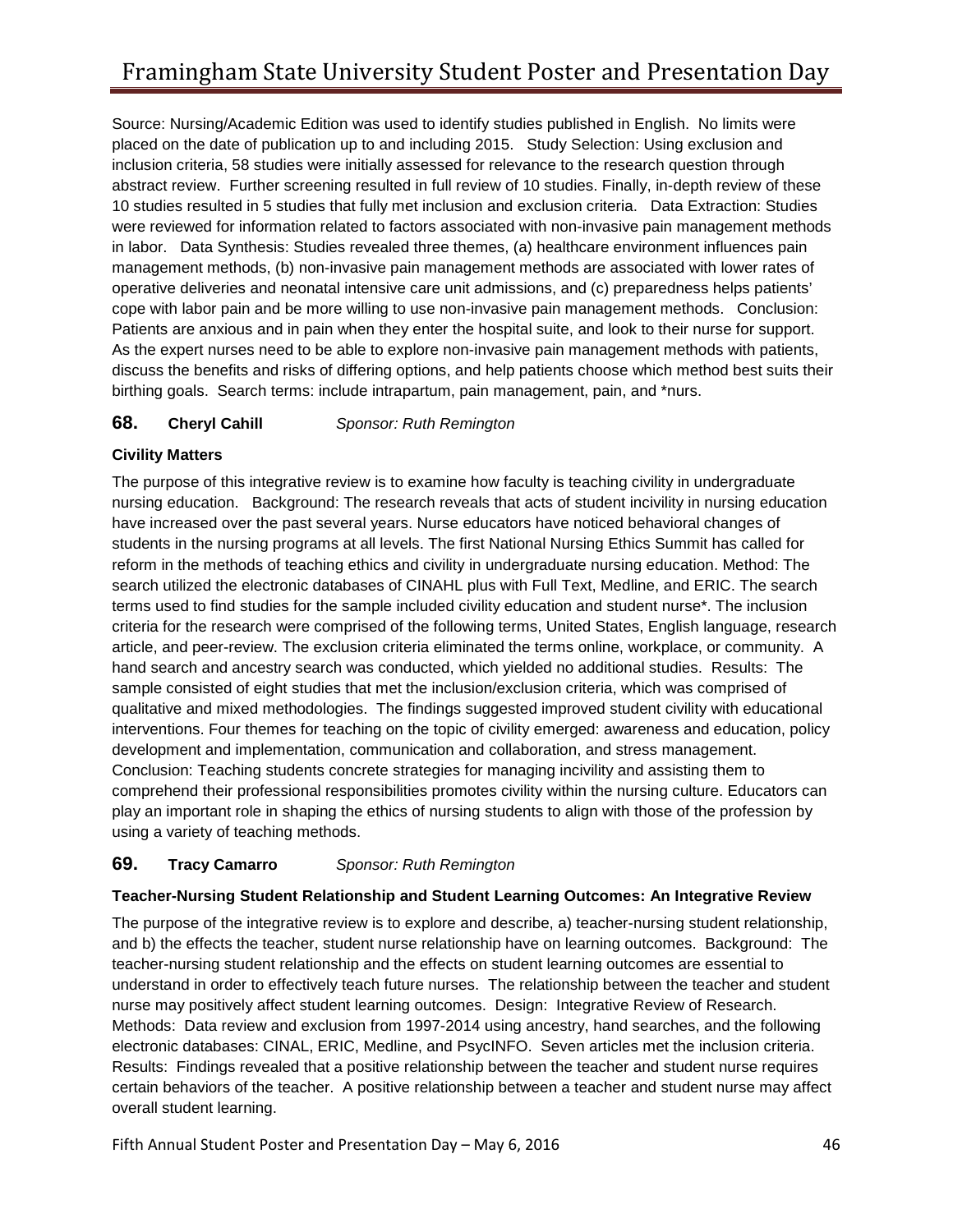Source: Nursing/Academic Edition was used to identify studies published in English. No limits were placed on the date of publication up to and including 2015. Study Selection: Using exclusion and inclusion criteria, 58 studies were initially assessed for relevance to the research question through abstract review. Further screening resulted in full review of 10 studies. Finally, in-depth review of these 10 studies resulted in 5 studies that fully met inclusion and exclusion criteria. Data Extraction: Studies were reviewed for information related to factors associated with non-invasive pain management methods in labor. Data Synthesis: Studies revealed three themes, (a) healthcare environment influences pain management methods, (b) non-invasive pain management methods are associated with lower rates of operative deliveries and neonatal intensive care unit admissions, and (c) preparedness helps patients' cope with labor pain and be more willing to use non-invasive pain management methods. Conclusion: Patients are anxious and in pain when they enter the hospital suite, and look to their nurse for support. As the expert nurses need to be able to explore non-invasive pain management methods with patients, discuss the benefits and risks of differing options, and help patients choose which method best suits their birthing goals. Search terms: include intrapartum, pain management, pain, and *nurs.

## 68. Cheryl Cahill *Sponsor: Ruth Remington*

### Civility Matters

The purpose of this integrative review is to examine how faculty is teaching civility in undergraduate nursing education. Background: The research reveals that acts of student incivility in nursing education have increased over the past several years. Nurse educators have noticed behavioral changes of students in the nursing programs at all levels. The first National Nursing Ethics Summit has called for reform in the methods of teaching ethics and civility in undergraduate nursing education. Method: The search utilized the electronic databases of CINAHL plus with Full Text, Medline, and ERIC. The search terms used to find studies for the sample included civility education and student nurse*. The inclusion criteria for the research were comprised of the following terms, United States, English language, research article, and peer-review. The exclusion criteria eliminated the terms online, workplace, or community. A hand search and ancestry search was conducted, which yielded no additional studies. Results: The sample consisted of eight studies that met the inclusion/exclusion criteria, which was comprised of qualitative and mixed methodologies. The findings suggested improved student civility with educational interventions. Four themes for teaching on the topic of civility emerged: awareness and education, policy development and implementation, communication and collaboration, and stress management. Conclusion: Teaching students concrete strategies for managing incivility and assisting them to comprehend their professional responsibilities promotes civility within the nursing culture. Educators can play an important role in shaping the ethics of nursing students to align with those of the profession by using a variety of teaching methods.

## 69. Tracy Camarro *Sponsor: Ruth Remington*

### Teacher-Nursing Student Relationship and Student Learning Outcomes: An Integrative Review

The purpose of the integrative review is to explore and describe, a) teacher-nursing student relationship, and b) the effects the teacher, student nurse relationship have on learning outcomes. Background: The teacher-nursing student relationship and the effects on student learning outcomes are essential to understand in order to effectively teach future nurses. The relationship between the teacher and student nurse may positively affect student learning outcomes. Design: Integrative Review of Research. Methods: Data review and exclusion from 1997-2014 using ancestry, hand searches, and the following electronic databases: CINAL, ERIC, Medline, and PsycINFO. Seven articles met the inclusion criteria. Results: Findings revealed that a positive relationship between the teacher and student nurse requires certain behaviors of the teacher. A positive relationship between a teacher and student nurse may affect overall student learning.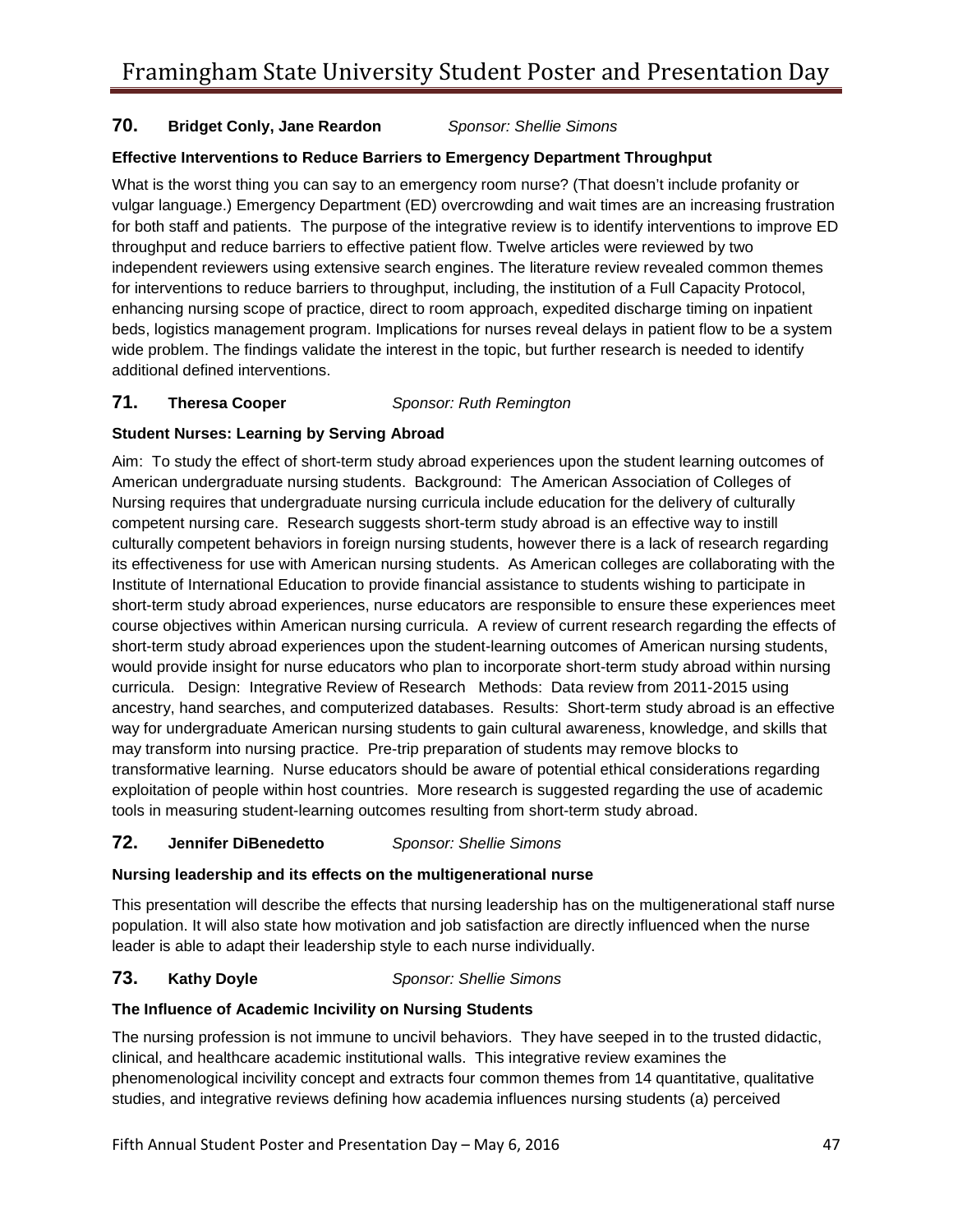**70.** **Bridget Conly, Jane Reardon** *Sponsor: Shellie Simons*

**Effective Interventions to Reduce Barriers to Emergency Department Throughput**

What is the worst thing you can say to an emergency room nurse? (That doesn't include profanity or vulgar language.) Emergency Department (ED) overcrowding and wait times are an increasing frustration for both staff and patients. The purpose of the integrative review is to identify interventions to improve ED throughput and reduce barriers to effective patient flow. Twelve articles were reviewed by two independent reviewers using extensive search engines. The literature review revealed common themes for interventions to reduce barriers to throughput, including, the institution of a Full Capacity Protocol, enhancing nursing scope of practice, direct to room approach, expedited discharge timing on inpatient beds, logistics management program. Implications for nurses reveal delays in patient flow to be a system wide problem. The findings validate the interest in the topic, but further research is needed to identify additional defined interventions.

**71.** **Theresa Cooper** *Sponsor: Ruth Remington*

**Student Nurses: Learning by Serving Abroad**

Aim: To study the effect of short-term study abroad experiences upon the student learning outcomes of American undergraduate nursing students. Background: The American Association of Colleges of Nursing requires that undergraduate nursing curricula include education for the delivery of culturally competent nursing care. Research suggests short-term study abroad is an effective way to instill culturally competent behaviors in foreign nursing students, however there is a lack of research regarding its effectiveness for use with American nursing students. As American colleges are collaborating with the Institute of International Education to provide financial assistance to students wishing to participate in short-term study abroad experiences, nurse educators are responsible to ensure these experiences meet course objectives within American nursing curricula. A review of current research regarding the effects of short-term study abroad experiences upon the student-learning outcomes of American nursing students, would provide insight for nurse educators who plan to incorporate short-term study abroad within nursing curricula. Design: Integrative Review of Research Methods: Data review from 2011-2015 using ancestry, hand searches, and computerized databases. Results: Short-term study abroad is an effective way for undergraduate American nursing students to gain cultural awareness, knowledge, and skills that may transform into nursing practice. Pre-trip preparation of students may remove blocks to transformative learning. Nurse educators should be aware of potential ethical considerations regarding exploitation of people within host countries. More research is suggested regarding the use of academic tools in measuring student-learning outcomes resulting from short-term study abroad.

**72.** **Jennifer DiBenedetto** *Sponsor: Shellie Simons*

**Nursing leadership and its effects on the multigenerational nurse**

This presentation will describe the effects that nursing leadership has on the multigenerational staff nurse population. It will also state how motivation and job satisfaction are directly influenced when the nurse leader is able to adapt their leadership style to each nurse individually.

**73.** **Kathy Doyle** *Sponsor: Shellie Simons*

**The Influence of Academic Incivility on Nursing Students**

The nursing profession is not immune to uncivil behaviors. They have seeped in to the trusted didactic, clinical, and healthcare academic institutional walls. This integrative review examines the phenomenological incivility concept and extracts four common themes from 14 quantitative, qualitative studies, and integrative reviews defining how academia influences nursing students (a) perceived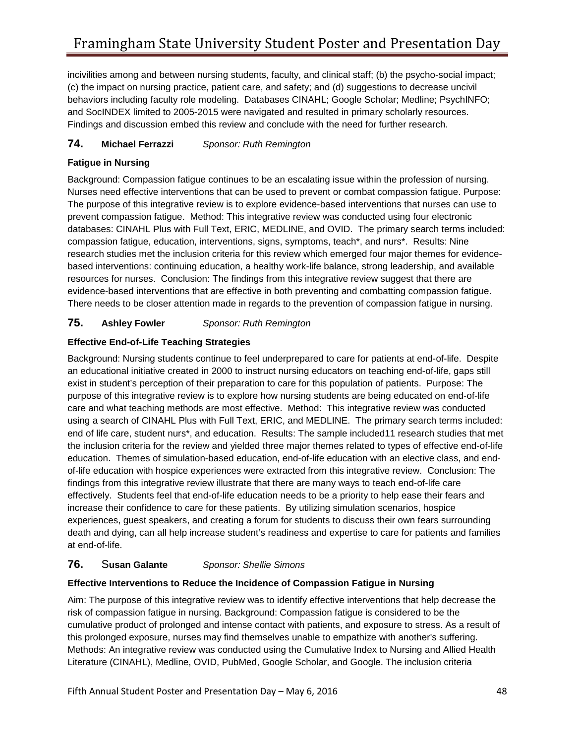incivilities among and between nursing students, faculty, and clinical staff; (b) the psycho-social impact; (c) the impact on nursing practice, patient care, and safety; and (d) suggestions to decrease uncivil behaviors including faculty role modeling. Databases CINAHL; Google Scholar; Medline; PsychINFO; and SocINDEX limited to 2005-2015 were navigated and resulted in primary scholarly resources. Findings and discussion embed this review and conclude with the need for further research.

### 74. **Michael Ferrazzi** *Sponsor: Ruth Remington*

**Fatigue in Nursing**

Background: Compassion fatigue continues to be an escalating issue within the profession of nursing. Nurses need effective interventions that can be used to prevent or combat compassion fatigue. Purpose: The purpose of this integrative review is to explore evidence-based interventions that nurses can use to prevent compassion fatigue. Method: This integrative review was conducted using four electronic databases: CINAHL Plus with Full Text, ERIC, MEDLINE, and OVID. The primary search terms included: compassion fatigue, education, interventions, signs, symptoms, teach*, and nurs*. Results: Nine research studies met the inclusion criteria for this review which emerged four major themes for evidence-based interventions: continuing education, a healthy work-life balance, strong leadership, and available resources for nurses. Conclusion: The findings from this integrative review suggest that there are evidence-based interventions that are effective in both preventing and combatting compassion fatigue. There needs to be closer attention made in regards to the prevention of compassion fatigue in nursing.

### 75. **Ashley Fowler** *Sponsor: Ruth Remington*

**Effective End-of-Life Teaching Strategies**

Background: Nursing students continue to feel underprepared to care for patients at end-of-life. Despite an educational initiative created in 2000 to instruct nursing educators on teaching end-of-life, gaps still exist in student's perception of their preparation to care for this population of patients. Purpose: The purpose of this integrative review is to explore how nursing students are being educated on end-of-life care and what teaching methods are most effective. Method: This integrative review was conducted using a search of CINAHL Plus with Full Text, ERIC, and MEDLINE. The primary search terms included: end of life care, student nurs*, and education. Results: The sample included11 research studies that met the inclusion criteria for the review and yielded three major themes related to types of effective end-of-life education. Themes of simulation-based education, end-of-life education with an elective class, and end-of-life education with hospice experiences were extracted from this integrative review. Conclusion: The findings from this integrative review illustrate that there are many ways to teach end-of-life care effectively. Students feel that end-of-life education needs to be a priority to help ease their fears and increase their confidence to care for these patients. By utilizing simulation scenarios, hospice experiences, guest speakers, and creating a forum for students to discuss their own fears surrounding death and dying, can all help increase student's readiness and expertise to care for patients and families at end-of-life.

### 76. **Susan Galante** *Sponsor: Shellie Simons*

**Effective Interventions to Reduce the Incidence of Compassion Fatigue in Nursing**

Aim: The purpose of this integrative review was to identify effective interventions that help decrease the risk of compassion fatigue in nursing. Background: Compassion fatigue is considered to be the cumulative product of prolonged and intense contact with patients, and exposure to stress. As a result of this prolonged exposure, nurses may find themselves unable to empathize with another's suffering. Methods: An integrative review was conducted using the Cumulative Index to Nursing and Allied Health Literature (CINAHL), Medline, OVID, PubMed, Google Scholar, and Google. The inclusion criteria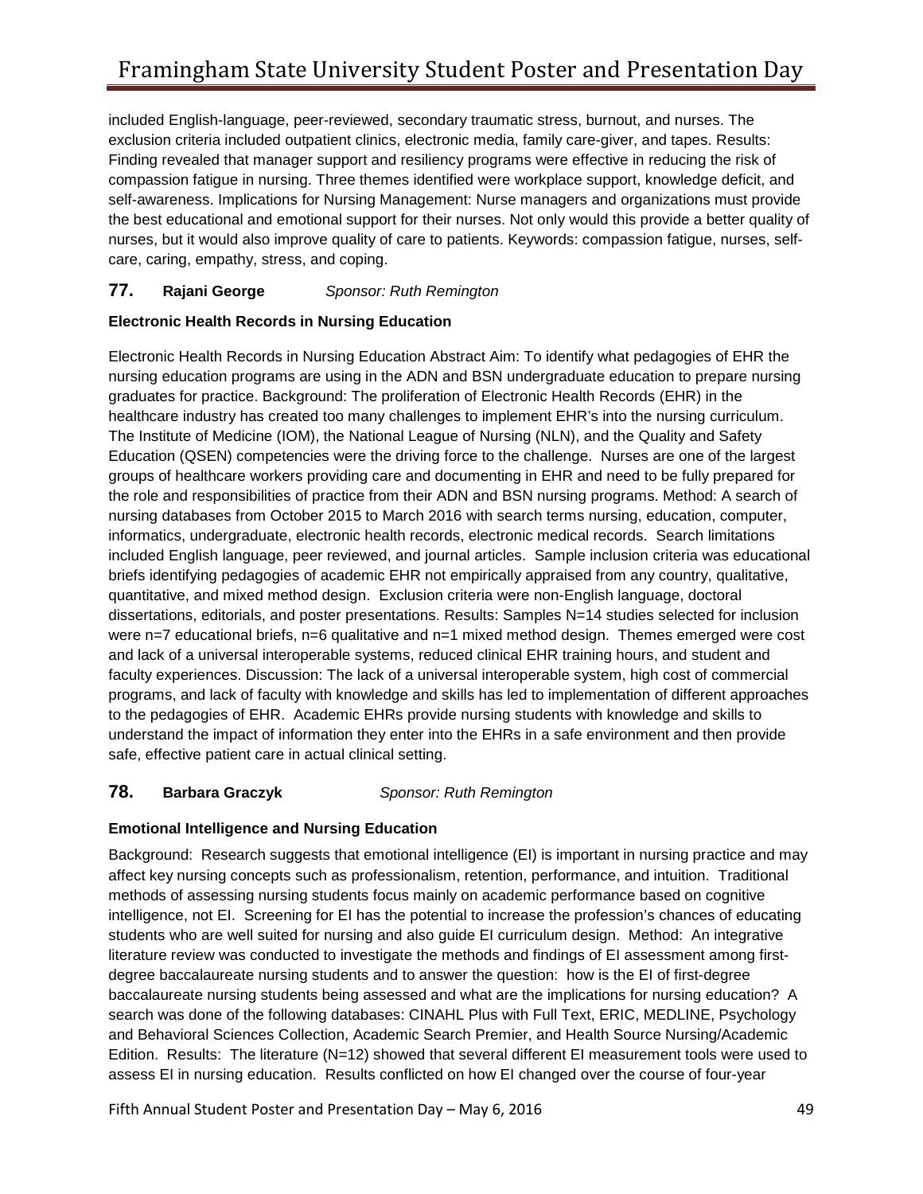included English-language, peer-reviewed, secondary traumatic stress, burnout, and nurses. The exclusion criteria included outpatient clinics, electronic media, family care-giver, and tapes. Results: Finding revealed that manager support and resiliency programs were effective in reducing the risk of compassion fatigue in nursing. Three themes identified were workplace support, knowledge deficit, and self-awareness. Implications for Nursing Management: Nurse managers and organizations must provide the best educational and emotional support for their nurses. Not only would this provide a better quality of nurses, but it would also improve quality of care to patients. Keywords: compassion fatigue, nurses, self-care, caring, empathy, stress, and coping.

### 77. Rajani George *Sponsor: Ruth Remington*

**Electronic Health Records in Nursing Education**

Electronic Health Records in Nursing Education Abstract Aim: To identify what pedagogies of EHR the nursing education programs are using in the ADN and BSN undergraduate education to prepare nursing graduates for practice. Background: The proliferation of Electronic Health Records (EHR) in the healthcare industry has created too many challenges to implement EHR's into the nursing curriculum. The Institute of Medicine (IOM), the National League of Nursing (NLN), and the Quality and Safety Education (QSEN) competencies were the driving force to the challenge. Nurses are one of the largest groups of healthcare workers providing care and documenting in EHR and need to be fully prepared for the role and responsibilities of practice from their ADN and BSN nursing programs. Method: A search of nursing databases from October 2015 to March 2016 with search terms nursing, education, computer, informatics, undergraduate, electronic health records, electronic medical records. Search limitations included English language, peer reviewed, and journal articles. Sample inclusion criteria was educational briefs identifying pedagogies of academic EHR not empirically appraised from any country, qualitative, quantitative, and mixed method design. Exclusion criteria were non-English language, doctoral dissertations, editorials, and poster presentations. Results: Samples N=14 studies selected for inclusion were n=7 educational briefs, n=6 qualitative and n=1 mixed method design. Themes emerged were cost and lack of a universal interoperable systems, reduced clinical EHR training hours, and student and faculty experiences. Discussion: The lack of a universal interoperable system, high cost of commercial programs, and lack of faculty with knowledge and skills has led to implementation of different approaches to the pedagogies of EHR. Academic EHRs provide nursing students with knowledge and skills to understand the impact of information they enter into the EHRs in a safe environment and then provide safe, effective patient care in actual clinical setting.

### 78. Barbara Graczyk *Sponsor: Ruth Remington*

**Emotional Intelligence and Nursing Education**

Background: Research suggests that emotional intelligence (EI) is important in nursing practice and may affect key nursing concepts such as professionalism, retention, performance, and intuition. Traditional methods of assessing nursing students focus mainly on academic performance based on cognitive intelligence, not EI. Screening for EI has the potential to increase the profession's chances of educating students who are well suited for nursing and also guide EI curriculum design. Method: An integrative literature review was conducted to investigate the methods and findings of EI assessment among first-degree baccalaureate nursing students and to answer the question: how is the EI of first-degree baccalaureate nursing students being assessed and what are the implications for nursing education? A search was done of the following databases: CINAHL Plus with Full Text, ERIC, MEDLINE, Psychology and Behavioral Sciences Collection, Academic Search Premier, and Health Source Nursing/Academic Edition. Results: The literature (N=12) showed that several different EI measurement tools were used to assess EI in nursing education. Results conflicted on how EI changed over the course of four-year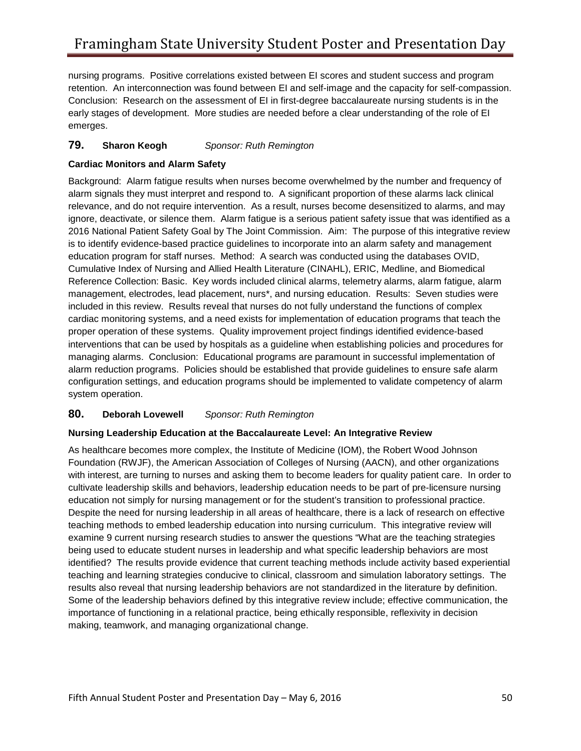nursing programs. Positive correlations existed between EI scores and student success and program retention. An interconnection was found between EI and self-image and the capacity for self-compassion. Conclusion: Research on the assessment of EI in first-degree baccalaureate nursing students is in the early stages of development. More studies are needed before a clear understanding of the role of EI emerges.

### 79. Sharon Keogh *Sponsor: Ruth Remington*

**Cardiac Monitors and Alarm Safety**

Background: Alarm fatigue results when nurses become overwhelmed by the number and frequency of alarm signals they must interpret and respond to. A significant proportion of these alarms lack clinical relevance, and do not require intervention. As a result, nurses become desensitized to alarms, and may ignore, deactivate, or silence them. Alarm fatigue is a serious patient safety issue that was identified as a 2016 National Patient Safety Goal by The Joint Commission. Aim: The purpose of this integrative review is to identify evidence-based practice guidelines to incorporate into an alarm safety and management education program for staff nurses. Method: A search was conducted using the databases OVID, Cumulative Index of Nursing and Allied Health Literature (CINAHL), ERIC, Medline, and Biomedical Reference Collection: Basic. Key words included clinical alarms, telemetry alarms, alarm fatigue, alarm management, electrodes, lead placement, nurs*, and nursing education. Results: Seven studies were included in this review. Results reveal that nurses do not fully understand the functions of complex cardiac monitoring systems, and a need exists for implementation of education programs that teach the proper operation of these systems. Quality improvement project findings identified evidence-based interventions that can be used by hospitals as a guideline when establishing policies and procedures for managing alarms. Conclusion: Educational programs are paramount in successful implementation of alarm reduction programs. Policies should be established that provide guidelines to ensure safe alarm configuration settings, and education programs should be implemented to validate competency of alarm system operation.

### 80. Deborah Lovewell *Sponsor: Ruth Remington*

**Nursing Leadership Education at the Baccalaureate Level: An Integrative Review**

As healthcare becomes more complex, the Institute of Medicine (IOM), the Robert Wood Johnson Foundation (RWJF), the American Association of Colleges of Nursing (AACN), and other organizations with interest, are turning to nurses and asking them to become leaders for quality patient care. In order to cultivate leadership skills and behaviors, leadership education needs to be part of pre-licensure nursing education not simply for nursing management or for the student's transition to professional practice. Despite the need for nursing leadership in all areas of healthcare, there is a lack of research on effective teaching methods to embed leadership education into nursing curriculum. This integrative review will examine 9 current nursing research studies to answer the questions "What are the teaching strategies being used to educate student nurses in leadership and what specific leadership behaviors are most identified? The results provide evidence that current teaching methods include activity based experiential teaching and learning strategies conducive to clinical, classroom and simulation laboratory settings. The results also reveal that nursing leadership behaviors are not standardized in the literature by definition. Some of the leadership behaviors defined by this integrative review include; effective communication, the importance of functioning in a relational practice, being ethically responsible, reflexivity in decision making, teamwork, and managing organizational change.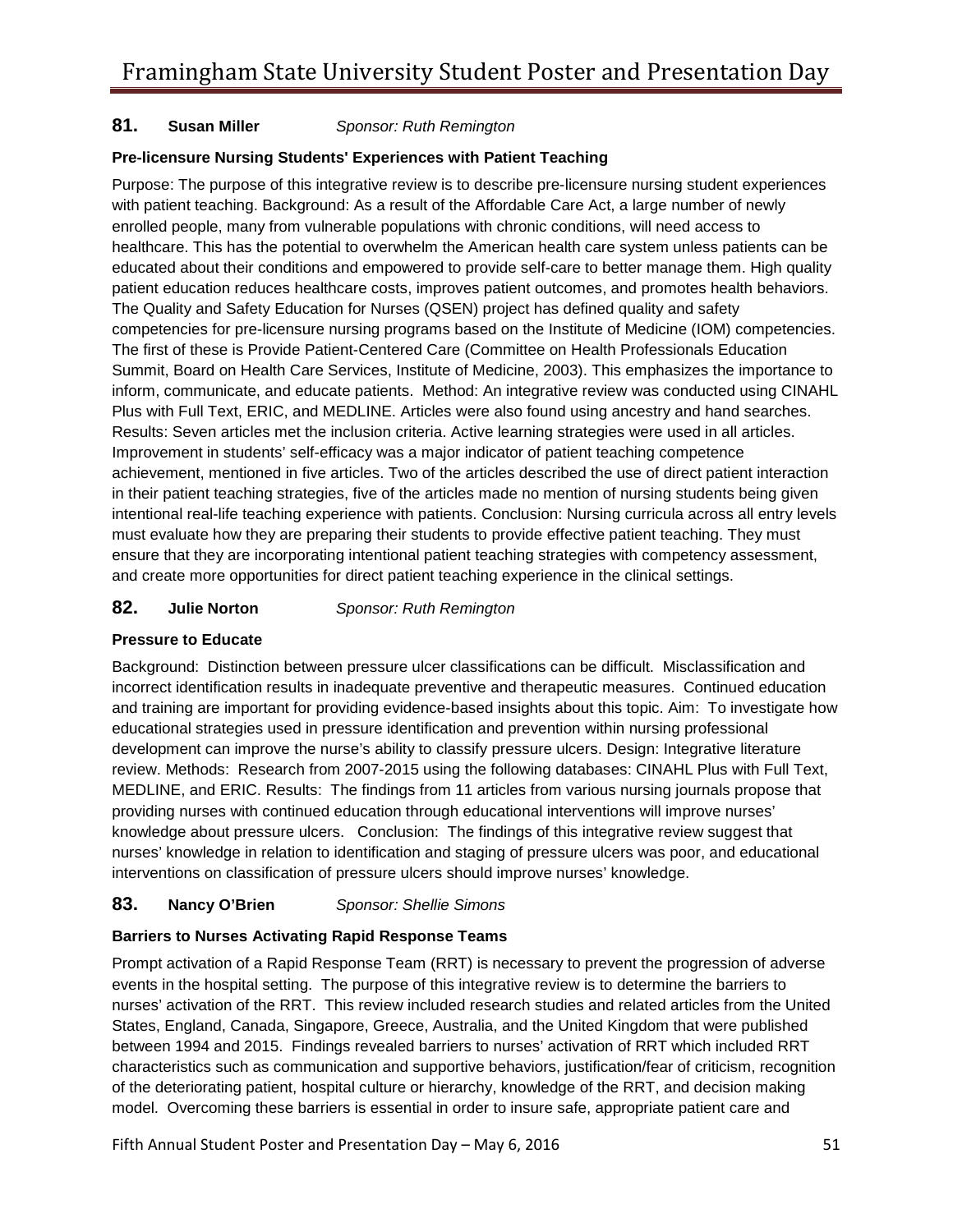**81. Susan Miller** *Sponsor: Ruth Remington*

**Pre-licensure Nursing Students' Experiences with Patient Teaching**

Purpose: The purpose of this integrative review is to describe pre-licensure nursing student experiences with patient teaching. Background: As a result of the Affordable Care Act, a large number of newly enrolled people, many from vulnerable populations with chronic conditions, will need access to healthcare. This has the potential to overwhelm the American health care system unless patients can be educated about their conditions and empowered to provide self-care to better manage them. High quality patient education reduces healthcare costs, improves patient outcomes, and promotes health behaviors. The Quality and Safety Education for Nurses (QSEN) project has defined quality and safety competencies for pre-licensure nursing programs based on the Institute of Medicine (IOM) competencies. The first of these is Provide Patient-Centered Care (Committee on Health Professionals Education Summit, Board on Health Care Services, Institute of Medicine, 2003). This emphasizes the importance to inform, communicate, and educate patients. Method: An integrative review was conducted using CINAHL Plus with Full Text, ERIC, and MEDLINE. Articles were also found using ancestry and hand searches. Results: Seven articles met the inclusion criteria. Active learning strategies were used in all articles. Improvement in students' self-efficacy was a major indicator of patient teaching competence achievement, mentioned in five articles. Two of the articles described the use of direct patient interaction in their patient teaching strategies, five of the articles made no mention of nursing students being given intentional real-life teaching experience with patients. Conclusion: Nursing curricula across all entry levels must evaluate how they are preparing their students to provide effective patient teaching. They must ensure that they are incorporating intentional patient teaching strategies with competency assessment, and create more opportunities for direct patient teaching experience in the clinical settings.

**82. Julie Norton** *Sponsor: Ruth Remington*

**Pressure to Educate**

Background: Distinction between pressure ulcer classifications can be difficult. Misclassification and incorrect identification results in inadequate preventive and therapeutic measures. Continued education and training are important for providing evidence-based insights about this topic. Aim: To investigate how educational strategies used in pressure identification and prevention within nursing professional development can improve the nurse's ability to classify pressure ulcers. Design: Integrative literature review. Methods: Research from 2007-2015 using the following databases: CINAHL Plus with Full Text, MEDLINE, and ERIC. Results: The findings from 11 articles from various nursing journals propose that providing nurses with continued education through educational interventions will improve nurses' knowledge about pressure ulcers. Conclusion: The findings of this integrative review suggest that nurses' knowledge in relation to identification and staging of pressure ulcers was poor, and educational interventions on classification of pressure ulcers should improve nurses' knowledge.

**83. Nancy O'Brien** *Sponsor: Shellie Simons*

**Barriers to Nurses Activating Rapid Response Teams**

Prompt activation of a Rapid Response Team (RRT) is necessary to prevent the progression of adverse events in the hospital setting. The purpose of this integrative review is to determine the barriers to nurses' activation of the RRT. This review included research studies and related articles from the United States, England, Canada, Singapore, Greece, Australia, and the United Kingdom that were published between 1994 and 2015. Findings revealed barriers to nurses' activation of RRT which included RRT characteristics such as communication and supportive behaviors, justification/fear of criticism, recognition of the deteriorating patient, hospital culture or hierarchy, knowledge of the RRT, and decision making model. Overcoming these barriers is essential in order to insure safe, appropriate patient care and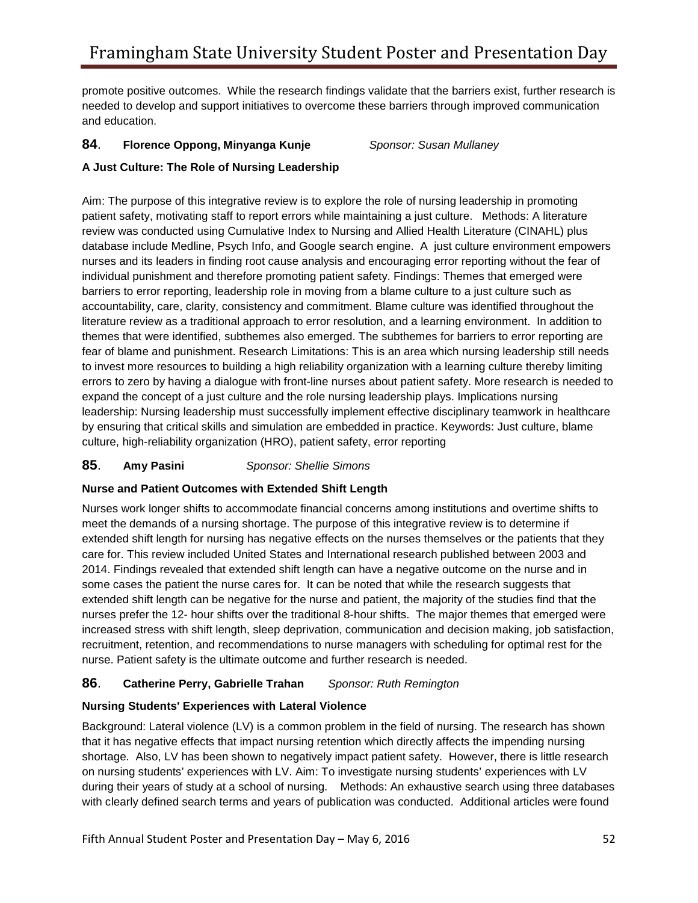promote positive outcomes. While the research findings validate that the barriers exist, further research is needed to develop and support initiatives to overcome these barriers through improved communication and education.

**84**. **Florence Oppong, Minyanga Kunje** *Sponsor: Susan Mullaney*

**A Just Culture: The Role of Nursing Leadership**

Aim: The purpose of this integrative review is to explore the role of nursing leadership in promoting patient safety, motivating staff to report errors while maintaining a just culture. Methods: A literature review was conducted using Cumulative Index to Nursing and Allied Health Literature (CINAHL) plus database include Medline, Psych Info, and Google search engine. A just culture environment empowers nurses and its leaders in finding root cause analysis and encouraging error reporting without the fear of individual punishment and therefore promoting patient safety. Findings: Themes that emerged were barriers to error reporting, leadership role in moving from a blame culture to a just culture such as accountability, care, clarity, consistency and commitment. Blame culture was identified throughout the literature review as a traditional approach to error resolution, and a learning environment. In addition to themes that were identified, subthemes also emerged. The subthemes for barriers to error reporting are fear of blame and punishment. Research Limitations: This is an area which nursing leadership still needs to invest more resources to building a high reliability organization with a learning culture thereby limiting errors to zero by having a dialogue with front-line nurses about patient safety. More research is needed to expand the concept of a just culture and the role nursing leadership plays. Implications nursing leadership: Nursing leadership must successfully implement effective disciplinary teamwork in healthcare by ensuring that critical skills and simulation are embedded in practice. Keywords: Just culture, blame culture, high-reliability organization (HRO), patient safety, error reporting

**85**. **Amy Pasini** *Sponsor: Shellie Simons*

**Nurse and Patient Outcomes with Extended Shift Length**

Nurses work longer shifts to accommodate financial concerns among institutions and overtime shifts to meet the demands of a nursing shortage. The purpose of this integrative review is to determine if extended shift length for nursing has negative effects on the nurses themselves or the patients that they care for. This review included United States and International research published between 2003 and 2014. Findings revealed that extended shift length can have a negative outcome on the nurse and in some cases the patient the nurse cares for. It can be noted that while the research suggests that extended shift length can be negative for the nurse and patient, the majority of the studies find that the nurses prefer the 12- hour shifts over the traditional 8-hour shifts. The major themes that emerged were increased stress with shift length, sleep deprivation, communication and decision making, job satisfaction, recruitment, retention, and recommendations to nurse managers with scheduling for optimal rest for the nurse. Patient safety is the ultimate outcome and further research is needed.

**86**. **Catherine Perry, Gabrielle Trahan** *Sponsor: Ruth Remington*

**Nursing Students' Experiences with Lateral Violence**

Background: Lateral violence (LV) is a common problem in the field of nursing. The research has shown that it has negative effects that impact nursing retention which directly affects the impending nursing shortage. Also, LV has been shown to negatively impact patient safety. However, there is little research on nursing students' experiences with LV. Aim: To investigate nursing students' experiences with LV during their years of study at a school of nursing. Methods: An exhaustive search using three databases with clearly defined search terms and years of publication was conducted. Additional articles were found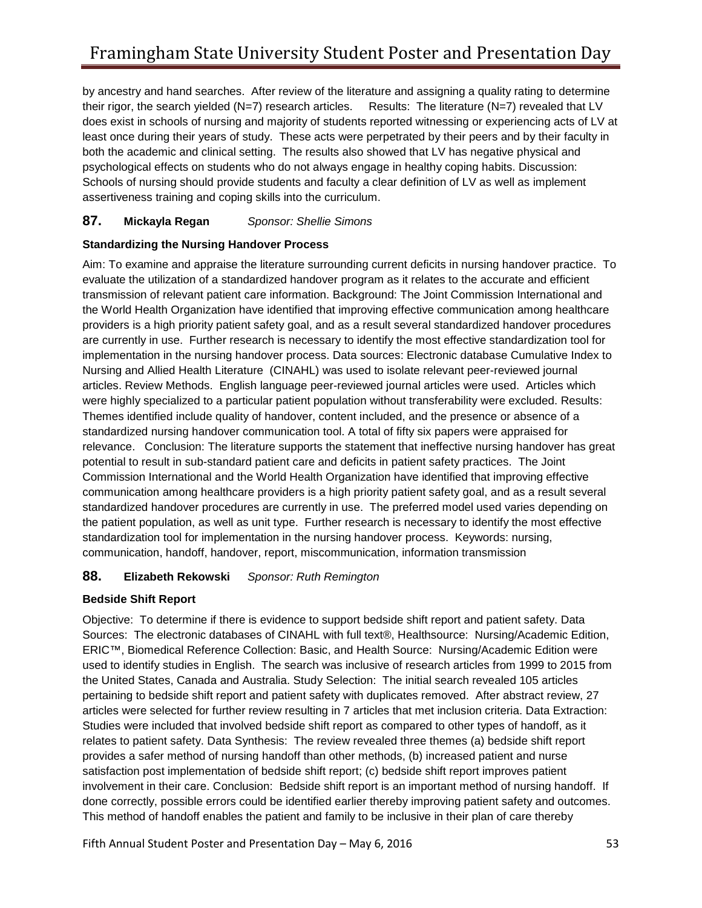by ancestry and hand searches. After review of the literature and assigning a quality rating to determine their rigor, the search yielded (N=7) research articles. Results: The literature (N=7) revealed that LV does exist in schools of nursing and majority of students reported witnessing or experiencing acts of LV at least once during their years of study. These acts were perpetrated by their peers and by their faculty in both the academic and clinical setting. The results also showed that LV has negative physical and psychological effects on students who do not always engage in healthy coping habits. Discussion: Schools of nursing should provide students and faculty a clear definition of LV as well as implement assertiveness training and coping skills into the curriculum.

### 87. **Mickayla Regan** *Sponsor: Shellie Simons*

**Standardizing the Nursing Handover Process**

Aim: To examine and appraise the literature surrounding current deficits in nursing handover practice. To evaluate the utilization of a standardized handover program as it relates to the accurate and efficient transmission of relevant patient care information. Background: The Joint Commission International and the World Health Organization have identified that improving effective communication among healthcare providers is a high priority patient safety goal, and as a result several standardized handover procedures are currently in use. Further research is necessary to identify the most effective standardization tool for implementation in the nursing handover process. Data sources: Electronic database Cumulative Index to Nursing and Allied Health Literature (CINAHL) was used to isolate relevant peer-reviewed journal articles. Review Methods. English language peer-reviewed journal articles were used. Articles which were highly specialized to a particular patient population without transferability were excluded. Results: Themes identified include quality of handover, content included, and the presence or absence of a standardized nursing handover communication tool. A total of fifty six papers were appraised for relevance. Conclusion: The literature supports the statement that ineffective nursing handover has great potential to result in sub-standard patient care and deficits in patient safety practices. The Joint Commission International and the World Health Organization have identified that improving effective communication among healthcare providers is a high priority patient safety goal, and as a result several standardized handover procedures are currently in use. The preferred model used varies depending on the patient population, as well as unit type. Further research is necessary to identify the most effective standardization tool for implementation in the nursing handover process. Keywords: nursing, communication, handoff, handover, report, miscommunication, information transmission

### 88. **Elizabeth Rekowski** *Sponsor: Ruth Remington*

**Bedside Shift Report**

Objective: To determine if there is evidence to support bedside shift report and patient safety. Data Sources: The electronic databases of CINAHL with full text®, Healthsource: Nursing/Academic Edition, ERIC™, Biomedical Reference Collection: Basic, and Health Source: Nursing/Academic Edition were used to identify studies in English. The search was inclusive of research articles from 1999 to 2015 from the United States, Canada and Australia. Study Selection: The initial search revealed 105 articles pertaining to bedside shift report and patient safety with duplicates removed. After abstract review, 27 articles were selected for further review resulting in 7 articles that met inclusion criteria. Data Extraction: Studies were included that involved bedside shift report as compared to other types of handoff, as it relates to patient safety. Data Synthesis: The review revealed three themes (a) bedside shift report provides a safer method of nursing handoff than other methods, (b) increased patient and nurse satisfaction post implementation of bedside shift report; (c) bedside shift report improves patient involvement in their care. Conclusion: Bedside shift report is an important method of nursing handoff. If done correctly, possible errors could be identified earlier thereby improving patient safety and outcomes. This method of handoff enables the patient and family to be inclusive in their plan of care thereby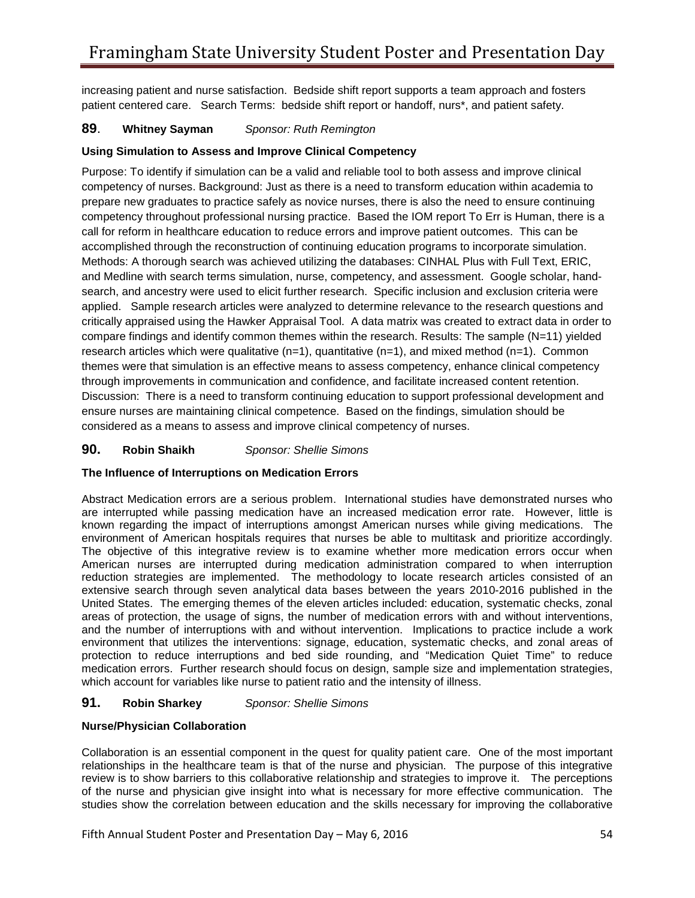increasing patient and nurse satisfaction. Bedside shift report supports a team approach and fosters patient centered care. Search Terms: bedside shift report or handoff, nurs*, and patient safety.

**89**. **Whitney Sayman** *Sponsor: Ruth Remington*

**Using Simulation to Assess and Improve Clinical Competency**

Purpose: To identify if simulation can be a valid and reliable tool to both assess and improve clinical competency of nurses. Background: Just as there is a need to transform education within academia to prepare new graduates to practice safely as novice nurses, there is also the need to ensure continuing competency throughout professional nursing practice. Based the IOM report To Err is Human, there is a call for reform in healthcare education to reduce errors and improve patient outcomes. This can be accomplished through the reconstruction of continuing education programs to incorporate simulation. Methods: A thorough search was achieved utilizing the databases: CINHAL Plus with Full Text, ERIC, and Medline with search terms simulation, nurse, competency, and assessment. Google scholar, hand-search, and ancestry were used to elicit further research. Specific inclusion and exclusion criteria were applied. Sample research articles were analyzed to determine relevance to the research questions and critically appraised using the Hawker Appraisal Tool. A data matrix was created to extract data in order to compare findings and identify common themes within the research. Results: The sample (N=11) yielded research articles which were qualitative (n=1), quantitative (n=1), and mixed method (n=1). Common themes were that simulation is an effective means to assess competency, enhance clinical competency through improvements in communication and confidence, and facilitate increased content retention. Discussion: There is a need to transform continuing education to support professional development and ensure nurses are maintaining clinical competence. Based on the findings, simulation should be considered as a means to assess and improve clinical competency of nurses.

**90.** **Robin Shaikh** *Sponsor: Shellie Simons*

**The Influence of Interruptions on Medication Errors**

Abstract Medication errors are a serious problem. International studies have demonstrated nurses who are interrupted while passing medication have an increased medication error rate. However, little is known regarding the impact of interruptions amongst American nurses while giving medications. The environment of American hospitals requires that nurses be able to multitask and prioritize accordingly. The objective of this integrative review is to examine whether more medication errors occur when American nurses are interrupted during medication administration compared to when interruption reduction strategies are implemented. The methodology to locate research articles consisted of an extensive search through seven analytical data bases between the years 2010-2016 published in the United States. The emerging themes of the eleven articles included: education, systematic checks, zonal areas of protection, the usage of signs, the number of medication errors with and without interventions, and the number of interruptions with and without intervention. Implications to practice include a work environment that utilizes the interventions: signage, education, systematic checks, and zonal areas of protection to reduce interruptions and bed side rounding, and "Medication Quiet Time" to reduce medication errors. Further research should focus on design, sample size and implementation strategies, which account for variables like nurse to patient ratio and the intensity of illness.

**91.** **Robin Sharkey** *Sponsor: Shellie Simons*

**Nurse/Physician Collaboration**

Collaboration is an essential component in the quest for quality patient care. One of the most important relationships in the healthcare team is that of the nurse and physician. The purpose of this integrative review is to show barriers to this collaborative relationship and strategies to improve it. The perceptions of the nurse and physician give insight into what is necessary for more effective communication. The studies show the correlation between education and the skills necessary for improving the collaborative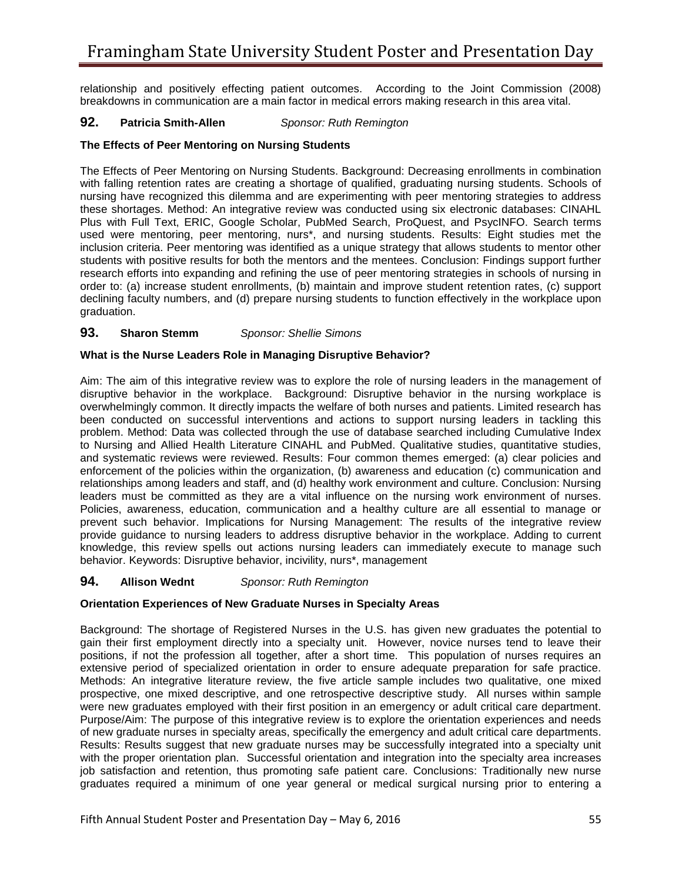relationship and positively effecting patient outcomes. According to the Joint Commission (2008) breakdowns in communication are a main factor in medical errors making research in this area vital.

## 92. **Patricia Smith-Allen** *Sponsor: Ruth Remington*

### The Effects of Peer Mentoring on Nursing Students

The Effects of Peer Mentoring on Nursing Students. Background: Decreasing enrollments in combination with falling retention rates are creating a shortage of qualified, graduating nursing students. Schools of nursing have recognized this dilemma and are experimenting with peer mentoring strategies to address these shortages. Method: An integrative review was conducted using six electronic databases: CINAHL Plus with Full Text, ERIC, Google Scholar, PubMed Search, ProQuest, and PsycINFO. Search terms used were mentoring, peer mentoring, nurs*, and nursing students. Results: Eight studies met the inclusion criteria. Peer mentoring was identified as a unique strategy that allows students to mentor other students with positive results for both the mentors and the mentees. Conclusion: Findings support further research efforts into expanding and refining the use of peer mentoring strategies in schools of nursing in order to: (a) increase student enrollments, (b) maintain and improve student retention rates, (c) support declining faculty numbers, and (d) prepare nursing students to function effectively in the workplace upon graduation.

## 93. **Sharon Stemm** *Sponsor: Shellie Simons*

### What is the Nurse Leaders Role in Managing Disruptive Behavior?

Aim: The aim of this integrative review was to explore the role of nursing leaders in the management of disruptive behavior in the workplace. Background: Disruptive behavior in the nursing workplace is overwhelmingly common. It directly impacts the welfare of both nurses and patients. Limited research has been conducted on successful interventions and actions to support nursing leaders in tackling this problem. Method: Data was collected through the use of database searched including Cumulative Index to Nursing and Allied Health Literature CINAHL and PubMed. Qualitative studies, quantitative studies, and systematic reviews were reviewed. Results: Four common themes emerged: (a) clear policies and enforcement of the policies within the organization, (b) awareness and education (c) communication and relationships among leaders and staff, and (d) healthy work environment and culture. Conclusion: Nursing leaders must be committed as they are a vital influence on the nursing work environment of nurses. Policies, awareness, education, communication and a healthy culture are all essential to manage or prevent such behavior. Implications for Nursing Management: The results of the integrative review provide guidance to nursing leaders to address disruptive behavior in the workplace. Adding to current knowledge, this review spells out actions nursing leaders can immediately execute to manage such behavior. Keywords: Disruptive behavior, incivility, nurs*, management

## 94. **Allison Wednt** *Sponsor: Ruth Remington*

### Orientation Experiences of New Graduate Nurses in Specialty Areas

Background: The shortage of Registered Nurses in the U.S. has given new graduates the potential to gain their first employment directly into a specialty unit. However, novice nurses tend to leave their positions, if not the profession all together, after a short time. This population of nurses requires an extensive period of specialized orientation in order to ensure adequate preparation for safe practice. Methods: An integrative literature review, the five article sample includes two qualitative, one mixed prospective, one mixed descriptive, and one retrospective descriptive study. All nurses within sample were new graduates employed with their first position in an emergency or adult critical care department. Purpose/Aim: The purpose of this integrative review is to explore the orientation experiences and needs of new graduate nurses in specialty areas, specifically the emergency and adult critical care departments. Results: Results suggest that new graduate nurses may be successfully integrated into a specialty unit with the proper orientation plan. Successful orientation and integration into the specialty area increases job satisfaction and retention, thus promoting safe patient care. Conclusions: Traditionally new nurse graduates required a minimum of one year general or medical surgical nursing prior to entering a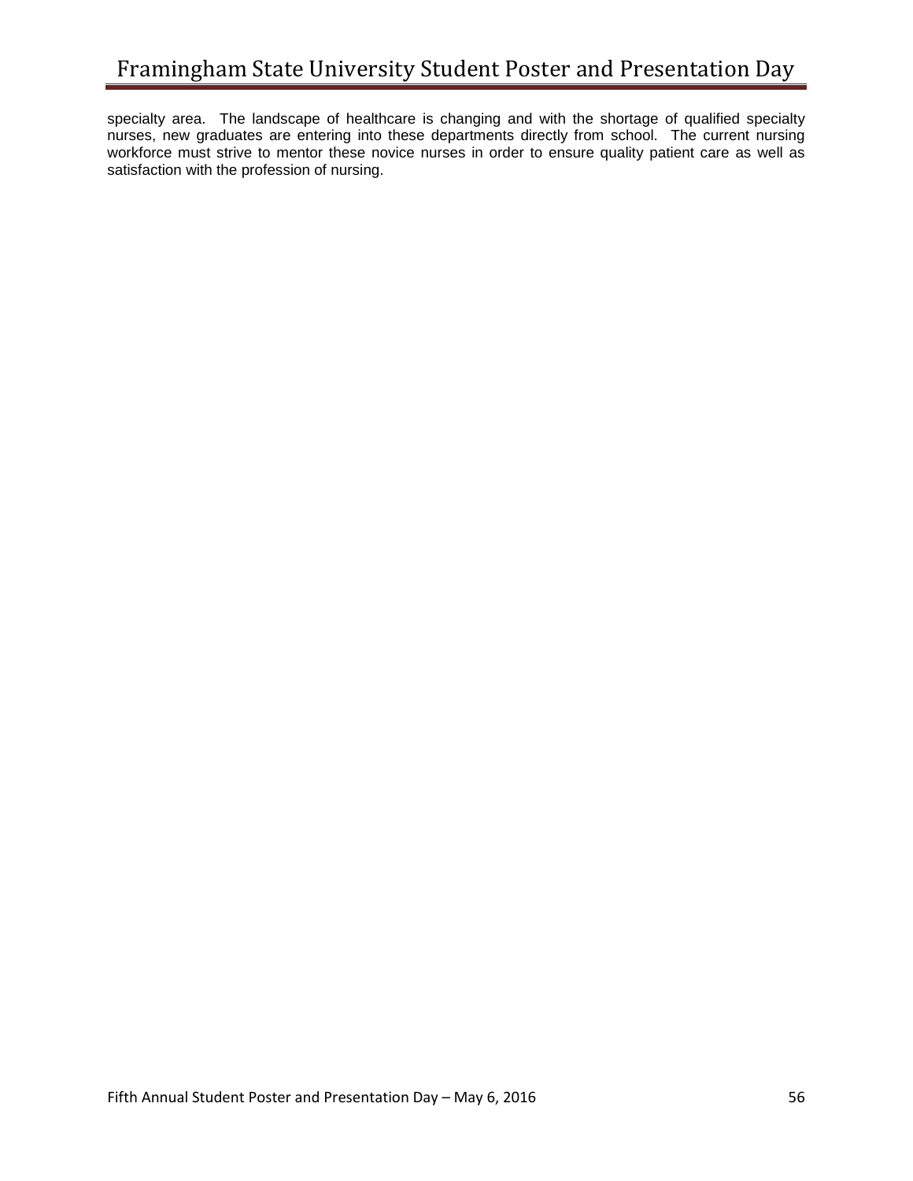specialty area. The landscape of healthcare is changing and with the shortage of qualified specialty nurses, new graduates are entering into these departments directly from school. The current nursing workforce must strive to mentor these novice nurses in order to ensure quality patient care as well as satisfaction with the profession of nursing.